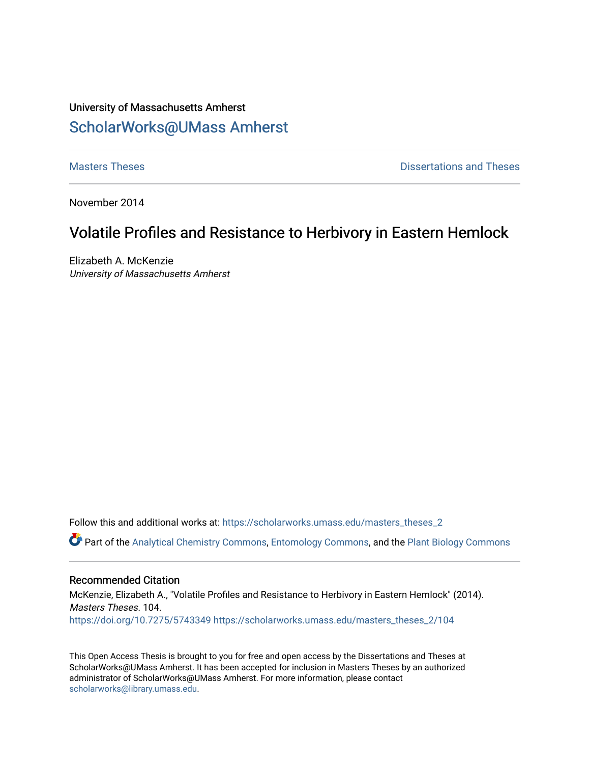University of Massachusetts Amherst

# ScholarWorks@UMass Amherst

Masters Theses | Dissertations and Theses
--- | ---

November 2014

## Volatile Profiles and Resistance to Herbivory in Eastern Hemlock

Elizabeth A. McKenzie
*University of Massachusetts Amherst*

Follow this and additional works at: https://scholarworks.umass.edu/masters_theses_2

Part of the Analytical Chemistry Commons, Entomology Commons, and the Plant Biology Commons

### Recommended Citation

McKenzie, Elizabeth A., "Volatile Profiles and Resistance to Herbivory in Eastern Hemlock" (2014). *Masters Theses*. 104.
https://doi.org/10.7275/5743349 https://scholarworks.umass.edu/masters_theses_2/104

This Open Access Thesis is brought to you for free and open access by the Dissertations and Theses at ScholarWorks@UMass Amherst. It has been accepted for inclusion in Masters Theses by an authorized administrator of ScholarWorks@UMass Amherst. For more information, please contact scholarworks@library.umass.edu.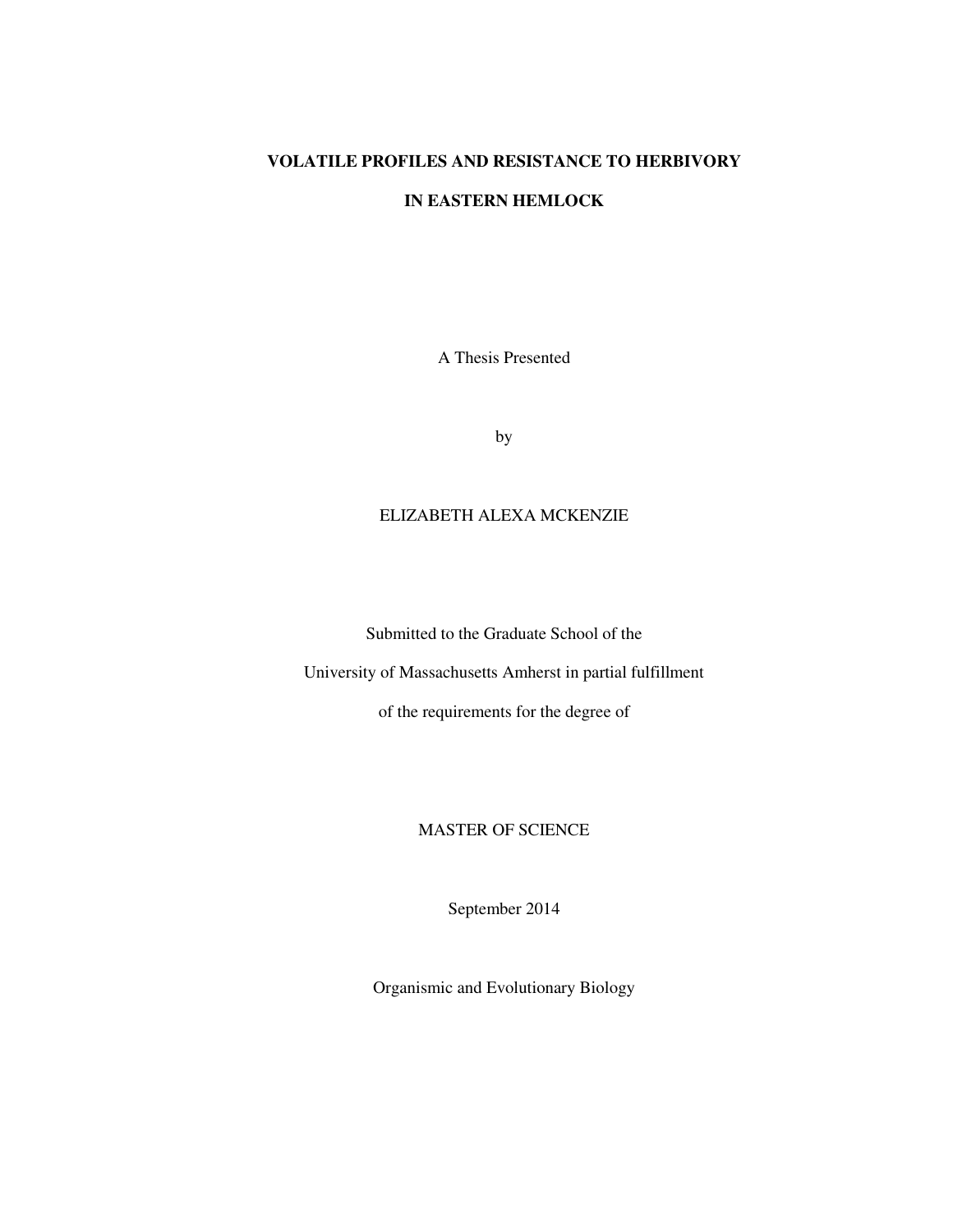# VOLATILE PROFILES AND RESISTANCE TO HERBIVORY IN EASTERN HEMLOCK

A Thesis Presented

by

ELIZABETH ALEXA MCKENZIE

Submitted to the Graduate School of the

University of Massachusetts Amherst in partial fulfillment

of the requirements for the degree of

MASTER OF SCIENCE

September 2014

Organismic and Evolutionary Biology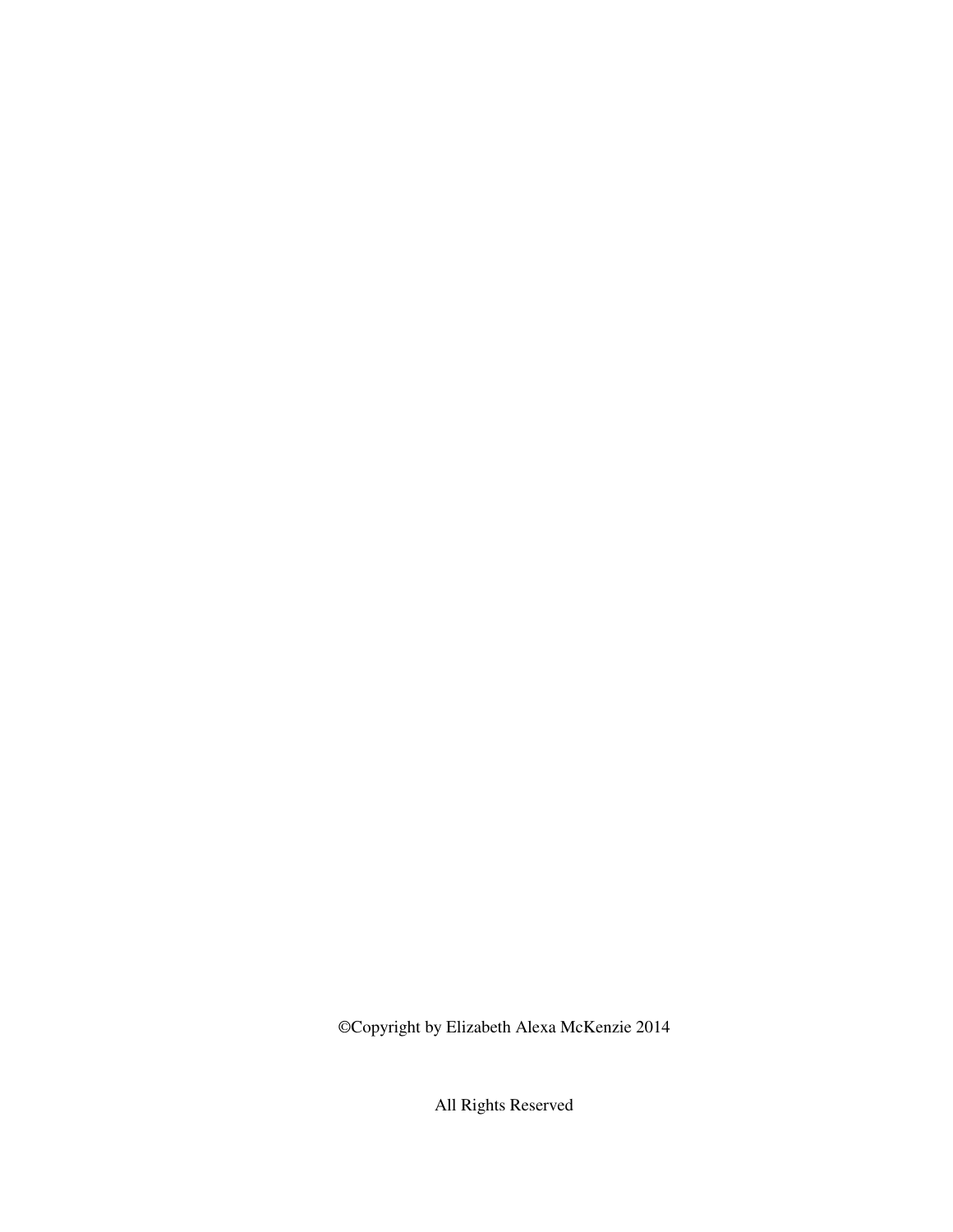©Copyright by Elizabeth Alexa McKenzie 2014

All Rights Reserved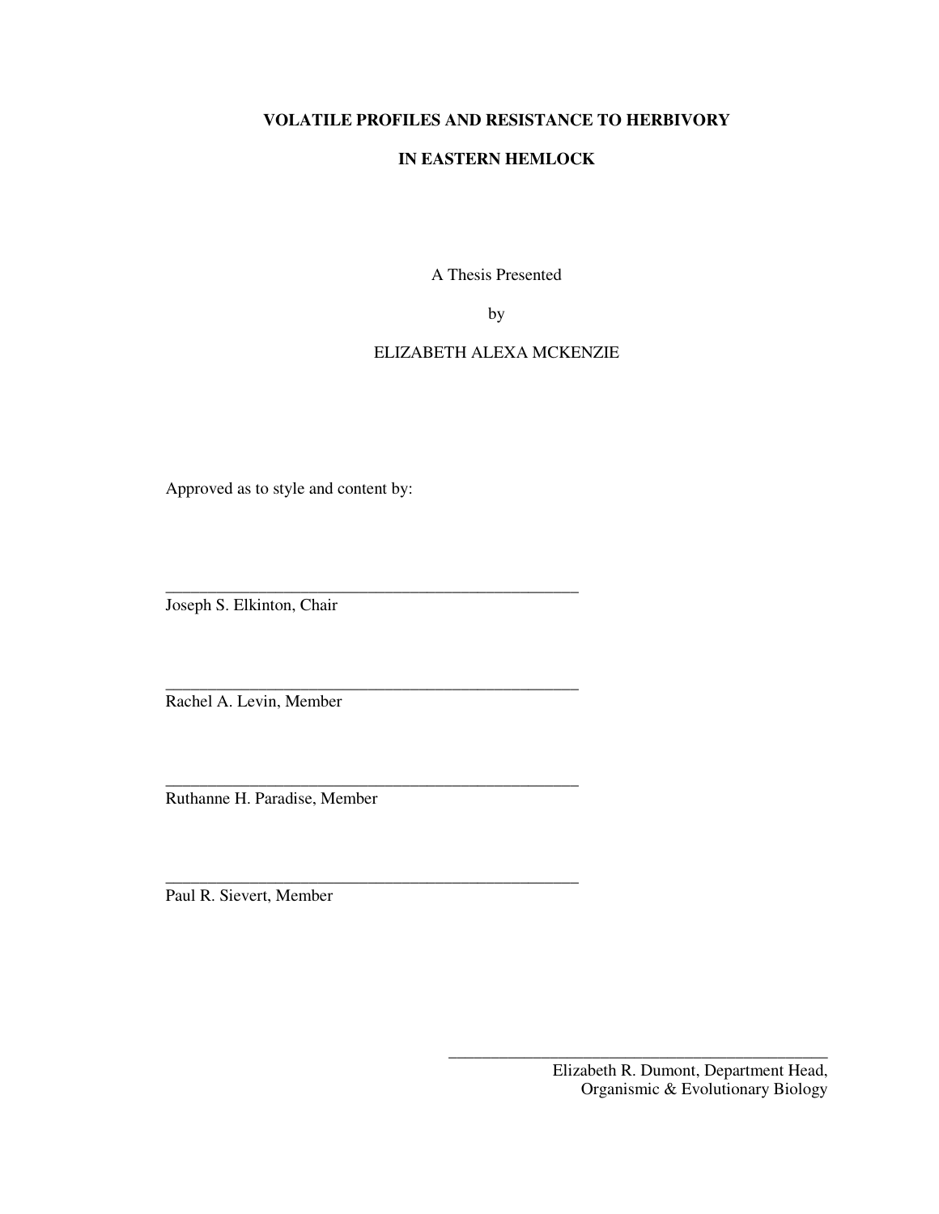**VOLATILE PROFILES AND RESISTANCE TO HERBIVORY**

**IN EASTERN HEMLOCK**

A Thesis Presented

by

ELIZABETH ALEXA MCKENZIE

Approved as to style and content by:

\_\_\_\_\_\_\_\_\_\_\_\_\_\_\_\_\_\_\_\_\_\_\_\_\_\_\_\_\_\_\_\_\_\_\_\_\_\_\_\_\_\_\_\_\_\_\_\_\_\_
Joseph S. Elkinton, Chair

\_\_\_\_\_\_\_\_\_\_\_\_\_\_\_\_\_\_\_\_\_\_\_\_\_\_\_\_\_\_\_\_\_\_\_\_\_\_\_\_\_\_\_\_\_\_\_\_\_\_
Rachel A. Levin, Member

\_\_\_\_\_\_\_\_\_\_\_\_\_\_\_\_\_\_\_\_\_\_\_\_\_\_\_\_\_\_\_\_\_\_\_\_\_\_\_\_\_\_\_\_\_\_\_\_\_\_
Ruthanne H. Paradise, Member

\_\_\_\_\_\_\_\_\_\_\_\_\_\_\_\_\_\_\_\_\_\_\_\_\_\_\_\_\_\_\_\_\_\_\_\_\_\_\_\_\_\_\_\_\_\_\_\_\_\_
Paul R. Sievert, Member

\_\_\_\_\_\_\_\_\_\_\_\_\_\_\_\_\_\_\_\_\_\_\_\_\_\_\_\_\_\_\_\_\_\_\_\_\_\_\_\_\_\_\_\_\_\_\_\_\_\_
Elizabeth R. Dumont, Department Head,
Organismic & Evolutionary Biology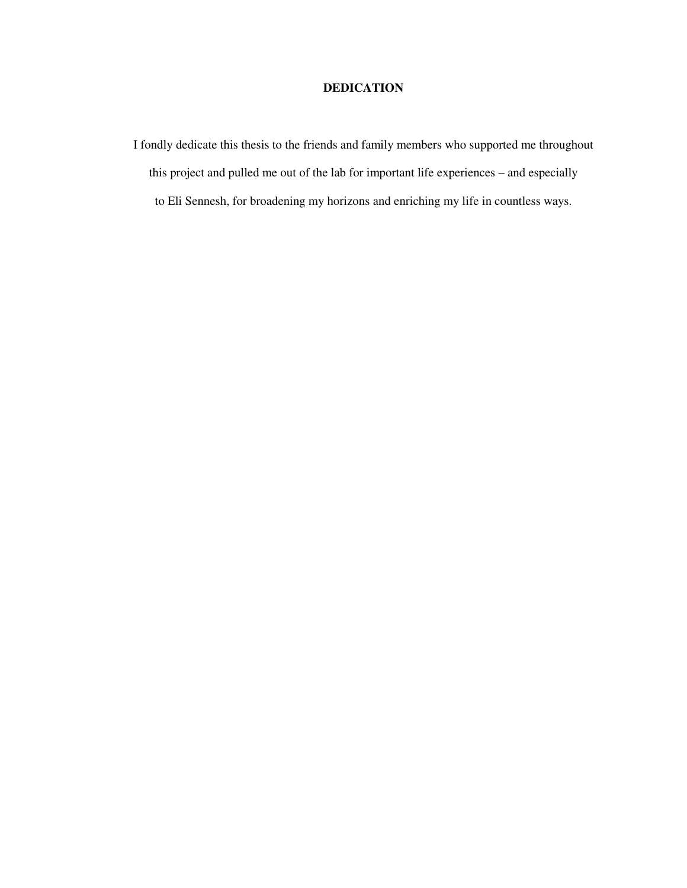# DEDICATION

I fondly dedicate this thesis to the friends and family members who supported me throughout this project and pulled me out of the lab for important life experiences – and especially to Eli Sennesh, for broadening my horizons and enriching my life in countless ways.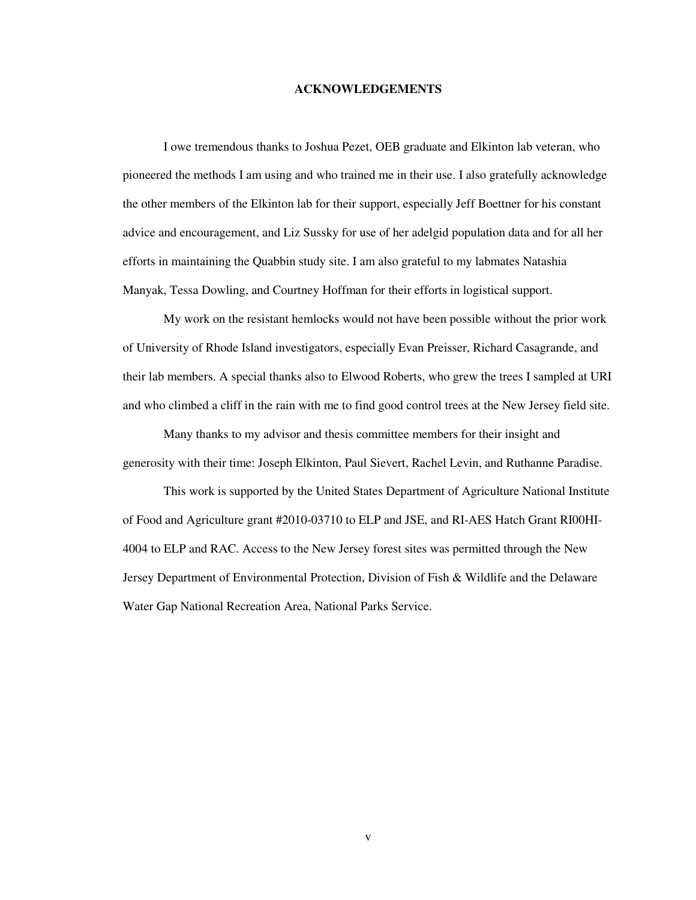# ACKNOWLEDGEMENTS

I owe tremendous thanks to Joshua Pezet, OEB graduate and Elkinton lab veteran, who pioneered the methods I am using and who trained me in their use. I also gratefully acknowledge the other members of the Elkinton lab for their support, especially Jeff Boettner for his constant advice and encouragement, and Liz Sussky for use of her adelgid population data and for all her efforts in maintaining the Quabbin study site. I am also grateful to my labmates Natashia Manyak, Tessa Dowling, and Courtney Hoffman for their efforts in logistical support.

My work on the resistant hemlocks would not have been possible without the prior work of University of Rhode Island investigators, especially Evan Preisser, Richard Casagrande, and their lab members. A special thanks also to Elwood Roberts, who grew the trees I sampled at URI and who climbed a cliff in the rain with me to find good control trees at the New Jersey field site.

Many thanks to my advisor and thesis committee members for their insight and generosity with their time: Joseph Elkinton, Paul Sievert, Rachel Levin, and Ruthanne Paradise.

This work is supported by the United States Department of Agriculture National Institute of Food and Agriculture grant #2010-03710 to ELP and JSE, and RI-AES Hatch Grant RI00HI-4004 to ELP and RAC. Access to the New Jersey forest sites was permitted through the New Jersey Department of Environmental Protection, Division of Fish & Wildlife and the Delaware Water Gap National Recreation Area, National Parks Service.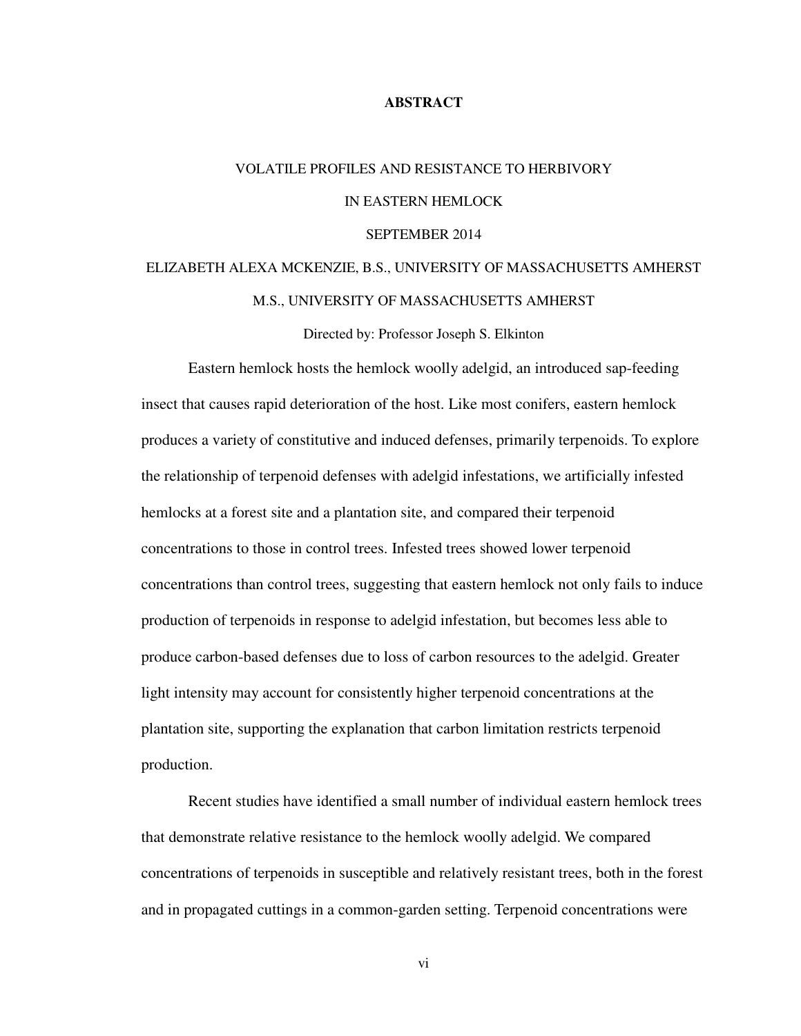# ABSTRACT

VOLATILE PROFILES AND RESISTANCE TO HERBIVORY

IN EASTERN HEMLOCK

SEPTEMBER 2014

ELIZABETH ALEXA MCKENZIE, B.S., UNIVERSITY OF MASSACHUSETTS AMHERST

M.S., UNIVERSITY OF MASSACHUSETTS AMHERST

Directed by: Professor Joseph S. Elkinton

Eastern hemlock hosts the hemlock woolly adelgid, an introduced sap-feeding insect that causes rapid deterioration of the host. Like most conifers, eastern hemlock produces a variety of constitutive and induced defenses, primarily terpenoids. To explore the relationship of terpenoid defenses with adelgid infestations, we artificially infested hemlocks at a forest site and a plantation site, and compared their terpenoid concentrations to those in control trees. Infested trees showed lower terpenoid concentrations than control trees, suggesting that eastern hemlock not only fails to induce production of terpenoids in response to adelgid infestation, but becomes less able to produce carbon-based defenses due to loss of carbon resources to the adelgid. Greater light intensity may account for consistently higher terpenoid concentrations at the plantation site, supporting the explanation that carbon limitation restricts terpenoid production.

Recent studies have identified a small number of individual eastern hemlock trees that demonstrate relative resistance to the hemlock woolly adelgid. We compared concentrations of terpenoids in susceptible and relatively resistant trees, both in the forest and in propagated cuttings in a common-garden setting. Terpenoid concentrations were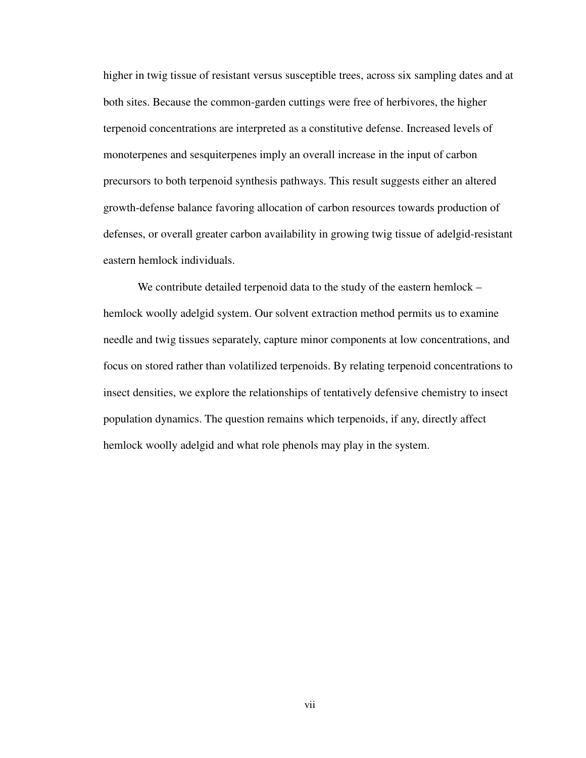higher in twig tissue of resistant versus susceptible trees, across six sampling dates and at both sites. Because the common-garden cuttings were free of herbivores, the higher terpenoid concentrations are interpreted as a constitutive defense. Increased levels of monoterpenes and sesquiterpenes imply an overall increase in the input of carbon precursors to both terpenoid synthesis pathways. This result suggests either an altered growth-defense balance favoring allocation of carbon resources towards production of defenses, or overall greater carbon availability in growing twig tissue of adelgid-resistant eastern hemlock individuals.

We contribute detailed terpenoid data to the study of the eastern hemlock – hemlock woolly adelgid system. Our solvent extraction method permits us to examine needle and twig tissues separately, capture minor components at low concentrations, and focus on stored rather than volatilized terpenoids. By relating terpenoid concentrations to insect densities, we explore the relationships of tentatively defensive chemistry to insect population dynamics. The question remains which terpenoids, if any, directly affect hemlock woolly adelgid and what role phenols may play in the system.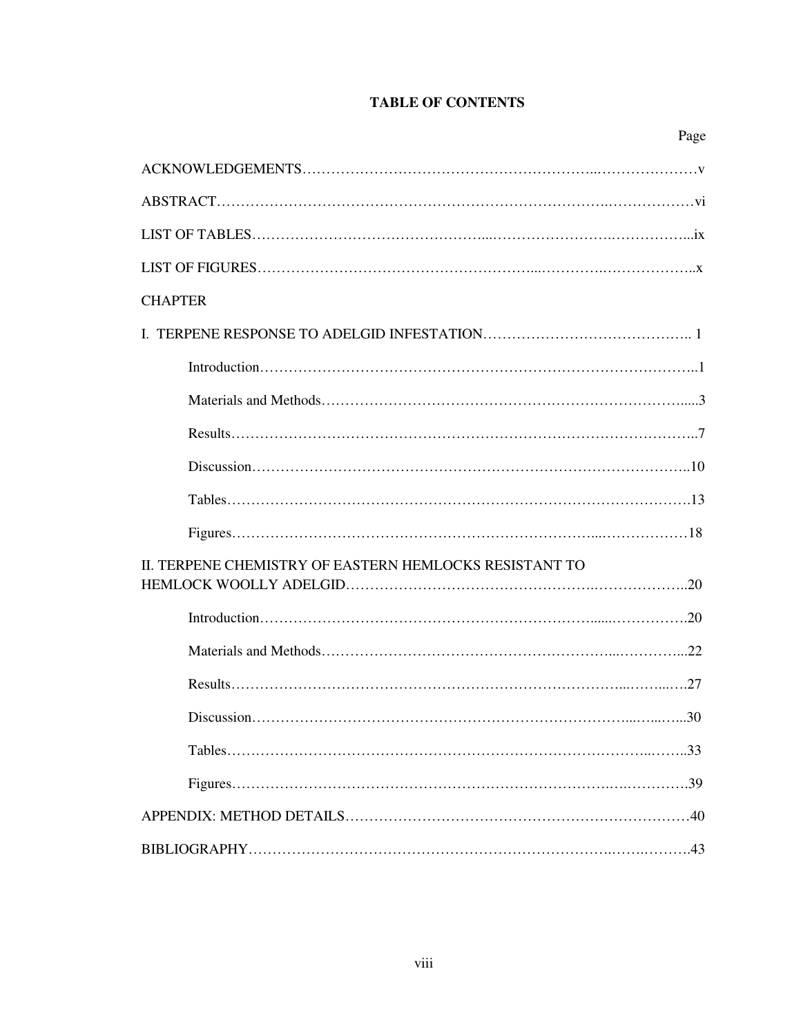# TABLE OF CONTENTS

| | Page |
|---|---|
| ACKNOWLEDGEMENTS | v |
| ABSTRACT | vi |
| LIST OF TABLES | ix |
| LIST OF FIGURES | x |
| CHAPTER | |
| I. TERPENE RESPONSE TO ADELGID INFESTATION | 1 |
| Introduction | 1 |
| Materials and Methods | 3 |
| Results | 7 |
| Discussion | 10 |
| Tables | 13 |
| Figures | 18 |
| II. TERPENE CHEMISTRY OF EASTERN HEMLOCKS RESISTANT TO HEMLOCK WOOLLY ADELGID | 20 |
| Introduction | 20 |
| Materials and Methods | 22 |
| Results | 27 |
| Discussion | 30 |
| Tables | 33 |
| Figures | 39 |
| APPENDIX: METHOD DETAILS | 40 |
| BIBLIOGRAPHY | 43 |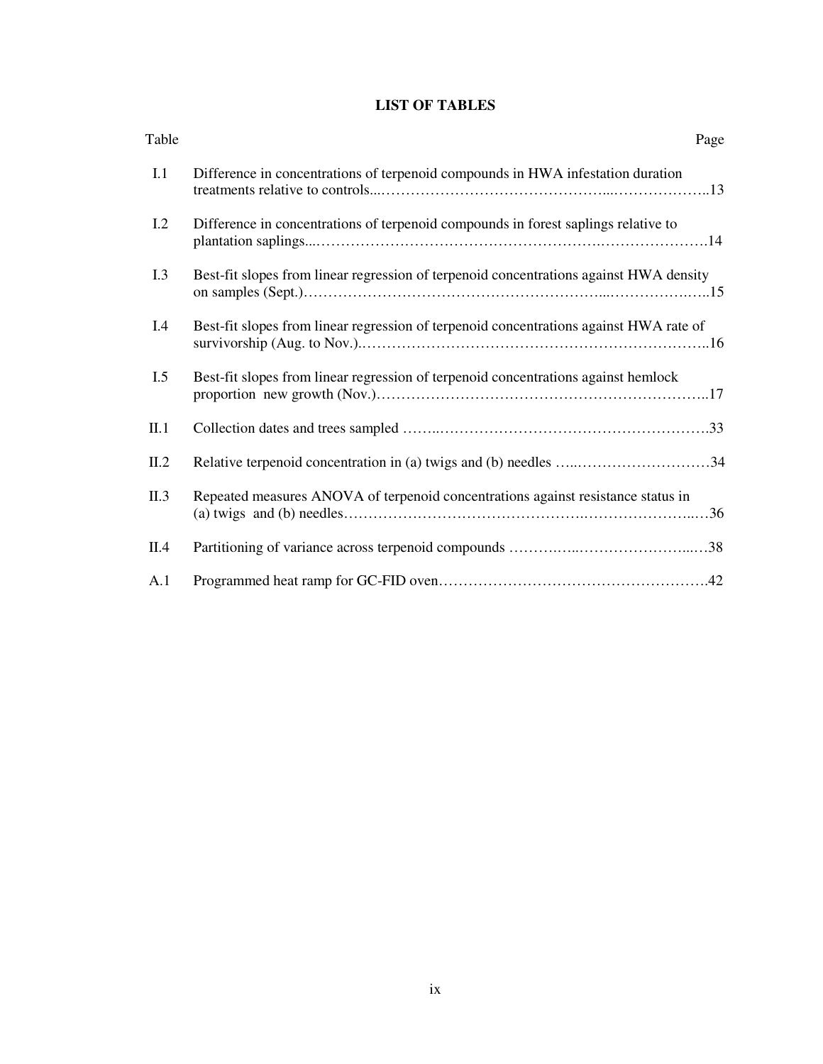## LIST OF TABLES

| Table | | Page |
|---|---|---|
| I.1 | Difference in concentrations of terpenoid compounds in HWA infestation duration treatments relative to controls | 13 |
| I.2 | Difference in concentrations of terpenoid compounds in forest saplings relative to plantation saplings | 14 |
| I.3 | Best-fit slopes from linear regression of terpenoid concentrations against HWA density on samples (Sept.) | 15 |
| I.4 | Best-fit slopes from linear regression of terpenoid concentrations against HWA rate of survivorship (Aug. to Nov.) | 16 |
| I.5 | Best-fit slopes from linear regression of terpenoid concentrations against hemlock proportion new growth (Nov.) | 17 |
| II.1 | Collection dates and trees sampled | 33 |
| II.2 | Relative terpenoid concentration in (a) twigs and (b) needles | 34 |
| II.3 | Repeated measures ANOVA of terpenoid concentrations against resistance status in (a) twigs and (b) needles | 36 |
| II.4 | Partitioning of variance across terpenoid compounds | 38 |
| A.1 | Programmed heat ramp for GC-FID oven | 42 |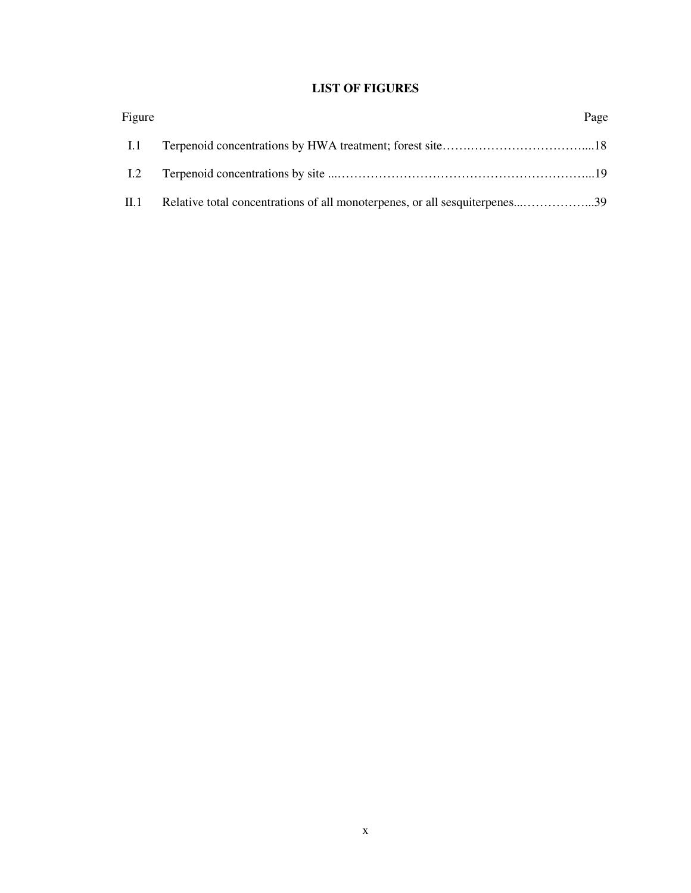## LIST OF FIGURES

| Figure | | Page |
| --- | --- | --- |
| I.1 | Terpenoid concentrations by HWA treatment; forest site | 18 |
| I.2 | Terpenoid concentrations by site | 19 |
| II.1 | Relative total concentrations of all monoterpenes, or all sesquiterpenes | 39 |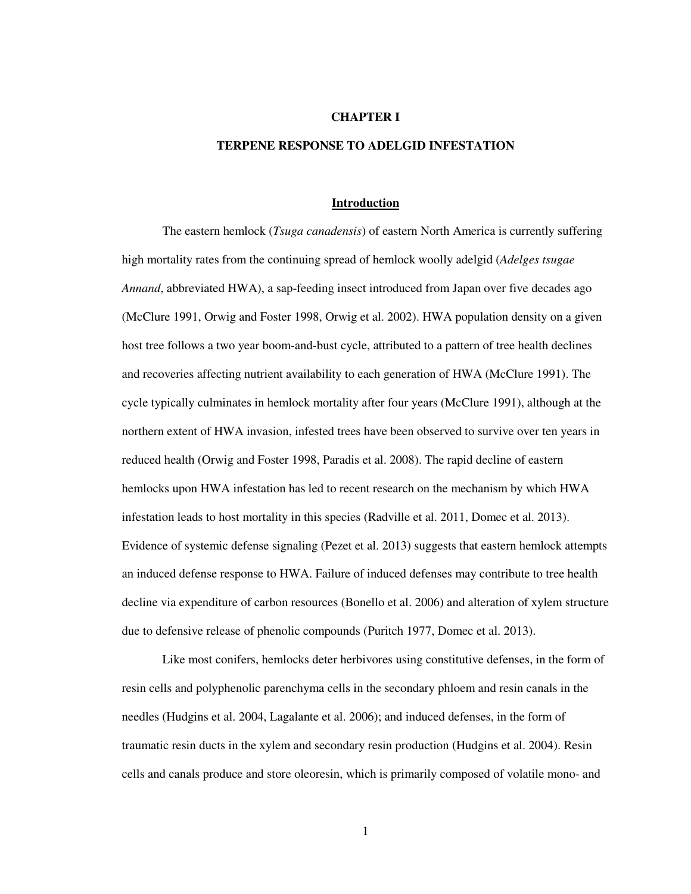# CHAPTER I

## TERPENE RESPONSE TO ADELGID INFESTATION

### Introduction

The eastern hemlock (*Tsuga canadensis*) of eastern North America is currently suffering high mortality rates from the continuing spread of hemlock woolly adelgid (*Adelges tsugae Annand*, abbreviated HWA), a sap-feeding insect introduced from Japan over five decades ago (McClure 1991, Orwig and Foster 1998, Orwig et al. 2002). HWA population density on a given host tree follows a two year boom-and-bust cycle, attributed to a pattern of tree health declines and recoveries affecting nutrient availability to each generation of HWA (McClure 1991). The cycle typically culminates in hemlock mortality after four years (McClure 1991), although at the northern extent of HWA invasion, infested trees have been observed to survive over ten years in reduced health (Orwig and Foster 1998, Paradis et al. 2008). The rapid decline of eastern hemlocks upon HWA infestation has led to recent research on the mechanism by which HWA infestation leads to host mortality in this species (Radville et al. 2011, Domec et al. 2013). Evidence of systemic defense signaling (Pezet et al. 2013) suggests that eastern hemlock attempts an induced defense response to HWA. Failure of induced defenses may contribute to tree health decline via expenditure of carbon resources (Bonello et al. 2006) and alteration of xylem structure due to defensive release of phenolic compounds (Puritch 1977, Domec et al. 2013).

Like most conifers, hemlocks deter herbivores using constitutive defenses, in the form of resin cells and polyphenolic parenchyma cells in the secondary phloem and resin canals in the needles (Hudgins et al. 2004, Lagalante et al. 2006); and induced defenses, in the form of traumatic resin ducts in the xylem and secondary resin production (Hudgins et al. 2004). Resin cells and canals produce and store oleoresin, which is primarily composed of volatile mono- and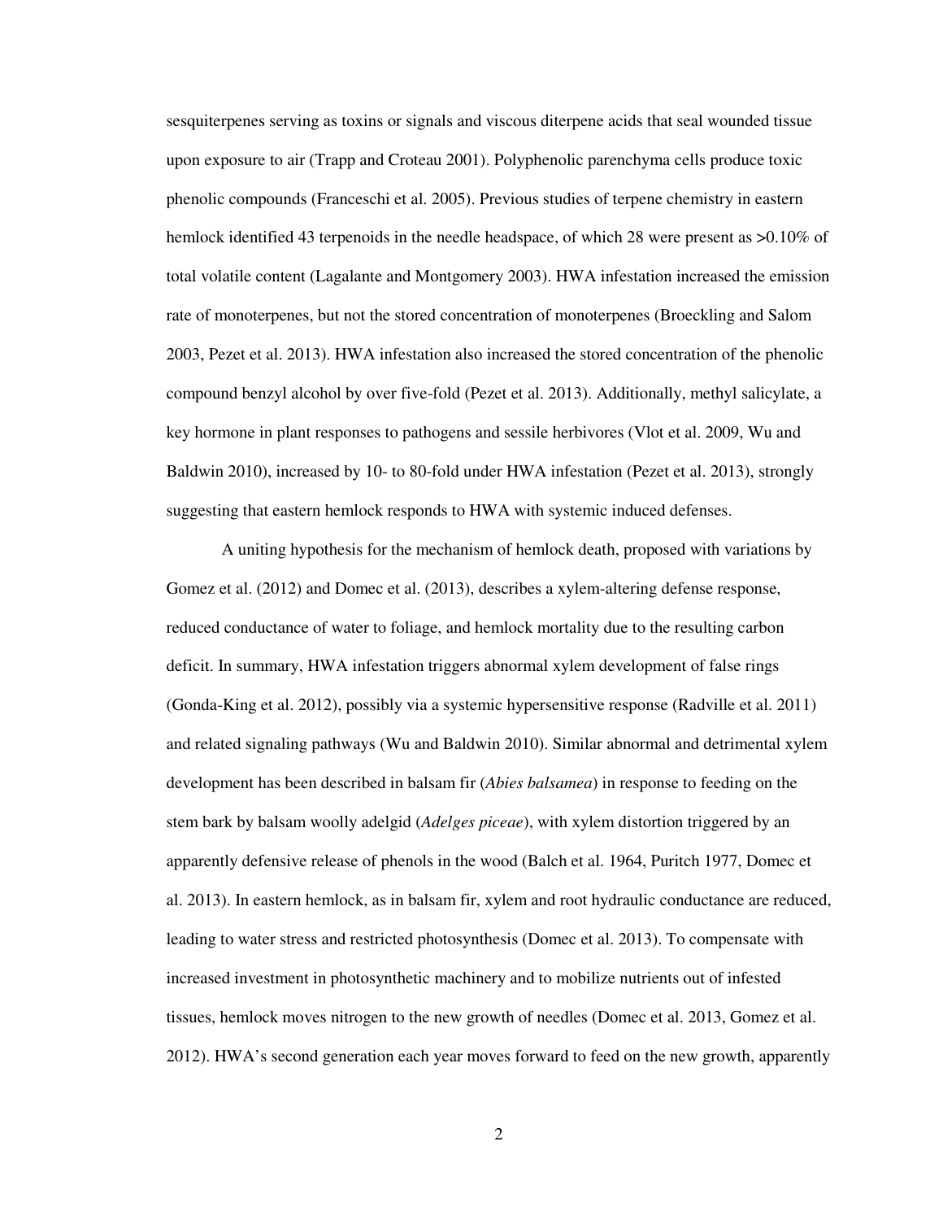sesquiterpenes serving as toxins or signals and viscous diterpene acids that seal wounded tissue upon exposure to air (Trapp and Croteau 2001). Polyphenolic parenchyma cells produce toxic phenolic compounds (Franceschi et al. 2005). Previous studies of terpene chemistry in eastern hemlock identified 43 terpenoids in the needle headspace, of which 28 were present as >0.10% of total volatile content (Lagalante and Montgomery 2003). HWA infestation increased the emission rate of monoterpenes, but not the stored concentration of monoterpenes (Broeckling and Salom 2003, Pezet et al. 2013). HWA infestation also increased the stored concentration of the phenolic compound benzyl alcohol by over five-fold (Pezet et al. 2013). Additionally, methyl salicylate, a key hormone in plant responses to pathogens and sessile herbivores (Vlot et al. 2009, Wu and Baldwin 2010), increased by 10- to 80-fold under HWA infestation (Pezet et al. 2013), strongly suggesting that eastern hemlock responds to HWA with systemic induced defenses.

A uniting hypothesis for the mechanism of hemlock death, proposed with variations by Gomez et al. (2012) and Domec et al. (2013), describes a xylem-altering defense response, reduced conductance of water to foliage, and hemlock mortality due to the resulting carbon deficit. In summary, HWA infestation triggers abnormal xylem development of false rings (Gonda-King et al. 2012), possibly via a systemic hypersensitive response (Radville et al. 2011) and related signaling pathways (Wu and Baldwin 2010). Similar abnormal and detrimental xylem development has been described in balsam fir (*Abies balsamea*) in response to feeding on the stem bark by balsam woolly adelgid (*Adelges piceae*), with xylem distortion triggered by an apparently defensive release of phenols in the wood (Balch et al. 1964, Puritch 1977, Domec et al. 2013). In eastern hemlock, as in balsam fir, xylem and root hydraulic conductance are reduced, leading to water stress and restricted photosynthesis (Domec et al. 2013). To compensate with increased investment in photosynthetic machinery and to mobilize nutrients out of infested tissues, hemlock moves nitrogen to the new growth of needles (Domec et al. 2013, Gomez et al. 2012). HWA's second generation each year moves forward to feed on the new growth, apparently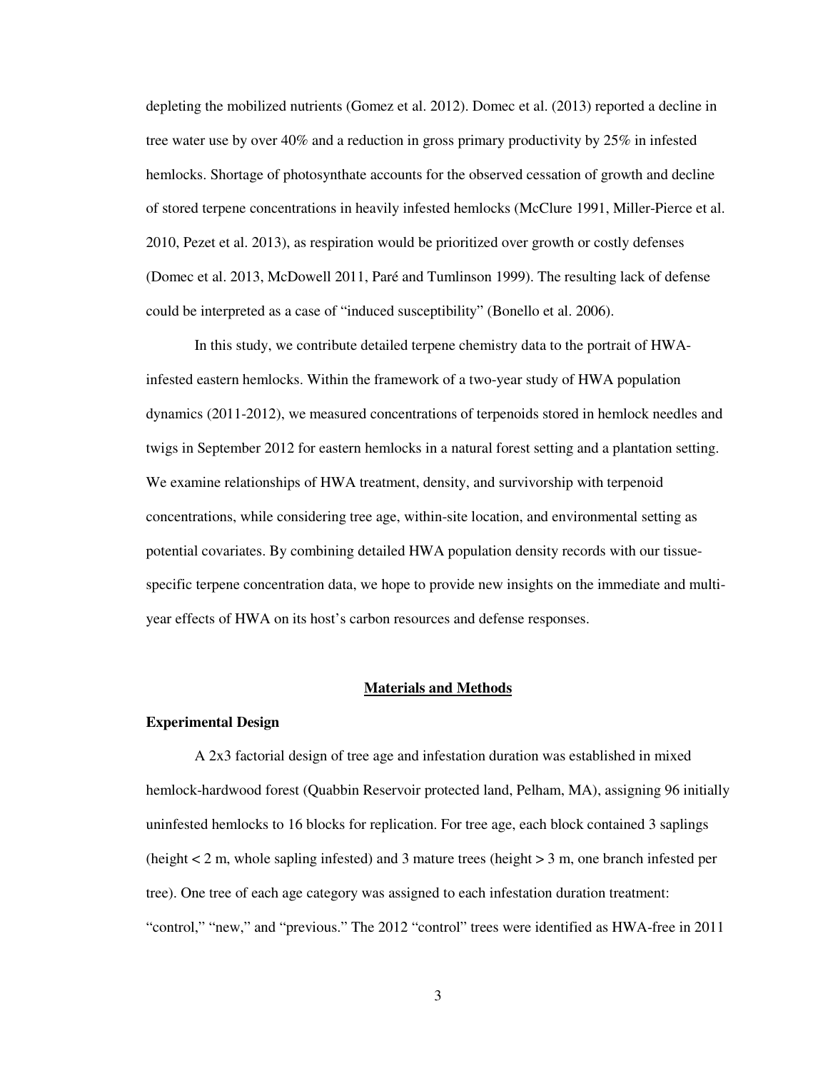depleting the mobilized nutrients (Gomez et al. 2012). Domec et al. (2013) reported a decline in tree water use by over 40% and a reduction in gross primary productivity by 25% in infested hemlocks. Shortage of photosynthate accounts for the observed cessation of growth and decline of stored terpene concentrations in heavily infested hemlocks (McClure 1991, Miller-Pierce et al. 2010, Pezet et al. 2013), as respiration would be prioritized over growth or costly defenses (Domec et al. 2013, McDowell 2011, Paré and Tumlinson 1999). The resulting lack of defense could be interpreted as a case of "induced susceptibility" (Bonello et al. 2006).

In this study, we contribute detailed terpene chemistry data to the portrait of HWA-infested eastern hemlocks. Within the framework of a two-year study of HWA population dynamics (2011-2012), we measured concentrations of terpenoids stored in hemlock needles and twigs in September 2012 for eastern hemlocks in a natural forest setting and a plantation setting. We examine relationships of HWA treatment, density, and survivorship with terpenoid concentrations, while considering tree age, within-site location, and environmental setting as potential covariates. By combining detailed HWA population density records with our tissue-specific terpene concentration data, we hope to provide new insights on the immediate and multi-year effects of HWA on its host's carbon resources and defense responses.

## Materials and Methods

### Experimental Design

A 2x3 factorial design of tree age and infestation duration was established in mixed hemlock-hardwood forest (Quabbin Reservoir protected land, Pelham, MA), assigning 96 initially uninfested hemlocks to 16 blocks for replication. For tree age, each block contained 3 saplings (height < 2 m, whole sapling infested) and 3 mature trees (height > 3 m, one branch infested per tree). One tree of each age category was assigned to each infestation duration treatment: "control," "new," and "previous." The 2012 "control" trees were identified as HWA-free in 2011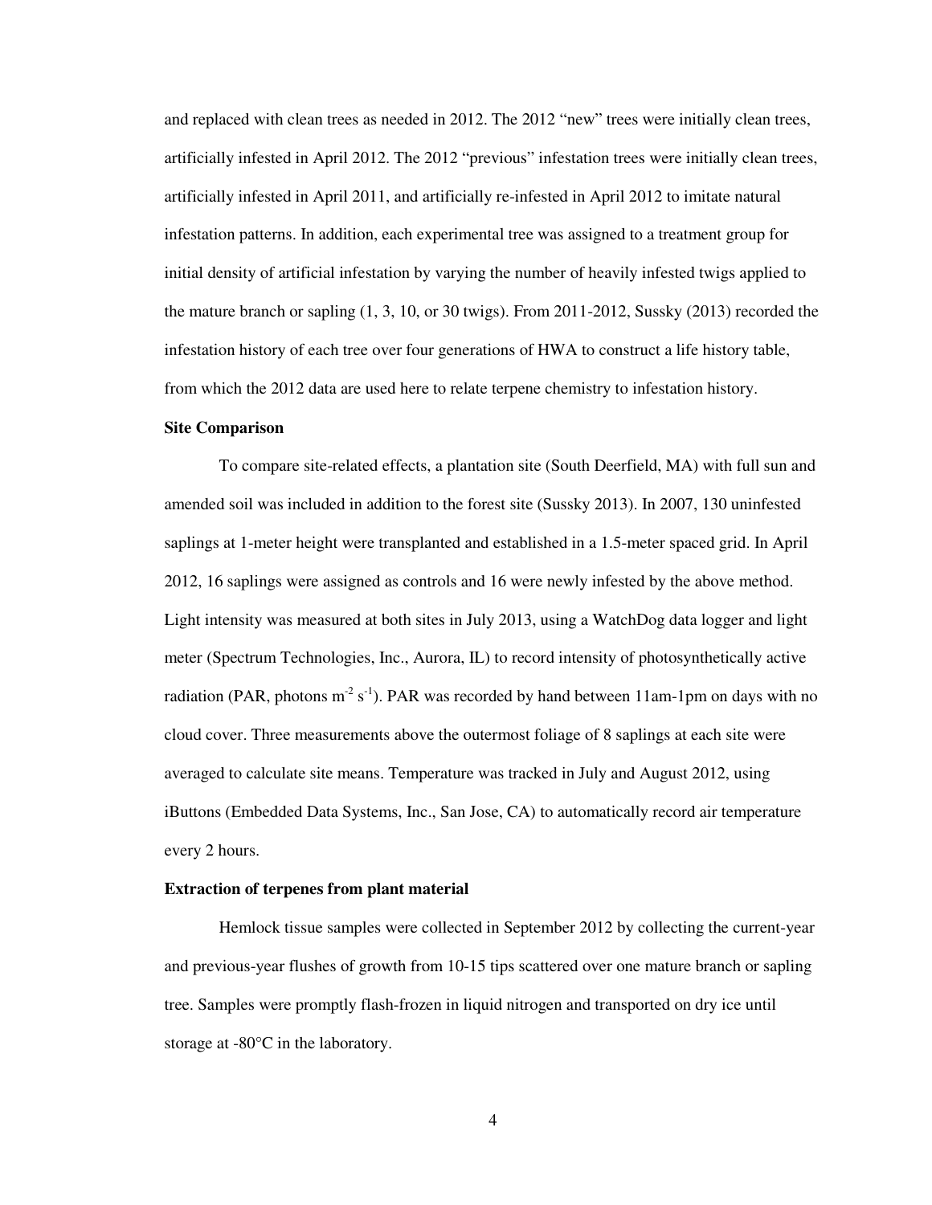and replaced with clean trees as needed in 2012. The 2012 "new" trees were initially clean trees, artificially infested in April 2012. The 2012 "previous" infestation trees were initially clean trees, artificially infested in April 2011, and artificially re-infested in April 2012 to imitate natural infestation patterns. In addition, each experimental tree was assigned to a treatment group for initial density of artificial infestation by varying the number of heavily infested twigs applied to the mature branch or sapling (1, 3, 10, or 30 twigs). From 2011-2012, Sussky (2013) recorded the infestation history of each tree over four generations of HWA to construct a life history table, from which the 2012 data are used here to relate terpene chemistry to infestation history.

**Site Comparison**

To compare site-related effects, a plantation site (South Deerfield, MA) with full sun and amended soil was included in addition to the forest site (Sussky 2013). In 2007, 130 uninfested saplings at 1-meter height were transplanted and established in a 1.5-meter spaced grid. In April 2012, 16 saplings were assigned as controls and 16 were newly infested by the above method. Light intensity was measured at both sites in July 2013, using a WatchDog data logger and light meter (Spectrum Technologies, Inc., Aurora, IL) to record intensity of photosynthetically active radiation (PAR, photons $m^{-2}$ $s^{-1}$). PAR was recorded by hand between 11am-1pm on days with no cloud cover. Three measurements above the outermost foliage of 8 saplings at each site were averaged to calculate site means. Temperature was tracked in July and August 2012, using iButtons (Embedded Data Systems, Inc., San Jose, CA) to automatically record air temperature every 2 hours.

**Extraction of terpenes from plant material**

Hemlock tissue samples were collected in September 2012 by collecting the current-year and previous-year flushes of growth from 10-15 tips scattered over one mature branch or sapling tree. Samples were promptly flash-frozen in liquid nitrogen and transported on dry ice until storage at -80°C in the laboratory.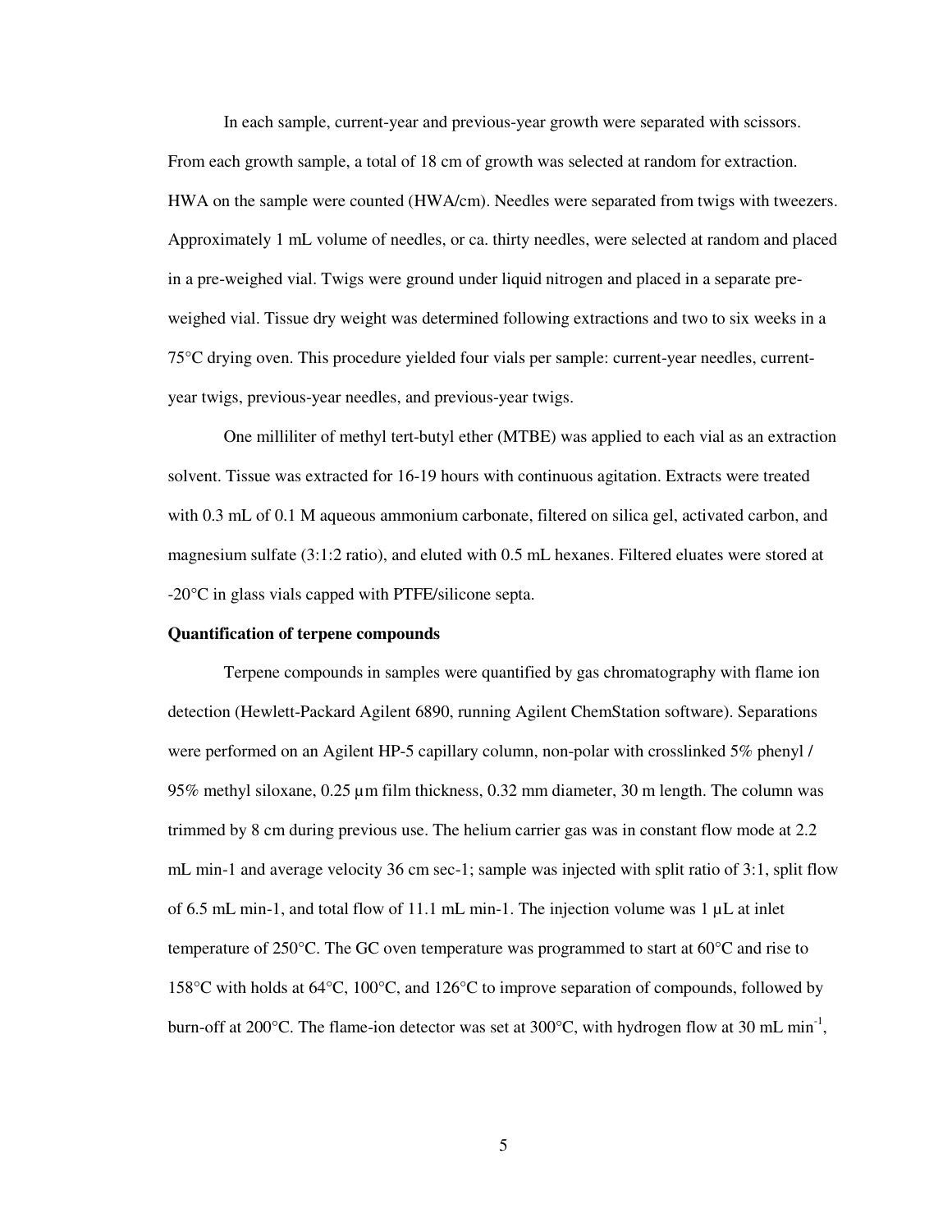In each sample, current-year and previous-year growth were separated with scissors. From each growth sample, a total of 18 cm of growth was selected at random for extraction. HWA on the sample were counted (HWA/cm). Needles were separated from twigs with tweezers. Approximately 1 mL volume of needles, or ca. thirty needles, were selected at random and placed in a pre-weighed vial. Twigs were ground under liquid nitrogen and placed in a separate pre-weighed vial. Tissue dry weight was determined following extractions and two to six weeks in a 75°C drying oven. This procedure yielded four vials per sample: current-year needles, current-year twigs, previous-year needles, and previous-year twigs.

One milliliter of methyl tert-butyl ether (MTBE) was applied to each vial as an extraction solvent. Tissue was extracted for 16-19 hours with continuous agitation. Extracts were treated with 0.3 mL of 0.1 M aqueous ammonium carbonate, filtered on silica gel, activated carbon, and magnesium sulfate (3:1:2 ratio), and eluted with 0.5 mL hexanes. Filtered eluates were stored at -20°C in glass vials capped with PTFE/silicone septa.

**Quantification of terpene compounds**

Terpene compounds in samples were quantified by gas chromatography with flame ion detection (Hewlett-Packard Agilent 6890, running Agilent ChemStation software). Separations were performed on an Agilent HP-5 capillary column, non-polar with crosslinked 5% phenyl / 95% methyl siloxane, 0.25 µm film thickness, 0.32 mm diameter, 30 m length. The column was trimmed by 8 cm during previous use. The helium carrier gas was in constant flow mode at 2.2 mL min-1 and average velocity 36 cm sec-1; sample was injected with split ratio of 3:1, split flow of 6.5 mL min-1, and total flow of 11.1 mL min-1. The injection volume was 1 µL at inlet temperature of 250°C. The GC oven temperature was programmed to start at 60°C and rise to 158°C with holds at 64°C, 100°C, and 126°C to improve separation of compounds, followed by burn-off at 200°C. The flame-ion detector was set at 300°C, with hydrogen flow at 30 mL $min^{-1}$,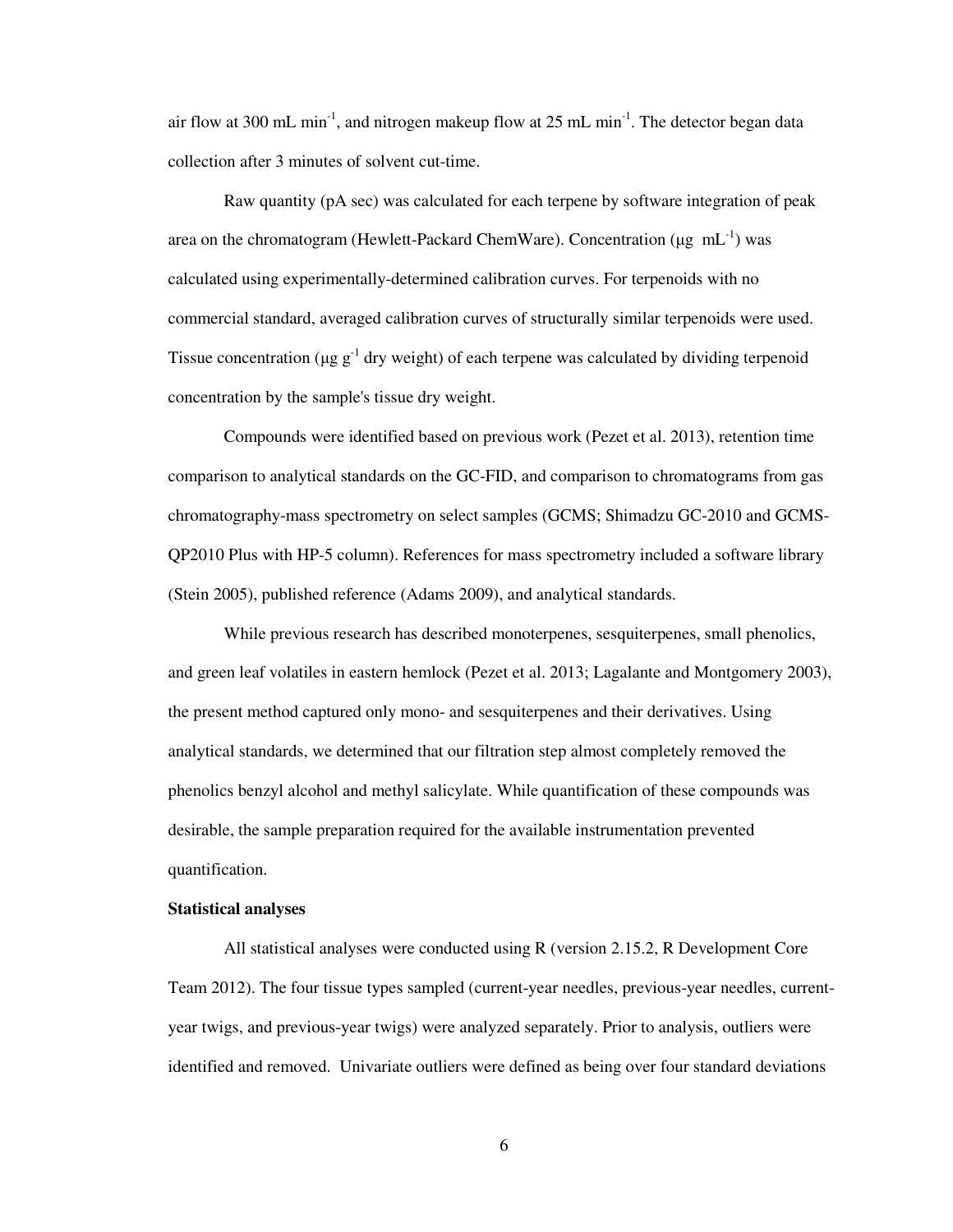air flow at 300 mL min$^{-1}$, and nitrogen makeup flow at 25 mL min$^{-1}$. The detector began data collection after 3 minutes of solvent cut-time.

Raw quantity (pA sec) was calculated for each terpene by software integration of peak area on the chromatogram (Hewlett-Packard ChemWare). Concentration (µg mL$^{-1}$) was calculated using experimentally-determined calibration curves. For terpenoids with no commercial standard, averaged calibration curves of structurally similar terpenoids were used. Tissue concentration (µg g$^{-1}$ dry weight) of each terpene was calculated by dividing terpenoid concentration by the sample's tissue dry weight.

Compounds were identified based on previous work (Pezet et al. 2013), retention time comparison to analytical standards on the GC-FID, and comparison to chromatograms from gas chromatography-mass spectrometry on select samples (GCMS; Shimadzu GC-2010 and GCMS-QP2010 Plus with HP-5 column). References for mass spectrometry included a software library (Stein 2005), published reference (Adams 2009), and analytical standards.

While previous research has described monoterpenes, sesquiterpenes, small phenolics, and green leaf volatiles in eastern hemlock (Pezet et al. 2013; Lagalante and Montgomery 2003), the present method captured only mono- and sesquiterpenes and their derivatives. Using analytical standards, we determined that our filtration step almost completely removed the phenolics benzyl alcohol and methyl salicylate. While quantification of these compounds was desirable, the sample preparation required for the available instrumentation prevented quantification.

**Statistical analyses**

All statistical analyses were conducted using R (version 2.15.2, R Development Core Team 2012). The four tissue types sampled (current-year needles, previous-year needles, current-year twigs, and previous-year twigs) were analyzed separately. Prior to analysis, outliers were identified and removed. Univariate outliers were defined as being over four standard deviations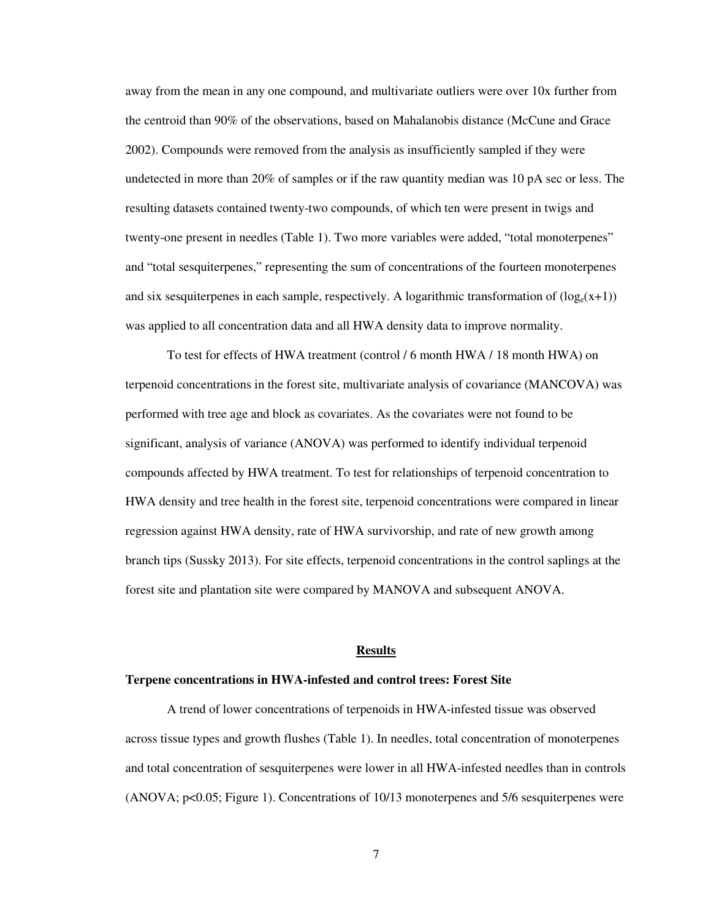away from the mean in any one compound, and multivariate outliers were over 10x further from the centroid than 90% of the observations, based on Mahalanobis distance (McCune and Grace 2002). Compounds were removed from the analysis as insufficiently sampled if they were undetected in more than 20% of samples or if the raw quantity median was 10 pA sec or less. The resulting datasets contained twenty-two compounds, of which ten were present in twigs and twenty-one present in needles (Table 1). Two more variables were added, "total monoterpenes" and "total sesquiterpenes," representing the sum of concentrations of the fourteen monoterpenes and six sesquiterpenes in each sample, respectively. A logarithmic transformation of ($\log_e(x+1)$) was applied to all concentration data and all HWA density data to improve normality.

To test for effects of HWA treatment (control / 6 month HWA / 18 month HWA) on terpenoid concentrations in the forest site, multivariate analysis of covariance (MANCOVA) was performed with tree age and block as covariates. As the covariates were not found to be significant, analysis of variance (ANOVA) was performed to identify individual terpenoid compounds affected by HWA treatment. To test for relationships of terpenoid concentration to HWA density and tree health in the forest site, terpenoid concentrations were compared in linear regression against HWA density, rate of HWA survivorship, and rate of new growth among branch tips (Sussky 2013). For site effects, terpenoid concentrations in the control saplings at the forest site and plantation site were compared by MANOVA and subsequent ANOVA.

## Results

### Terpene concentrations in HWA-infested and control trees: Forest Site

A trend of lower concentrations of terpenoids in HWA-infested tissue was observed across tissue types and growth flushes (Table 1). In needles, total concentration of monoterpenes and total concentration of sesquiterpenes were lower in all HWA-infested needles than in controls (ANOVA; $p<0.05$; Figure 1). Concentrations of 10/13 monoterpenes and 5/6 sesquiterpenes were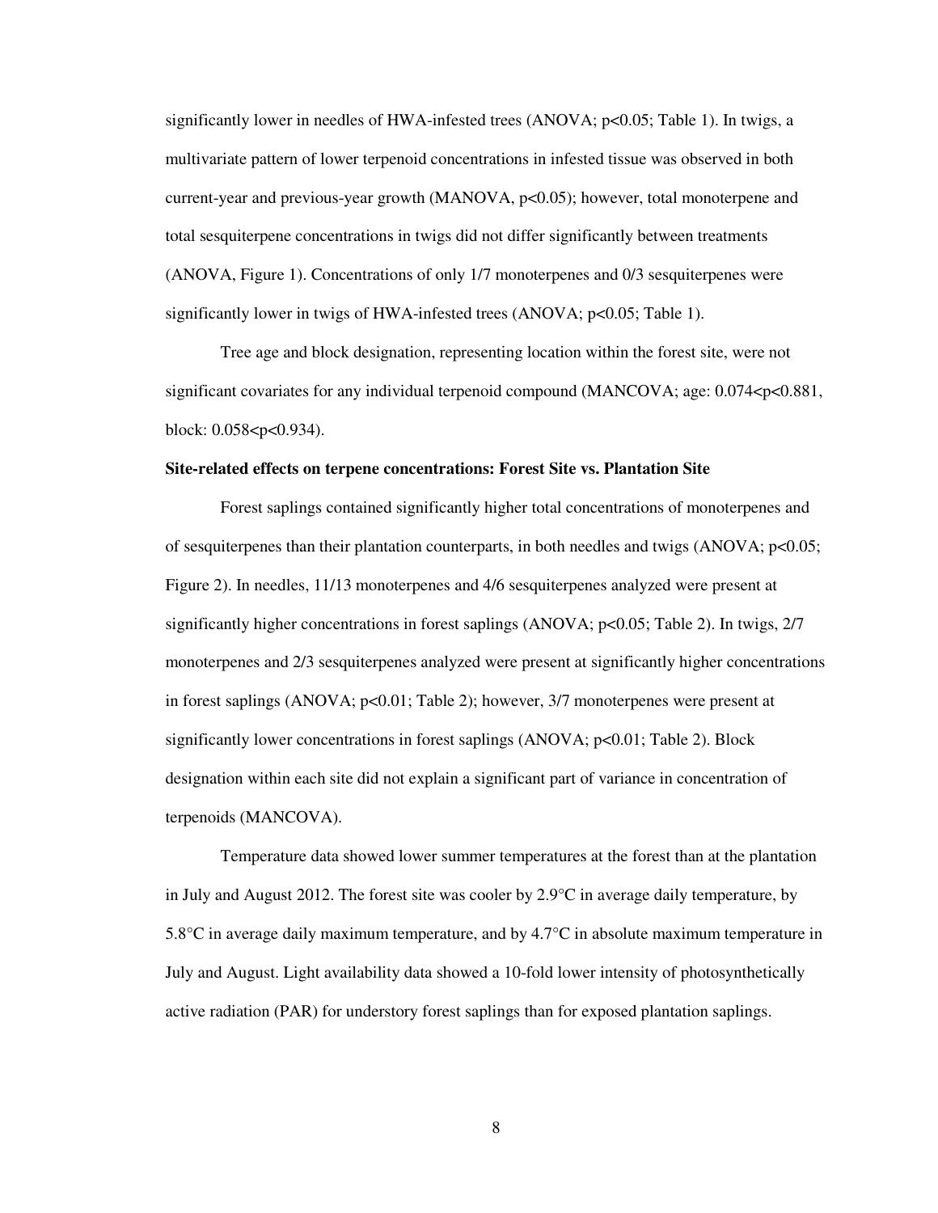significantly lower in needles of HWA-infested trees (ANOVA; $p<0.05$; Table 1). In twigs, a multivariate pattern of lower terpenoid concentrations in infested tissue was observed in both current-year and previous-year growth (MANOVA, $p<0.05$); however, total monoterpene and total sesquiterpene concentrations in twigs did not differ significantly between treatments (ANOVA, Figure 1). Concentrations of only 1/7 monoterpenes and 0/3 sesquiterpenes were significantly lower in twigs of HWA-infested trees (ANOVA; $p<0.05$; Table 1).

Tree age and block designation, representing location within the forest site, were not significant covariates for any individual terpenoid compound (MANCOVA; age: $0.074<p<0.881$, block: $0.058<p<0.934$).

**Site-related effects on terpene concentrations: Forest Site vs. Plantation Site**

Forest saplings contained significantly higher total concentrations of monoterpenes and of sesquiterpenes than their plantation counterparts, in both needles and twigs (ANOVA; $p<0.05$; Figure 2). In needles, 11/13 monoterpenes and 4/6 sesquiterpenes analyzed were present at significantly higher concentrations in forest saplings (ANOVA; $p<0.05$; Table 2). In twigs, 2/7 monoterpenes and 2/3 sesquiterpenes analyzed were present at significantly higher concentrations in forest saplings (ANOVA; $p<0.01$; Table 2); however, 3/7 monoterpenes were present at significantly lower concentrations in forest saplings (ANOVA; $p<0.01$; Table 2). Block designation within each site did not explain a significant part of variance in concentration of terpenoids (MANCOVA).

Temperature data showed lower summer temperatures at the forest than at the plantation in July and August 2012. The forest site was cooler by 2.9°C in average daily temperature, by 5.8°C in average daily maximum temperature, and by 4.7°C in absolute maximum temperature in July and August. Light availability data showed a 10-fold lower intensity of photosynthetically active radiation (PAR) for understory forest saplings than for exposed plantation saplings.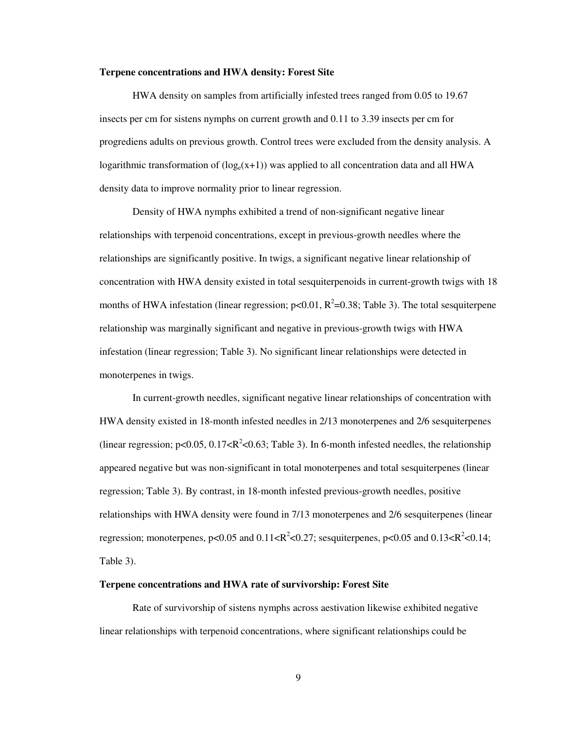**Terpene concentrations and HWA density: Forest Site**

HWA density on samples from artificially infested trees ranged from 0.05 to 19.67 insects per cm for sistens nymphs on current growth and 0.11 to 3.39 insects per cm for progrediens adults on previous growth. Control trees were excluded from the density analysis. A logarithmic transformation of ($\log_e(x+1)$) was applied to all concentration data and all HWA density data to improve normality prior to linear regression.

Density of HWA nymphs exhibited a trend of non-significant negative linear relationships with terpenoid concentrations, except in previous-growth needles where the relationships are significantly positive. In twigs, a significant negative linear relationship of concentration with HWA density existed in total sesquiterpenoids in current-growth twigs with 18 months of HWA infestation (linear regression; $p<0.01$, $R^2=0.38$; Table 3). The total sesquiterpene relationship was marginally significant and negative in previous-growth twigs with HWA infestation (linear regression; Table 3). No significant linear relationships were detected in monoterpenes in twigs.

In current-growth needles, significant negative linear relationships of concentration with HWA density existed in 18-month infested needles in 2/13 monoterpenes and 2/6 sesquiterpenes (linear regression; $p<0.05$, $0.17<R^2<0.63$; Table 3). In 6-month infested needles, the relationship appeared negative but was non-significant in total monoterpenes and total sesquiterpenes (linear regression; Table 3). By contrast, in 18-month infested previous-growth needles, positive relationships with HWA density were found in 7/13 monoterpenes and 2/6 sesquiterpenes (linear regression; monoterpenes, $p<0.05$ and $0.11<R^2<0.27$; sesquiterpenes, $p<0.05$ and $0.13<R^2<0.14$; Table 3).

**Terpene concentrations and HWA rate of survivorship: Forest Site**

Rate of survivorship of sistens nymphs across aestivation likewise exhibited negative linear relationships with terpenoid concentrations, where significant relationships could be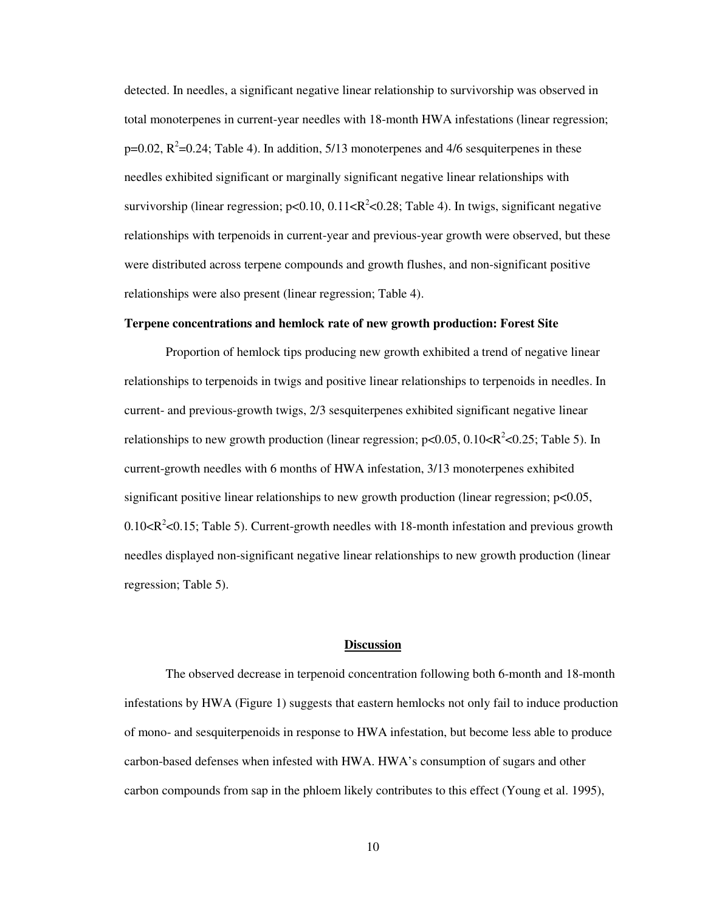detected. In needles, a significant negative linear relationship to survivorship was observed in total monoterpenes in current-year needles with 18-month HWA infestations (linear regression; $p=0.02$, $R^2=0.24$; Table 4). In addition, 5/13 monoterpenes and 4/6 sesquiterpenes in these needles exhibited significant or marginally significant negative linear relationships with survivorship (linear regression; $p<0.10$, $0.11<R^2<0.28$; Table 4). In twigs, significant negative relationships with terpenoids in current-year and previous-year growth were observed, but these were distributed across terpene compounds and growth flushes, and non-significant positive relationships were also present (linear regression; Table 4).

**Terpene concentrations and hemlock rate of new growth production: Forest Site**

Proportion of hemlock tips producing new growth exhibited a trend of negative linear relationships to terpenoids in twigs and positive linear relationships to terpenoids in needles. In current- and previous-growth twigs, 2/3 sesquiterpenes exhibited significant negative linear relationships to new growth production (linear regression; $p<0.05$, $0.10<R^2<0.25$; Table 5). In current-growth needles with 6 months of HWA infestation, 3/13 monoterpenes exhibited significant positive linear relationships to new growth production (linear regression; $p<0.05$, $0.10<R^2<0.15$; Table 5). Current-growth needles with 18-month infestation and previous growth needles displayed non-significant negative linear relationships to new growth production (linear regression; Table 5).

## Discussion

The observed decrease in terpenoid concentration following both 6-month and 18-month infestations by HWA (Figure 1) suggests that eastern hemlocks not only fail to induce production of mono- and sesquiterpenoids in response to HWA infestation, but become less able to produce carbon-based defenses when infested with HWA. HWA's consumption of sugars and other carbon compounds from sap in the phloem likely contributes to this effect (Young et al. 1995),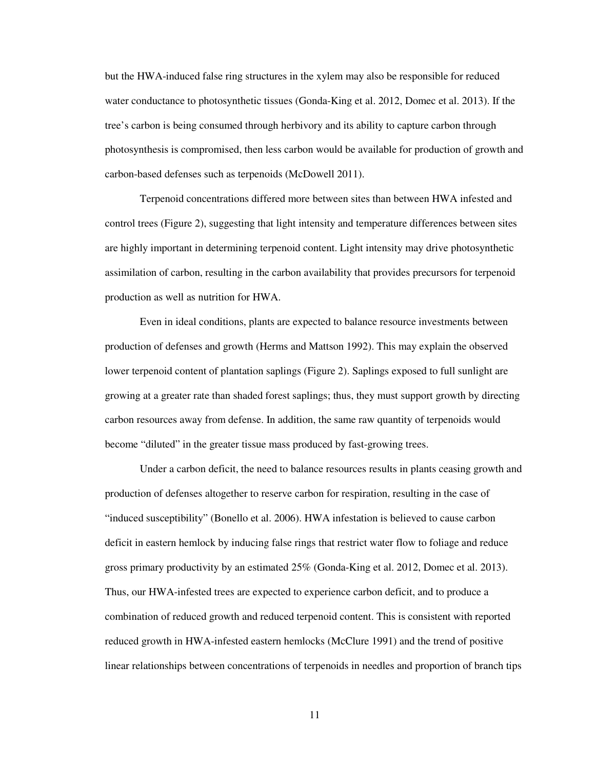but the HWA-induced false ring structures in the xylem may also be responsible for reduced water conductance to photosynthetic tissues (Gonda-King et al. 2012, Domec et al. 2013). If the tree's carbon is being consumed through herbivory and its ability to capture carbon through photosynthesis is compromised, then less carbon would be available for production of growth and carbon-based defenses such as terpenoids (McDowell 2011).

Terpenoid concentrations differed more between sites than between HWA infested and control trees (Figure 2), suggesting that light intensity and temperature differences between sites are highly important in determining terpenoid content. Light intensity may drive photosynthetic assimilation of carbon, resulting in the carbon availability that provides precursors for terpenoid production as well as nutrition for HWA.

Even in ideal conditions, plants are expected to balance resource investments between production of defenses and growth (Herms and Mattson 1992). This may explain the observed lower terpenoid content of plantation saplings (Figure 2). Saplings exposed to full sunlight are growing at a greater rate than shaded forest saplings; thus, they must support growth by directing carbon resources away from defense. In addition, the same raw quantity of terpenoids would become "diluted" in the greater tissue mass produced by fast-growing trees.

Under a carbon deficit, the need to balance resources results in plants ceasing growth and production of defenses altogether to reserve carbon for respiration, resulting in the case of "induced susceptibility" (Bonello et al. 2006). HWA infestation is believed to cause carbon deficit in eastern hemlock by inducing false rings that restrict water flow to foliage and reduce gross primary productivity by an estimated 25% (Gonda-King et al. 2012, Domec et al. 2013). Thus, our HWA-infested trees are expected to experience carbon deficit, and to produce a combination of reduced growth and reduced terpenoid content. This is consistent with reported reduced growth in HWA-infested eastern hemlocks (McClure 1991) and the trend of positive linear relationships between concentrations of terpenoids in needles and proportion of branch tips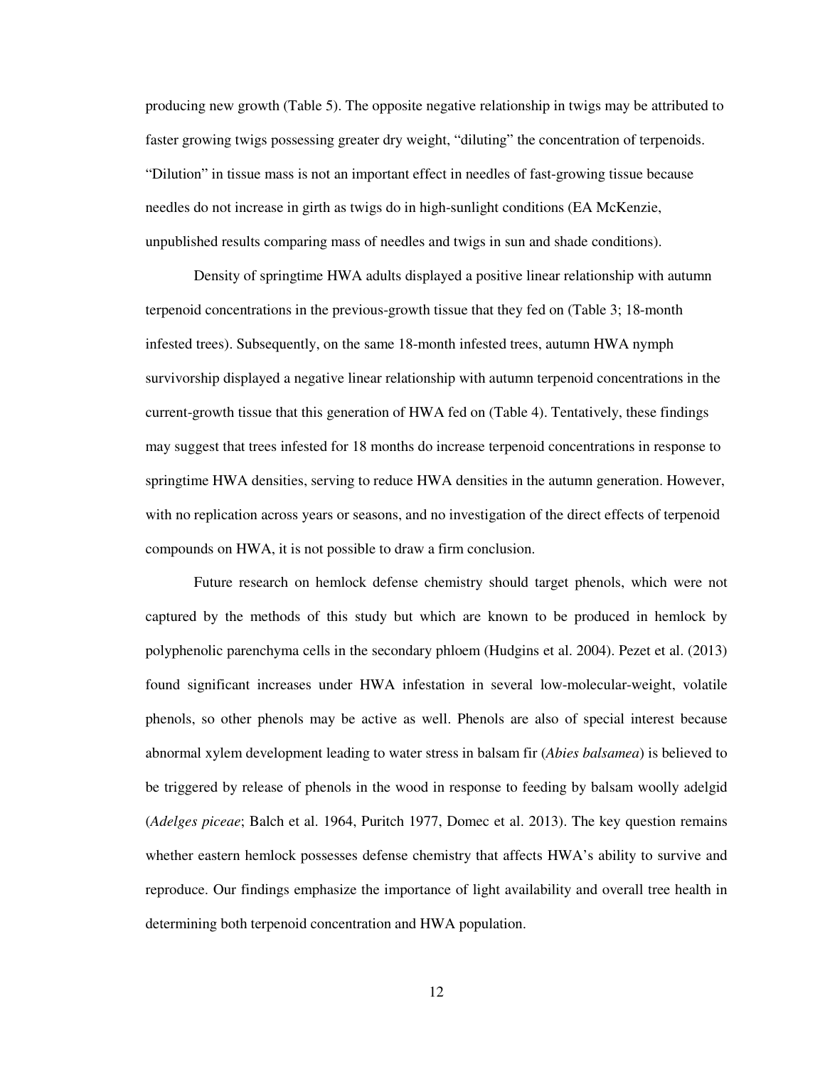producing new growth (Table 5). The opposite negative relationship in twigs may be attributed to faster growing twigs possessing greater dry weight, "diluting" the concentration of terpenoids. "Dilution" in tissue mass is not an important effect in needles of fast-growing tissue because needles do not increase in girth as twigs do in high-sunlight conditions (EA McKenzie, unpublished results comparing mass of needles and twigs in sun and shade conditions).

Density of springtime HWA adults displayed a positive linear relationship with autumn terpenoid concentrations in the previous-growth tissue that they fed on (Table 3; 18-month infested trees). Subsequently, on the same 18-month infested trees, autumn HWA nymph survivorship displayed a negative linear relationship with autumn terpenoid concentrations in the current-growth tissue that this generation of HWA fed on (Table 4). Tentatively, these findings may suggest that trees infested for 18 months do increase terpenoid concentrations in response to springtime HWA densities, serving to reduce HWA densities in the autumn generation. However, with no replication across years or seasons, and no investigation of the direct effects of terpenoid compounds on HWA, it is not possible to draw a firm conclusion.

Future research on hemlock defense chemistry should target phenols, which were not captured by the methods of this study but which are known to be produced in hemlock by polyphenolic parenchyma cells in the secondary phloem (Hudgins et al. 2004). Pezet et al. (2013) found significant increases under HWA infestation in several low-molecular-weight, volatile phenols, so other phenols may be active as well. Phenols are also of special interest because abnormal xylem development leading to water stress in balsam fir (*Abies balsamea*) is believed to be triggered by release of phenols in the wood in response to feeding by balsam woolly adelgid (*Adelges piceae*; Balch et al. 1964, Puritch 1977, Domec et al. 2013). The key question remains whether eastern hemlock possesses defense chemistry that affects HWA's ability to survive and reproduce. Our findings emphasize the importance of light availability and overall tree health in determining both terpenoid concentration and HWA population.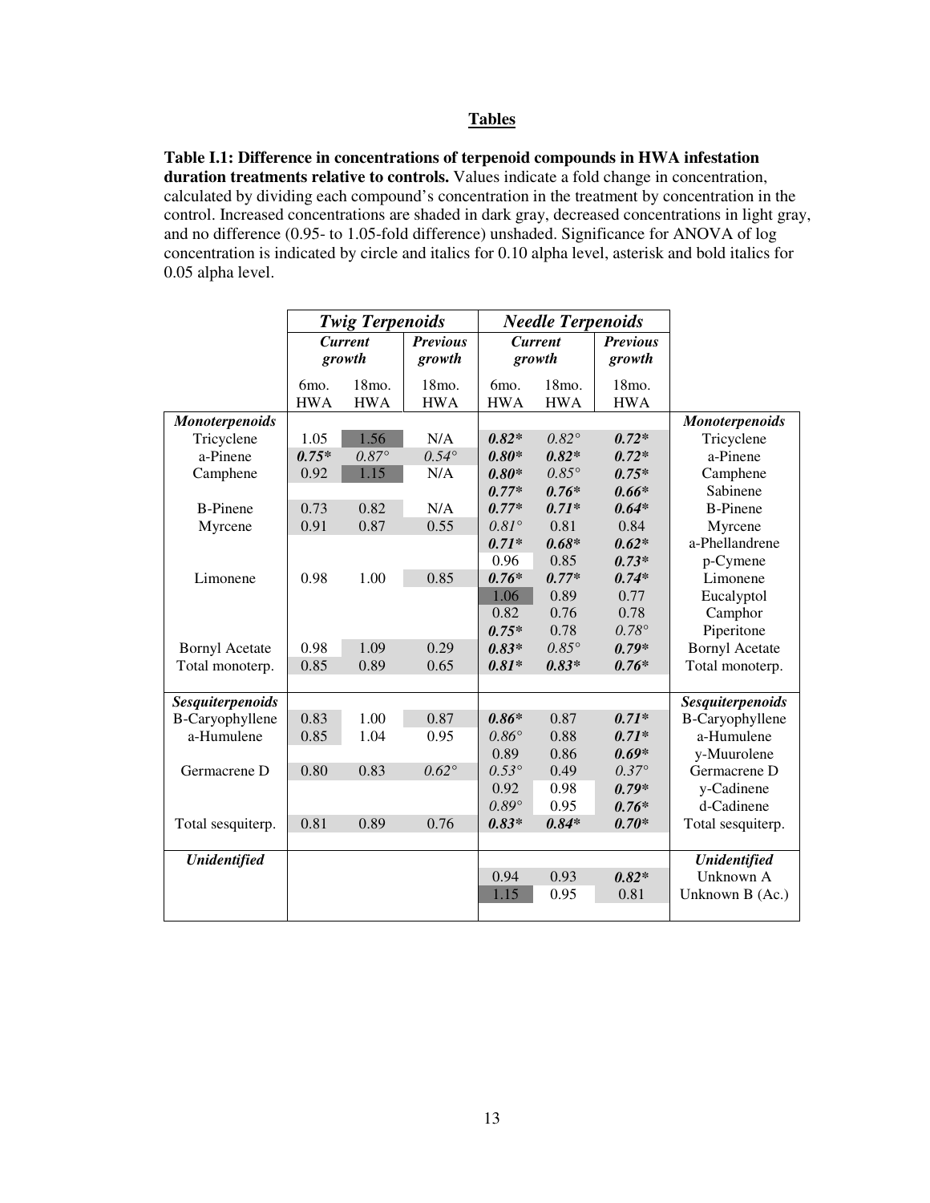## Tables

**Table I.1: Difference in concentrations of terpenoid compounds in HWA infestation duration treatments relative to controls.** Values indicate a fold change in concentration, calculated by dividing each compound's concentration in the treatment by concentration in the control. Increased concentrations are shaded in dark gray, decreased concentrations in light gray, and no difference (0.95- to 1.05-fold difference) unshaded. Significance for ANOVA of log concentration is indicated by circle and italics for 0.10 alpha level, asterisk and bold italics for 0.05 alpha level.

| | ***Twig Terpenoids*** | | | ***Needle Terpenoids*** | | | |
|---|---|---|---|---|---|---|---|
| | ***Current growth*** | | ***Previous growth*** | ***Current growth*** | | ***Previous growth*** | |
| | 6mo. HWA | 18mo. HWA | 18mo. HWA | 6mo. HWA | 18mo. HWA | 18mo. HWA | |
| ***Monoterpenoids*** | | | | | | | ***Monoterpenoids*** |
| Tricyclene | 1.05 | 1.56 | N/A | ***0.82**** | *0.82°* | ***0.72**** | Tricyclene |
| a-Pinene | ***0.75**** | *0.87°* | *0.54°* | ***0.80**** | ***0.82**** | ***0.72**** | a-Pinene |
| Camphene | 0.92 | 1.15 | N/A | ***0.80**** | *0.85°* | ***0.75**** | Camphene |
| | | | | ***0.77**** | ***0.76**** | ***0.66**** | Sabinene |
| B-Pinene | 0.73 | 0.82 | N/A | ***0.77**** | ***0.71**** | ***0.64**** | B-Pinene |
| Myrcene | 0.91 | 0.87 | 0.55 | *0.81°* | 0.81 | 0.84 | Myrcene |
| | | | | ***0.71**** | ***0.68**** | ***0.62**** | a-Phellandrene |
| | | | | 0.96 | 0.85 | ***0.73**** | p-Cymene |
| Limonene | 0.98 | 1.00 | 0.85 | ***0.76**** | ***0.77**** | ***0.74**** | Limonene |
| | | | | 1.06 | 0.89 | 0.77 | Eucalyptol |
| | | | | 0.82 | 0.76 | 0.78 | Camphor |
| | | | | ***0.75**** | 0.78 | *0.78°* | Piperitone |
| Bornyl Acetate | 0.98 | 1.09 | 0.29 | ***0.83**** | *0.85°* | ***0.79**** | Bornyl Acetate |
| Total monoterp. | 0.85 | 0.89 | 0.65 | ***0.81**** | ***0.83**** | ***0.76**** | Total monoterp. |
| ***Sesquiterpenoids*** | | | | | | | ***Sesquiterpenoids*** |
| B-Caryophyllene | 0.83 | 1.00 | 0.87 | ***0.86**** | 0.87 | ***0.71**** | B-Caryophyllene |
| a-Humulene | 0.85 | 1.04 | 0.95 | *0.86°* | 0.88 | ***0.71**** | a-Humulene |
| | | | | 0.89 | 0.86 | ***0.69**** | y-Muurolene |
| Germacrene D | 0.80 | 0.83 | *0.62°* | *0.53°* | 0.49 | *0.37°* | Germacrene D |
| | | | | 0.92 | 0.98 | ***0.79**** | y-Cadinene |
| | | | | *0.89°* | 0.95 | ***0.76**** | d-Cadinene |
| Total sesquiterp. | 0.81 | 0.89 | 0.76 | ***0.83**** | ***0.84**** | ***0.70**** | Total sesquiterp. |
| ***Unidentified*** | | | | | | | ***Unidentified*** |
| | | | | 0.94 | 0.93 | ***0.82**** | Unknown A |
| | | | | 1.15 | 0.95 | 0.81 | Unknown B (Ac.) |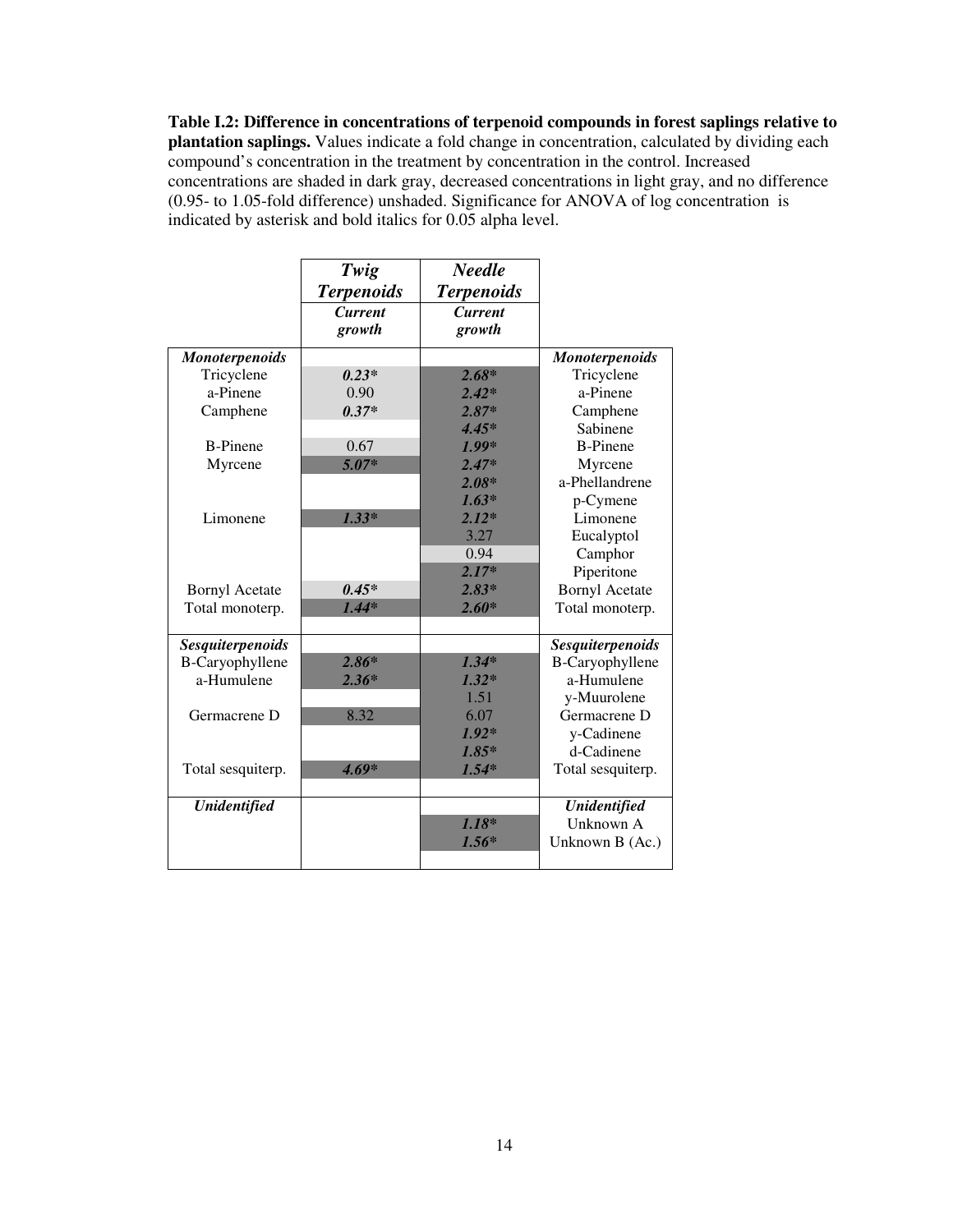**Table I.2: Difference in concentrations of terpenoid compounds in forest saplings relative to plantation saplings.** Values indicate a fold change in concentration, calculated by dividing each compound's concentration in the treatment by concentration in the control. Increased concentrations are shaded in dark gray, decreased concentrations in light gray, and no difference (0.95- to 1.05-fold difference) unshaded. Significance for ANOVA of log concentration is indicated by asterisk and bold italics for 0.05 alpha level.

| | ***Twig Terpenoids*** | ***Needle Terpenoids*** | |
|---|---|---|---|
| | ***Current growth*** | ***Current growth*** | |
| ***Monoterpenoids*** | | | ***Monoterpenoids*** |
| Tricyclene | ***0.23**** | ***2.68**** | Tricyclene |
| a-Pinene | 0.90 | ***2.42**** | a-Pinene |
| Camphene | ***0.37**** | ***2.87**** | Camphene |
| | | ***4.45**** | Sabinene |
| B-Pinene | 0.67 | ***1.99**** | B-Pinene |
| Myrcene | ***5.07**** | ***2.47**** | Myrcene |
| | | ***2.08**** | a-Phellandrene |
| | | ***1.63**** | p-Cymene |
| Limonene | ***1.33**** | ***2.12**** | Limonene |
| | | 3.27 | Eucalyptol |
| | | 0.94 | Camphor |
| | | ***2.17**** | Piperitone |
| Bornyl Acetate | ***0.45**** | ***2.83**** | Bornyl Acetate |
| Total monoterp. | ***1.44**** | ***2.60**** | Total monoterp. |
| ***Sesquiterpenoids*** | | | ***Sesquiterpenoids*** |
| B-Caryophyllene | ***2.86**** | ***1.34**** | B-Caryophyllene |
| a-Humulene | ***2.36**** | ***1.32**** | a-Humulene |
| | | 1.51 | y-Muurolene |
| Germacrene D | 8.32 | 6.07 | Germacrene D |
| | | ***1.92**** | y-Cadinene |
| | | ***1.85**** | d-Cadinene |
| Total sesquiterp. | ***4.69**** | ***1.54**** | Total sesquiterp. |
| ***Unidentified*** | | | ***Unidentified*** |
| | | ***1.18**** | Unknown A |
| | | ***1.56**** | Unknown B (Ac.) |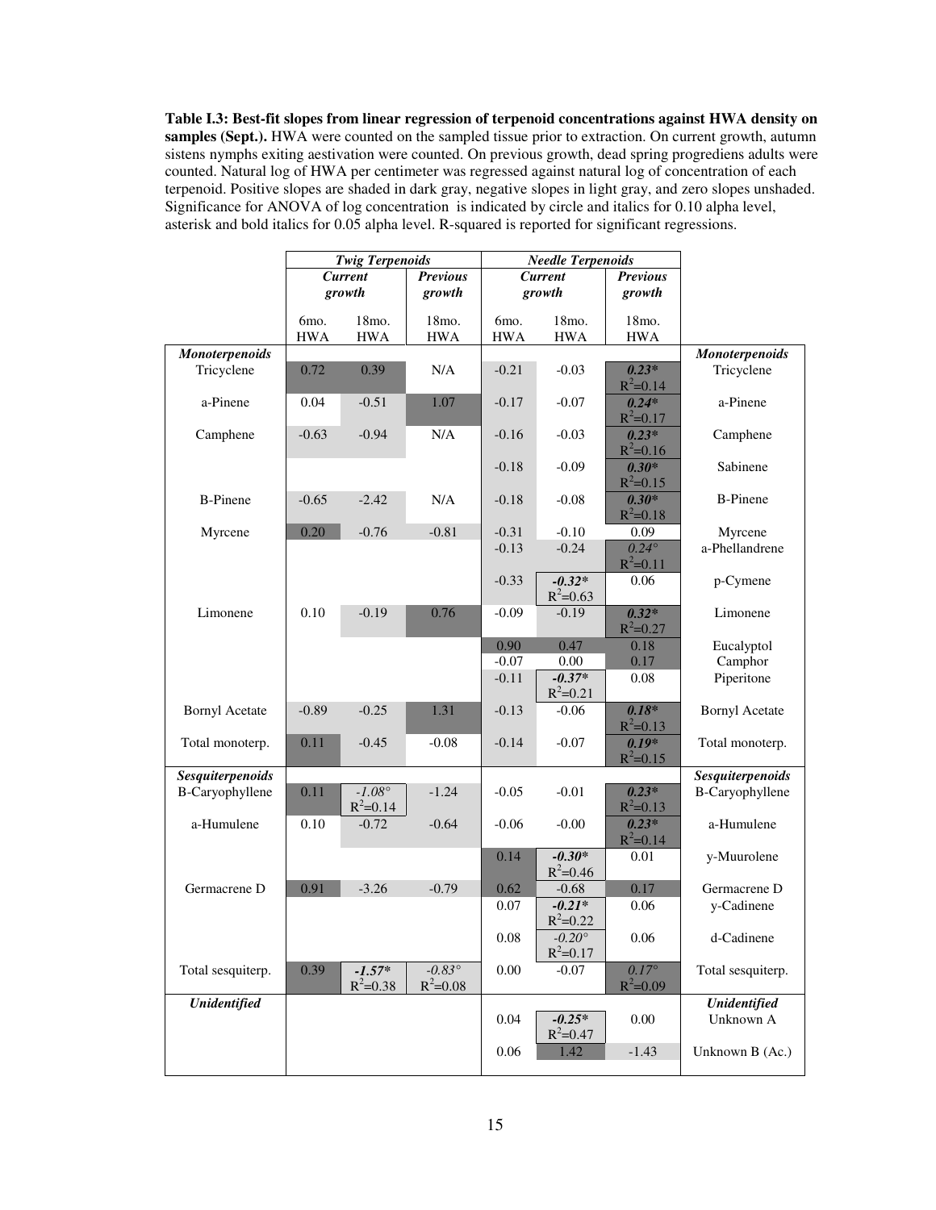**Table I.3: Best-fit slopes from linear regression of terpenoid concentrations against HWA density on samples (Sept.).** HWA were counted on the sampled tissue prior to extraction. On current growth, autumn sistens nymphs exiting aestivation were counted. On previous growth, dead spring progrediens adults were counted. Natural log of HWA per centimeter was regressed against natural log of concentration of each terpenoid. Positive slopes are shaded in dark gray, negative slopes in light gray, and zero slopes unshaded. Significance for ANOVA of log concentration is indicated by circle and italics for 0.10 alpha level, asterisk and bold italics for 0.05 alpha level. R-squared is reported for significant regressions.

| | *Twig Terpenoids* | | | *Needle Terpenoids* | | | |
|---|---|---|---|---|---|---|---|
| | *Current growth* | | *Previous growth* | *Current growth* | | *Previous growth* | |
| | 6mo. HWA | 18mo. HWA | 18mo. HWA | 6mo. HWA | 18mo. HWA | 18mo. HWA | |
| ***Monoterpenoids*** | | | | | | | ***Monoterpenoids*** |
| Tricyclene | 0.72 | 0.39 | N/A | -0.21 | -0.03 | ***0.23**** $R^2$=0.14 | Tricyclene |
| a-Pinene | 0.04 | -0.51 | 1.07 | -0.17 | -0.07 | ***0.24**** $R^2$=0.17 | a-Pinene |
| Camphene | -0.63 | -0.94 | N/A | -0.16 | -0.03 | ***0.23**** $R^2$=0.16 | Camphene |
| | | | | -0.18 | -0.09 | ***0.30**** $R^2$=0.15 | Sabinene |
| B-Pinene | -0.65 | -2.42 | N/A | -0.18 | -0.08 | ***0.30**** $R^2$=0.18 | B-Pinene |
| Myrcene | 0.20 | -0.76 | -0.81 | -0.31 | -0.10 | 0.09 | Myrcene |
| | | | | -0.13 | -0.24 | *0.24°* $R^2$=0.11 | a-Phellandrene |
| | | | | -0.33 | ***-0.32**** $R^2$=0.63 | 0.06 | p-Cymene |
| Limonene | 0.10 | -0.19 | 0.76 | -0.09 | -0.19 | ***0.32**** $R^2$=0.27 | Limonene |
| | | | | 0.90 | 0.47 | 0.18 | Eucalyptol |
| | | | | -0.07 | 0.00 | 0.17 | Camphor |
| | | | | -0.11 | ***-0.37**** $R^2$=0.21 | 0.08 | Piperitone |
| Bornyl Acetate | -0.89 | -0.25 | 1.31 | -0.13 | -0.06 | ***0.18**** $R^2$=0.13 | Bornyl Acetate |
| Total monoterp. | 0.11 | -0.45 | -0.08 | -0.14 | -0.07 | ***0.19**** $R^2$=0.15 | Total monoterp. |
| ***Sesquiterpenoids*** | | | | | | | ***Sesquiterpenoids*** |
| B-Caryophyllene | 0.11 | *-1.08°* $R^2$=0.14 | -1.24 | -0.05 | -0.01 | ***0.23**** $R^2$=0.13 | B-Caryophyllene |
| a-Humulene | 0.10 | -0.72 | -0.64 | -0.06 | -0.00 | ***0.23**** $R^2$=0.14 | a-Humulene |
| | | | | 0.14 | ***-0.30**** $R^2$=0.46 | 0.01 | y-Muurolene |
| Germacrene D | 0.91 | -3.26 | -0.79 | 0.62 | -0.68 | 0.17 | Germacrene D |
| | | | | 0.07 | ***-0.21**** $R^2$=0.22 | 0.06 | y-Cadinene |
| | | | | 0.08 | *-0.20°* $R^2$=0.17 | 0.06 | d-Cadinene |
| Total sesquiterp. | 0.39 | ***-1.57**** $R^2$=0.38 | *-0.83°* $R^2$=0.08 | 0.00 | -0.07 | *0.17°* $R^2$=0.09 | Total sesquiterp. |
| ***Unidentified*** | | | | | | | ***Unidentified*** |
| | | | | 0.04 | ***-0.25**** $R^2$=0.47 | 0.00 | Unknown A |
| | | | | 0.06 | 1.42 | -1.43 | Unknown B (Ac.) |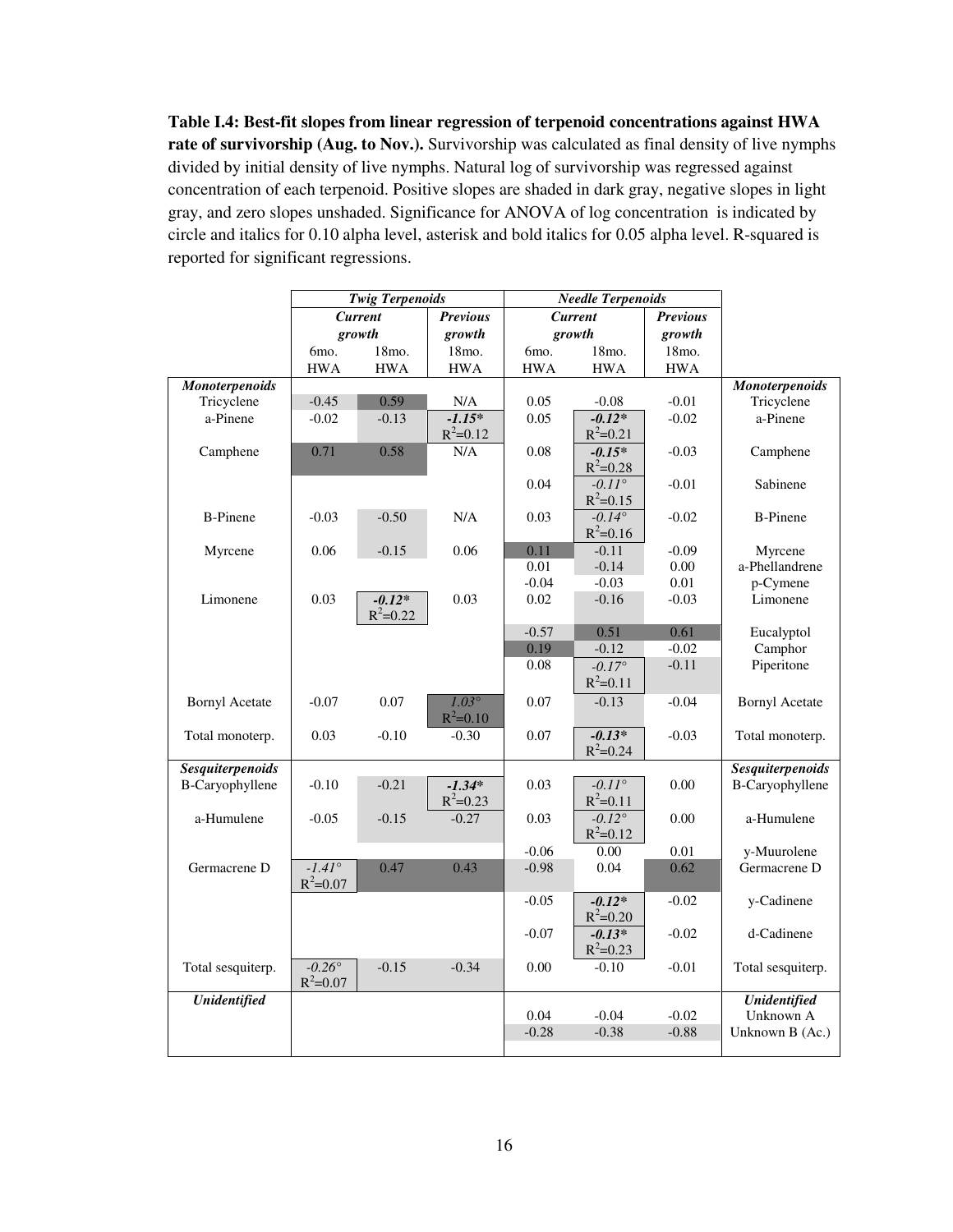**Table I.4: Best-fit slopes from linear regression of terpenoid concentrations against HWA rate of survivorship (Aug. to Nov.).** Survivorship was calculated as final density of live nymphs divided by initial density of live nymphs. Natural log of survivorship was regressed against concentration of each terpenoid. Positive slopes are shaded in dark gray, negative slopes in light gray, and zero slopes unshaded. Significance for ANOVA of log concentration is indicated by circle and italics for 0.10 alpha level, asterisk and bold italics for 0.05 alpha level. R-squared is reported for significant regressions.

| | ***Twig Terpenoids*** | | | ***Needle Terpenoids*** | | | |
|---|---|---|---|---|---|---|---|
| | ***Current growth*** | | ***Previous growth*** | ***Current growth*** | | ***Previous growth*** | |
| | 6mo. HWA | 18mo. HWA | 18mo. HWA | 6mo. HWA | 18mo. HWA | 18mo. HWA | |
| ***Monoterpenoids*** | | | | | | | ***Monoterpenoids*** |
| Tricyclene | -0.45 | 0.59 | N/A | 0.05 | -0.08 | -0.01 | Tricyclene |
| a-Pinene | -0.02 | -0.13 | ***-1.15**** $R^2$=0.12 | 0.05 | ***-0.12**** $R^2$=0.21 | -0.02 | a-Pinene |
| Camphene | 0.71 | 0.58 | N/A | 0.08 | ***-0.15**** $R^2$=0.28 | -0.03 | Camphene |
| | | | | 0.04 | *-0.11°* $R^2$=0.15 | -0.01 | Sabinene |
| B-Pinene | -0.03 | -0.50 | N/A | 0.03 | *-0.14°* $R^2$=0.16 | -0.02 | B-Pinene |
| Myrcene | 0.06 | -0.15 | 0.06 | 0.11 | -0.11 | -0.09 | Myrcene |
| | | | | 0.01 | -0.14 | 0.00 | a-Phellandrene |
| | | | | -0.04 | -0.03 | 0.01 | p-Cymene |
| Limonene | 0.03 | ***-0.12**** $R^2$=0.22 | 0.03 | 0.02 | -0.16 | -0.03 | Limonene |
| | | | | -0.57 | 0.51 | 0.61 | Eucalyptol |
| | | | | 0.19 | -0.12 | -0.02 | Camphor |
| | | | | 0.08 | *-0.17°* $R^2$=0.11 | -0.11 | Piperitone |
| Bornyl Acetate | -0.07 | 0.07 | *1.03°* $R^2$=0.10 | 0.07 | -0.13 | -0.04 | Bornyl Acetate |
| Total monoterp. | 0.03 | -0.10 | -0.30 | 0.07 | ***-0.13**** $R^2$=0.24 | -0.03 | Total monoterp. |
| ***Sesquiterpenoids*** | | | | | | | ***Sesquiterpenoids*** |
| B-Caryophyllene | -0.10 | -0.21 | ***-1.34**** $R^2$=0.23 | 0.03 | *-0.11°* $R^2$=0.11 | 0.00 | B-Caryophyllene |
| a-Humulene | -0.05 | -0.15 | -0.27 | 0.03 | *-0.12°* $R^2$=0.12 | 0.00 | a-Humulene |
| | | | | -0.06 | 0.00 | 0.01 | y-Muurolene |
| Germacrene D | *-1.41°* $R^2$=0.07 | 0.47 | 0.43 | -0.98 | 0.04 | 0.62 | Germacrene D |
| | | | | -0.05 | ***-0.12**** $R^2$=0.20 | -0.02 | y-Cadinene |
| | | | | -0.07 | ***-0.13**** $R^2$=0.23 | -0.02 | d-Cadinene |
| Total sesquiterp. | *-0.26°* $R^2$=0.07 | -0.15 | -0.34 | 0.00 | -0.10 | -0.01 | Total sesquiterp. |
| ***Unidentified*** | | | | | | | ***Unidentified*** |
| | | | | 0.04 | -0.04 | -0.02 | Unknown A |
| | | | | -0.28 | -0.38 | -0.88 | Unknown B (Ac.) |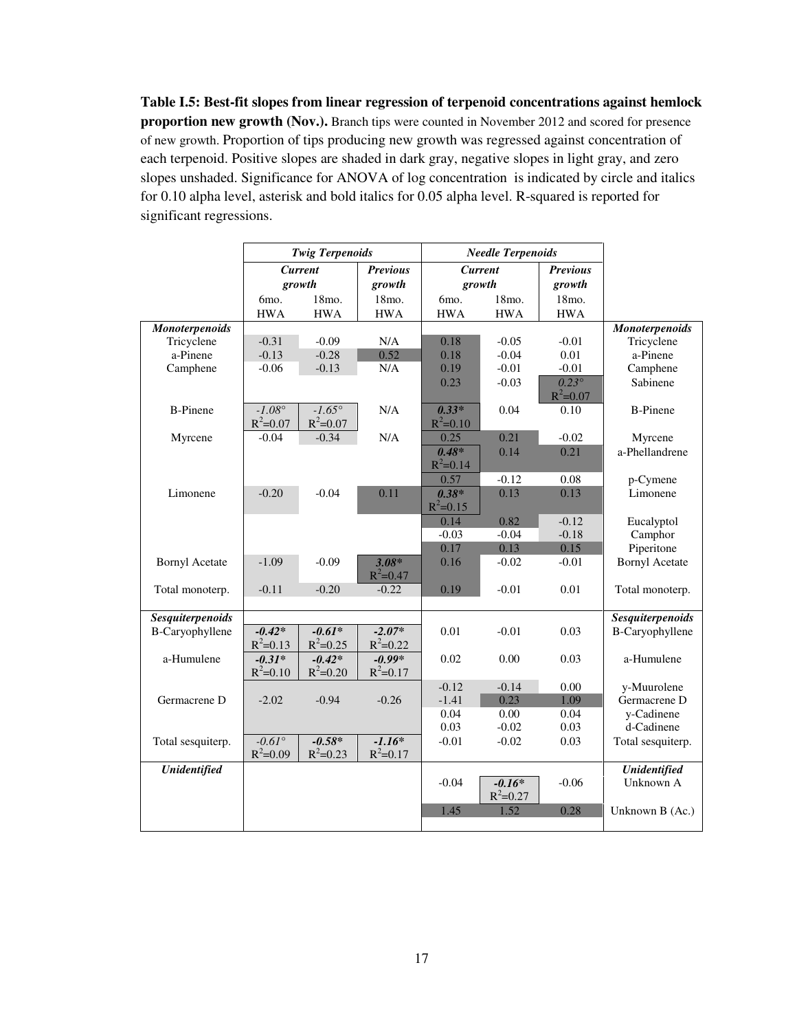**Table I.5: Best-fit slopes from linear regression of terpenoid concentrations against hemlock proportion new growth (Nov.).** Branch tips were counted in November 2012 and scored for presence of new growth. Proportion of tips producing new growth was regressed against concentration of each terpenoid. Positive slopes are shaded in dark gray, negative slopes in light gray, and zero slopes unshaded. Significance for ANOVA of log concentration is indicated by circle and italics for 0.10 alpha level, asterisk and bold italics for 0.05 alpha level. R-squared is reported for significant regressions.

| | ***Twig Terpenoids*** | | | ***Needle Terpenoids*** | | | |
|---|---|---|---|---|---|---|---|
| | ***Current growth*** | | ***Previous growth*** | ***Current growth*** | | ***Previous growth*** | |
| | 6mo. HWA | 18mo. HWA | 18mo. HWA | 6mo. HWA | 18mo. HWA | 18mo. HWA | |
| ***Monoterpenoids*** | | | | | | | ***Monoterpenoids*** |
| Tricyclene | -0.31 | -0.09 | N/A | 0.18 | -0.05 | -0.01 | Tricyclene |
| a-Pinene | -0.13 | -0.28 | 0.52 | 0.18 | -0.04 | 0.01 | a-Pinene |
| Camphene | -0.06 | -0.13 | N/A | 0.19 | -0.01 | -0.01 | Camphene |
| | | | | 0.23 | -0.03 | *0.23°* $R^2$=0.07 | Sabinene |
| B-Pinene | *-1.08°* $R^2$=0.07 | *-1.65°* $R^2$=0.07 | N/A | ***0.33**** $R^2$=0.10 | 0.04 | 0.10 | B-Pinene |
| Myrcene | -0.04 | -0.34 | N/A | 0.25 | 0.21 | -0.02 | Myrcene |
| | | | | ***0.48**** $R^2$=0.14 | 0.14 | 0.21 | a-Phellandrene |
| | | | | 0.57 | -0.12 | 0.08 | p-Cymene |
| Limonene | -0.20 | -0.04 | 0.11 | ***0.38**** $R^2$=0.15 | 0.13 | 0.13 | Limonene |
| | | | | 0.14 | 0.82 | -0.12 | Eucalyptol |
| | | | | -0.03 | -0.04 | -0.18 | Camphor |
| | | | | 0.17 | 0.13 | 0.15 | Piperitone |
| Bornyl Acetate | -1.09 | -0.09 | ***3.08**** $R^2$=0.47 | 0.16 | -0.02 | -0.01 | Bornyl Acetate |
| Total monoterp. | -0.11 | -0.20 | -0.22 | 0.19 | -0.01 | 0.01 | Total monoterp. |
| ***Sesquiterpenoids*** | | | | | | | ***Sesquiterpenoids*** |
| B-Caryophyllene | ***-0.42**** $R^2$=0.13 | ***-0.61**** $R^2$=0.25 | ***-2.07**** $R^2$=0.22 | 0.01 | -0.01 | 0.03 | B-Caryophyllene |
| a-Humulene | ***-0.31**** $R^2$=0.10 | ***-0.42**** $R^2$=0.20 | ***-0.99**** $R^2$=0.17 | 0.02 | 0.00 | 0.03 | a-Humulene |
| | | | | -0.12 | -0.14 | 0.00 | y-Muurolene |
| Germacrene D | -2.02 | -0.94 | -0.26 | -1.41 | 0.23 | 1.09 | Germacrene D |
| | | | | 0.04 | 0.00 | 0.04 | y-Cadinene |
| | | | | 0.03 | -0.02 | 0.03 | d-Cadinene |
| Total sesquiterp. | *-0.61°* $R^2$=0.09 | ***-0.58**** $R^2$=0.23 | ***-1.16**** $R^2$=0.17 | -0.01 | -0.02 | 0.03 | Total sesquiterp. |
| ***Unidentified*** | | | | | | | ***Unidentified*** |
| | | | | -0.04 | ***-0.16**** $R^2$=0.27 | -0.06 | Unknown A |
| | | | | 1.45 | 1.52 | 0.28 | Unknown B (Ac.) |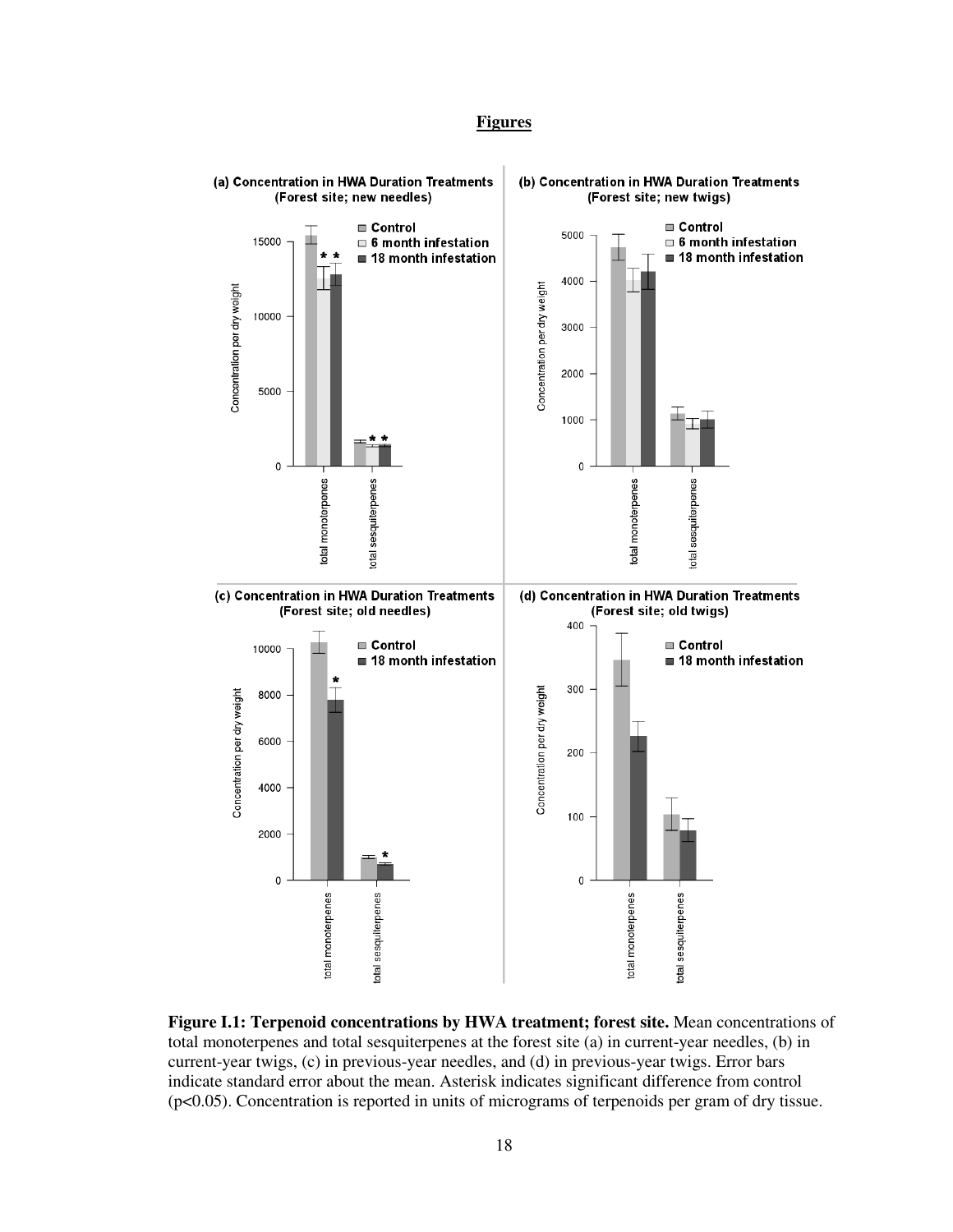## Figures

Figure I.1: Terpenoid concentrations by HWA treatment; forest site. Mean concentrations of total monoterpenes and total sesquiterpenes at the forest site (a) in current-year needles, (b) in current-year twigs, (c) in previous-year needles, and (d) in previous-year twigs. Error bars indicate standard error about the mean. Asterisk indicates significant difference from control ($p<0.05$). Concentration is reported in units of micrograms of terpenoids per gram of dry tissue.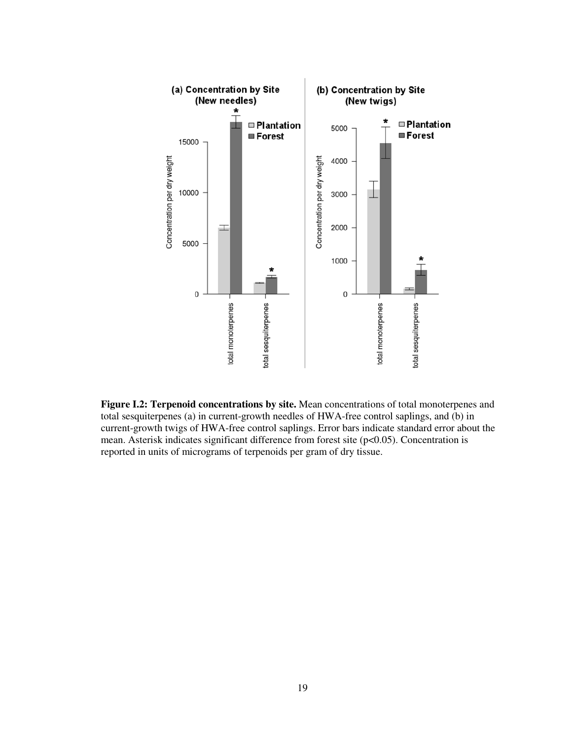**Figure I.2: Terpenoid concentrations by site.** Mean concentrations of total monoterpenes and total sesquiterpenes (a) in current-growth needles of HWA-free control saplings, and (b) in current-growth twigs of HWA-free control saplings. Error bars indicate standard error about the mean. Asterisk indicates significant difference from forest site ($p<0.05$). Concentration is reported in units of micrograms of terpenoids per gram of dry tissue.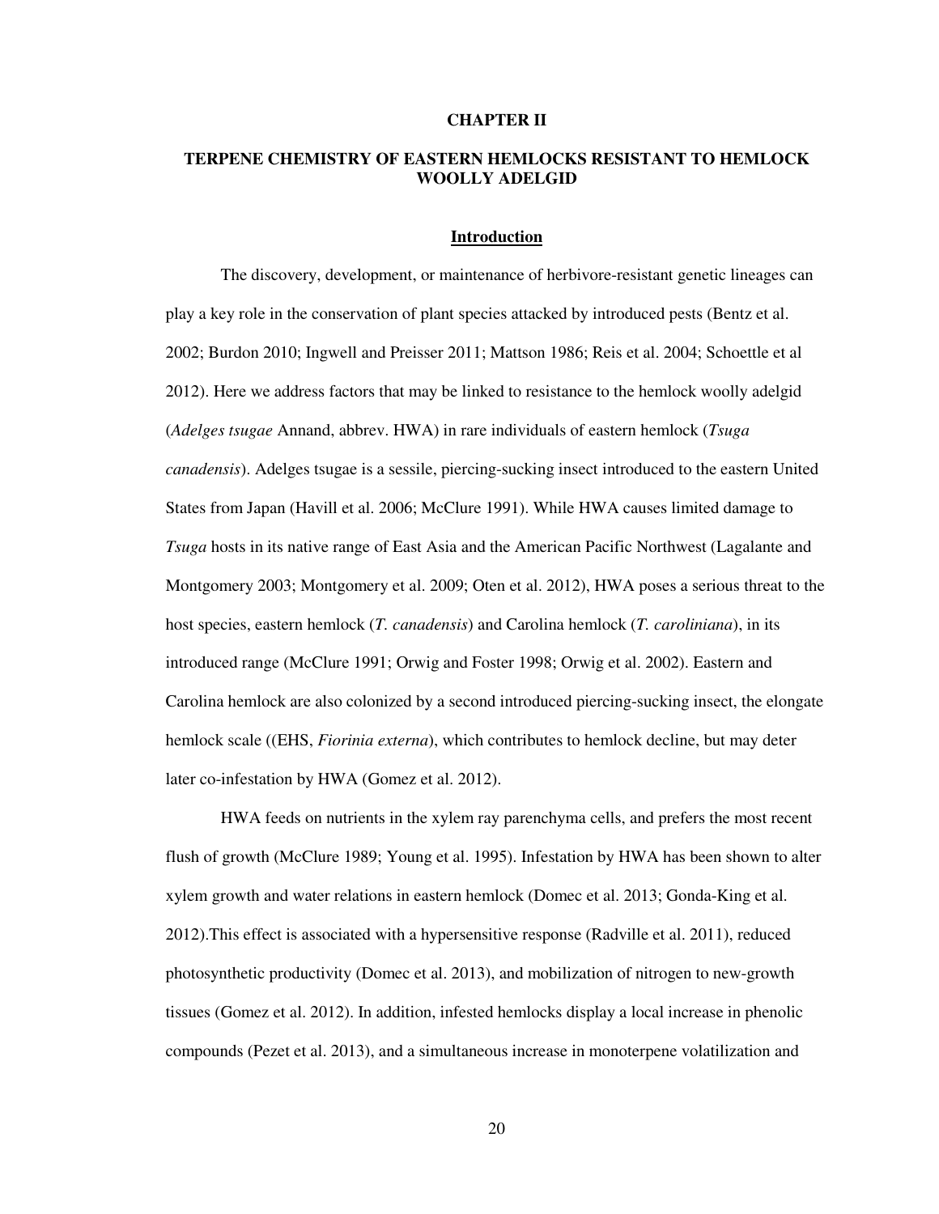# CHAPTER II

## TERPENE CHEMISTRY OF EASTERN HEMLOCKS RESISTANT TO HEMLOCK WOOLLY ADELGID

### Introduction

The discovery, development, or maintenance of herbivore-resistant genetic lineages can play a key role in the conservation of plant species attacked by introduced pests (Bentz et al. 2002; Burdon 2010; Ingwell and Preisser 2011; Mattson 1986; Reis et al. 2004; Schoettle et al 2012). Here we address factors that may be linked to resistance to the hemlock woolly adelgid (*Adelges tsugae* Annand, abbrev. HWA) in rare individuals of eastern hemlock (*Tsuga canadensis*). Adelges tsugae is a sessile, piercing-sucking insect introduced to the eastern United States from Japan (Havill et al. 2006; McClure 1991). While HWA causes limited damage to *Tsuga* hosts in its native range of East Asia and the American Pacific Northwest (Lagalante and Montgomery 2003; Montgomery et al. 2009; Oten et al. 2012), HWA poses a serious threat to the host species, eastern hemlock (*T. canadensis*) and Carolina hemlock (*T. caroliniana*), in its introduced range (McClure 1991; Orwig and Foster 1998; Orwig et al. 2002). Eastern and Carolina hemlock are also colonized by a second introduced piercing-sucking insect, the elongate hemlock scale ((EHS, *Fiorinia externa*), which contributes to hemlock decline, but may deter later co-infestation by HWA (Gomez et al. 2012).

HWA feeds on nutrients in the xylem ray parenchyma cells, and prefers the most recent flush of growth (McClure 1989; Young et al. 1995). Infestation by HWA has been shown to alter xylem growth and water relations in eastern hemlock (Domec et al. 2013; Gonda-King et al. 2012).This effect is associated with a hypersensitive response (Radville et al. 2011), reduced photosynthetic productivity (Domec et al. 2013), and mobilization of nitrogen to new-growth tissues (Gomez et al. 2012). In addition, infested hemlocks display a local increase in phenolic compounds (Pezet et al. 2013), and a simultaneous increase in monoterpene volatilization and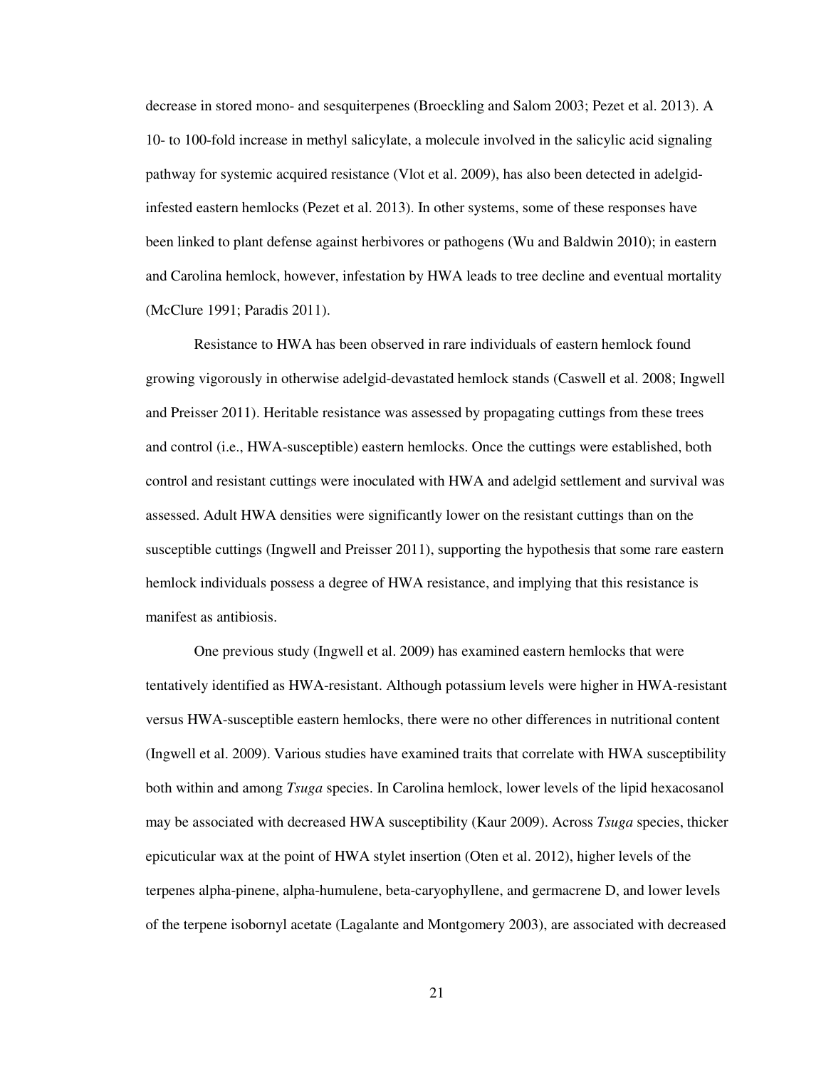decrease in stored mono- and sesquiterpenes (Broeckling and Salom 2003; Pezet et al. 2013). A 10- to 100-fold increase in methyl salicylate, a molecule involved in the salicylic acid signaling pathway for systemic acquired resistance (Vlot et al. 2009), has also been detected in adelgid-infested eastern hemlocks (Pezet et al. 2013). In other systems, some of these responses have been linked to plant defense against herbivores or pathogens (Wu and Baldwin 2010); in eastern and Carolina hemlock, however, infestation by HWA leads to tree decline and eventual mortality (McClure 1991; Paradis 2011).

Resistance to HWA has been observed in rare individuals of eastern hemlock found growing vigorously in otherwise adelgid-devastated hemlock stands (Caswell et al. 2008; Ingwell and Preisser 2011). Heritable resistance was assessed by propagating cuttings from these trees and control (i.e., HWA-susceptible) eastern hemlocks. Once the cuttings were established, both control and resistant cuttings were inoculated with HWA and adelgid settlement and survival was assessed. Adult HWA densities were significantly lower on the resistant cuttings than on the susceptible cuttings (Ingwell and Preisser 2011), supporting the hypothesis that some rare eastern hemlock individuals possess a degree of HWA resistance, and implying that this resistance is manifest as antibiosis.

One previous study (Ingwell et al. 2009) has examined eastern hemlocks that were tentatively identified as HWA-resistant. Although potassium levels were higher in HWA-resistant versus HWA-susceptible eastern hemlocks, there were no other differences in nutritional content (Ingwell et al. 2009). Various studies have examined traits that correlate with HWA susceptibility both within and among *Tsuga* species. In Carolina hemlock, lower levels of the lipid hexacosanol may be associated with decreased HWA susceptibility (Kaur 2009). Across *Tsuga* species, thicker epicuticular wax at the point of HWA stylet insertion (Oten et al. 2012), higher levels of the terpenes alpha-pinene, alpha-humulene, beta-caryophyllene, and germacrene D, and lower levels of the terpene isobornyl acetate (Lagalante and Montgomery 2003), are associated with decreased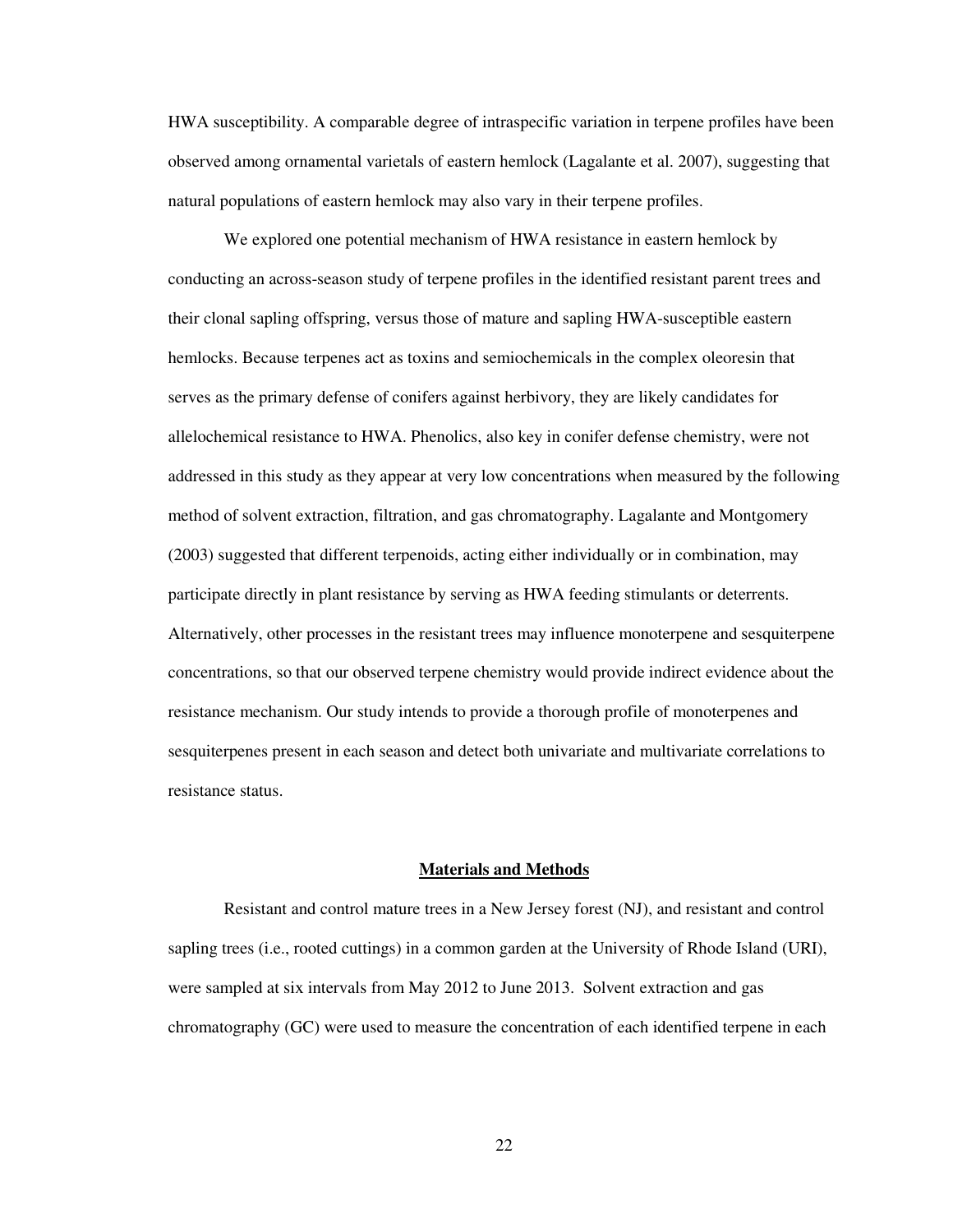HWA susceptibility. A comparable degree of intraspecific variation in terpene profiles have been observed among ornamental varietals of eastern hemlock (Lagalante et al. 2007), suggesting that natural populations of eastern hemlock may also vary in their terpene profiles.

We explored one potential mechanism of HWA resistance in eastern hemlock by conducting an across-season study of terpene profiles in the identified resistant parent trees and their clonal sapling offspring, versus those of mature and sapling HWA-susceptible eastern hemlocks. Because terpenes act as toxins and semiochemicals in the complex oleoresin that serves as the primary defense of conifers against herbivory, they are likely candidates for allelochemical resistance to HWA. Phenolics, also key in conifer defense chemistry, were not addressed in this study as they appear at very low concentrations when measured by the following method of solvent extraction, filtration, and gas chromatography. Lagalante and Montgomery (2003) suggested that different terpenoids, acting either individually or in combination, may participate directly in plant resistance by serving as HWA feeding stimulants or deterrents. Alternatively, other processes in the resistant trees may influence monoterpene and sesquiterpene concentrations, so that our observed terpene chemistry would provide indirect evidence about the resistance mechanism. Our study intends to provide a thorough profile of monoterpenes and sesquiterpenes present in each season and detect both univariate and multivariate correlations to resistance status.

## Materials and Methods

Resistant and control mature trees in a New Jersey forest (NJ), and resistant and control sapling trees (i.e., rooted cuttings) in a common garden at the University of Rhode Island (URI), were sampled at six intervals from May 2012 to June 2013. Solvent extraction and gas chromatography (GC) were used to measure the concentration of each identified terpene in each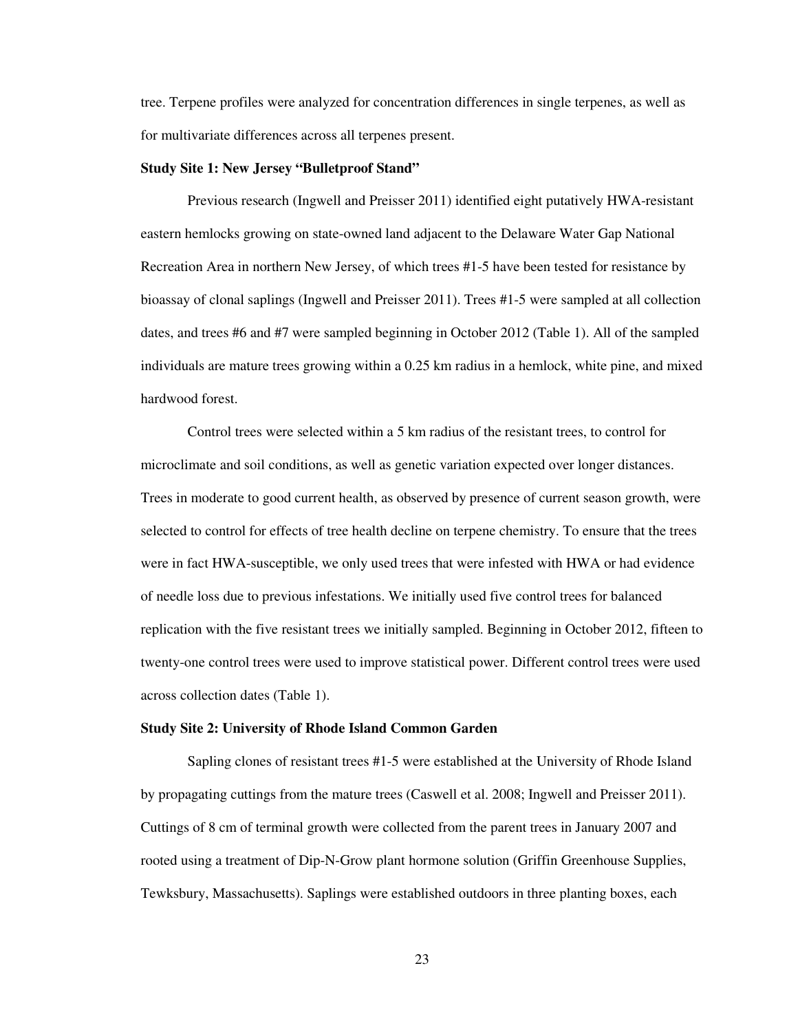tree. Terpene profiles were analyzed for concentration differences in single terpenes, as well as for multivariate differences across all terpenes present.

**Study Site 1: New Jersey "Bulletproof Stand"**

Previous research (Ingwell and Preisser 2011) identified eight putatively HWA-resistant eastern hemlocks growing on state-owned land adjacent to the Delaware Water Gap National Recreation Area in northern New Jersey, of which trees #1-5 have been tested for resistance by bioassay of clonal saplings (Ingwell and Preisser 2011). Trees #1-5 were sampled at all collection dates, and trees #6 and #7 were sampled beginning in October 2012 (Table 1). All of the sampled individuals are mature trees growing within a 0.25 km radius in a hemlock, white pine, and mixed hardwood forest.

Control trees were selected within a 5 km radius of the resistant trees, to control for microclimate and soil conditions, as well as genetic variation expected over longer distances. Trees in moderate to good current health, as observed by presence of current season growth, were selected to control for effects of tree health decline on terpene chemistry. To ensure that the trees were in fact HWA-susceptible, we only used trees that were infested with HWA or had evidence of needle loss due to previous infestations. We initially used five control trees for balanced replication with the five resistant trees we initially sampled. Beginning in October 2012, fifteen to twenty-one control trees were used to improve statistical power. Different control trees were used across collection dates (Table 1).

**Study Site 2: University of Rhode Island Common Garden**

Sapling clones of resistant trees #1-5 were established at the University of Rhode Island by propagating cuttings from the mature trees (Caswell et al. 2008; Ingwell and Preisser 2011). Cuttings of 8 cm of terminal growth were collected from the parent trees in January 2007 and rooted using a treatment of Dip-N-Grow plant hormone solution (Griffin Greenhouse Supplies, Tewksbury, Massachusetts). Saplings were established outdoors in three planting boxes, each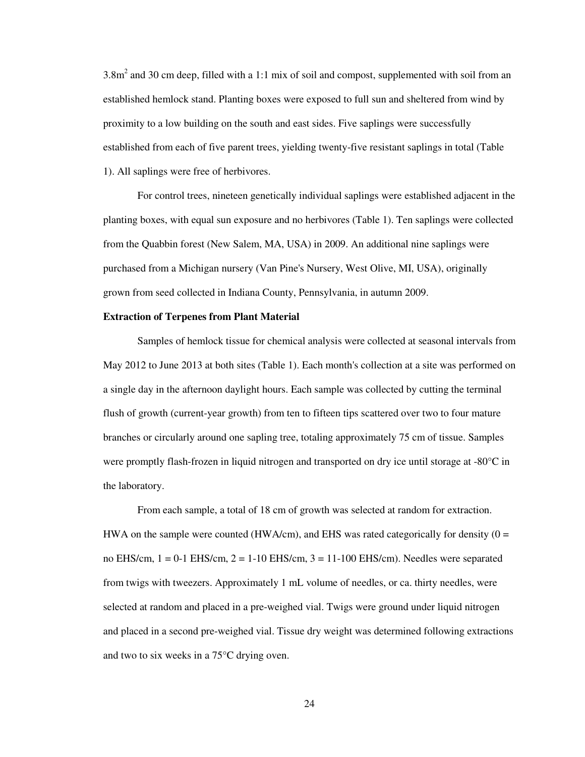$3.8m^2$ and 30 cm deep, filled with a 1:1 mix of soil and compost, supplemented with soil from an established hemlock stand. Planting boxes were exposed to full sun and sheltered from wind by proximity to a low building on the south and east sides. Five saplings were successfully established from each of five parent trees, yielding twenty-five resistant saplings in total (Table 1). All saplings were free of herbivores.

For control trees, nineteen genetically individual saplings were established adjacent in the planting boxes, with equal sun exposure and no herbivores (Table 1). Ten saplings were collected from the Quabbin forest (New Salem, MA, USA) in 2009. An additional nine saplings were purchased from a Michigan nursery (Van Pine's Nursery, West Olive, MI, USA), originally grown from seed collected in Indiana County, Pennsylvania, in autumn 2009.

**Extraction of Terpenes from Plant Material**

Samples of hemlock tissue for chemical analysis were collected at seasonal intervals from May 2012 to June 2013 at both sites (Table 1). Each month's collection at a site was performed on a single day in the afternoon daylight hours. Each sample was collected by cutting the terminal flush of growth (current-year growth) from ten to fifteen tips scattered over two to four mature branches or circularly around one sapling tree, totaling approximately 75 cm of tissue. Samples were promptly flash-frozen in liquid nitrogen and transported on dry ice until storage at -80°C in the laboratory.

From each sample, a total of 18 cm of growth was selected at random for extraction. HWA on the sample were counted (HWA/cm), and EHS was rated categorically for density (0 = no EHS/cm, 1 = 0-1 EHS/cm, 2 = 1-10 EHS/cm, 3 = 11-100 EHS/cm). Needles were separated from twigs with tweezers. Approximately 1 mL volume of needles, or ca. thirty needles, were selected at random and placed in a pre-weighed vial. Twigs were ground under liquid nitrogen and placed in a second pre-weighed vial. Tissue dry weight was determined following extractions and two to six weeks in a 75°C drying oven.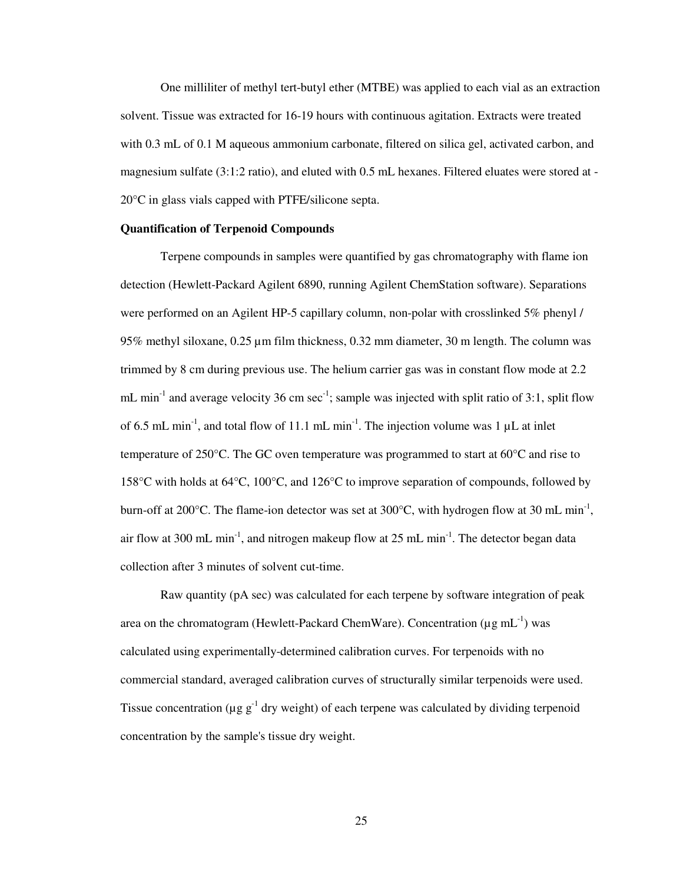One milliliter of methyl tert-butyl ether (MTBE) was applied to each vial as an extraction solvent. Tissue was extracted for 16-19 hours with continuous agitation. Extracts were treated with 0.3 mL of 0.1 M aqueous ammonium carbonate, filtered on silica gel, activated carbon, and magnesium sulfate (3:1:2 ratio), and eluted with 0.5 mL hexanes. Filtered eluates were stored at -20°C in glass vials capped with PTFE/silicone septa.

**Quantification of Terpenoid Compounds**

Terpene compounds in samples were quantified by gas chromatography with flame ion detection (Hewlett-Packard Agilent 6890, running Agilent ChemStation software). Separations were performed on an Agilent HP-5 capillary column, non-polar with crosslinked 5% phenyl / 95% methyl siloxane, 0.25 µm film thickness, 0.32 mm diameter, 30 m length. The column was trimmed by 8 cm during previous use. The helium carrier gas was in constant flow mode at 2.2 mL $min^{-1}$ and average velocity 36 cm $sec^{-1}$; sample was injected with split ratio of 3:1, split flow of 6.5 mL $min^{-1}$, and total flow of 11.1 mL $min^{-1}$. The injection volume was 1 µL at inlet temperature of 250°C. The GC oven temperature was programmed to start at 60°C and rise to 158°C with holds at 64°C, 100°C, and 126°C to improve separation of compounds, followed by burn-off at 200°C. The flame-ion detector was set at 300°C, with hydrogen flow at 30 mL $min^{-1}$, air flow at 300 mL $min^{-1}$, and nitrogen makeup flow at 25 mL $min^{-1}$. The detector began data collection after 3 minutes of solvent cut-time.

Raw quantity (pA sec) was calculated for each terpene by software integration of peak area on the chromatogram (Hewlett-Packard ChemWare). Concentration (µg $mL^{-1}$) was calculated using experimentally-determined calibration curves. For terpenoids with no commercial standard, averaged calibration curves of structurally similar terpenoids were used. Tissue concentration (µg $g^{-1}$ dry weight) of each terpene was calculated by dividing terpenoid concentration by the sample's tissue dry weight.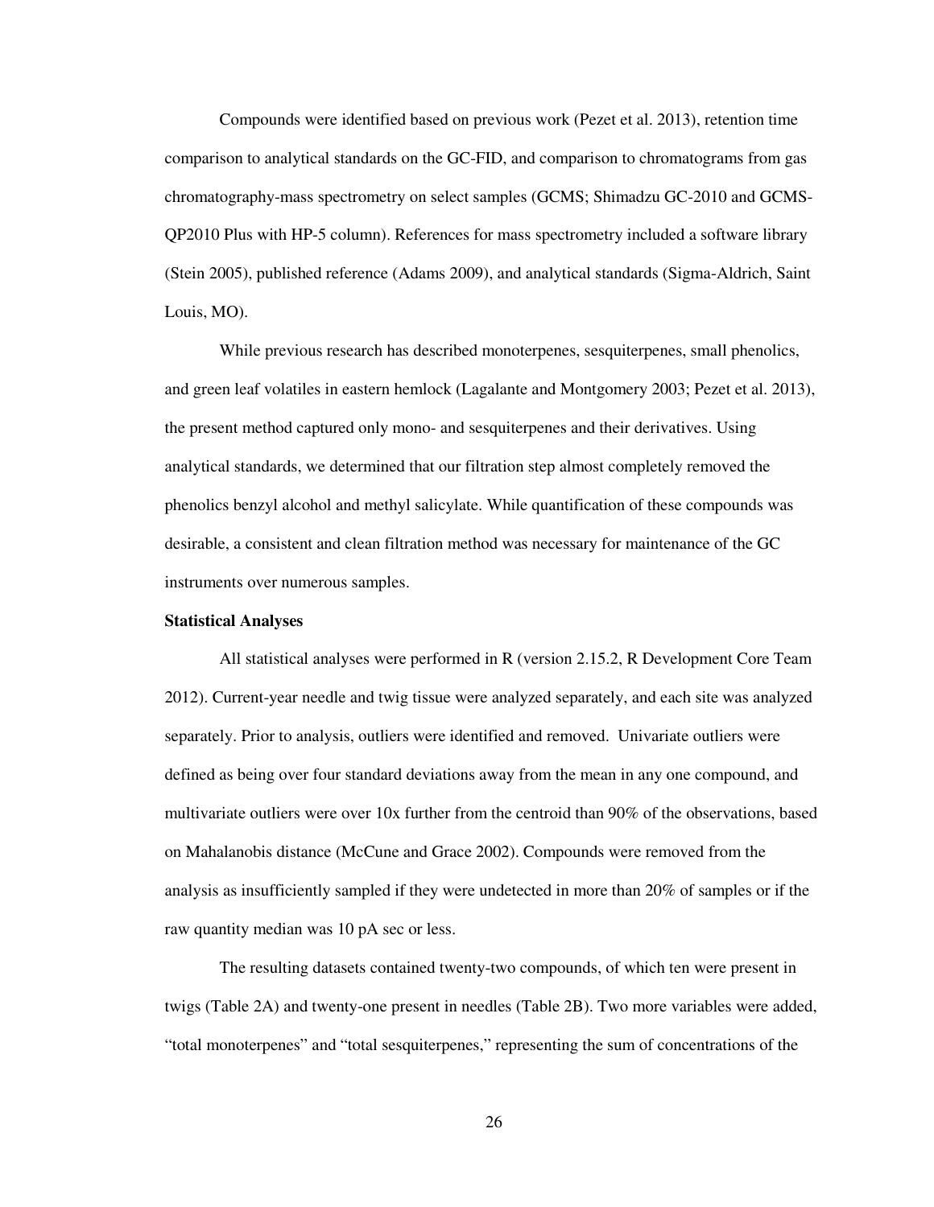Compounds were identified based on previous work (Pezet et al. 2013), retention time comparison to analytical standards on the GC-FID, and comparison to chromatograms from gas chromatography-mass spectrometry on select samples (GCMS; Shimadzu GC-2010 and GCMS-QP2010 Plus with HP-5 column). References for mass spectrometry included a software library (Stein 2005), published reference (Adams 2009), and analytical standards (Sigma-Aldrich, Saint Louis, MO).

While previous research has described monoterpenes, sesquiterpenes, small phenolics, and green leaf volatiles in eastern hemlock (Lagalante and Montgomery 2003; Pezet et al. 2013), the present method captured only mono- and sesquiterpenes and their derivatives. Using analytical standards, we determined that our filtration step almost completely removed the phenolics benzyl alcohol and methyl salicylate. While quantification of these compounds was desirable, a consistent and clean filtration method was necessary for maintenance of the GC instruments over numerous samples.

**Statistical Analyses**

All statistical analyses were performed in R (version 2.15.2, R Development Core Team 2012). Current-year needle and twig tissue were analyzed separately, and each site was analyzed separately. Prior to analysis, outliers were identified and removed. Univariate outliers were defined as being over four standard deviations away from the mean in any one compound, and multivariate outliers were over 10x further from the centroid than 90% of the observations, based on Mahalanobis distance (McCune and Grace 2002). Compounds were removed from the analysis as insufficiently sampled if they were undetected in more than 20% of samples or if the raw quantity median was 10 pA sec or less.

The resulting datasets contained twenty-two compounds, of which ten were present in twigs (Table 2A) and twenty-one present in needles (Table 2B). Two more variables were added, "total monoterpenes" and "total sesquiterpenes," representing the sum of concentrations of the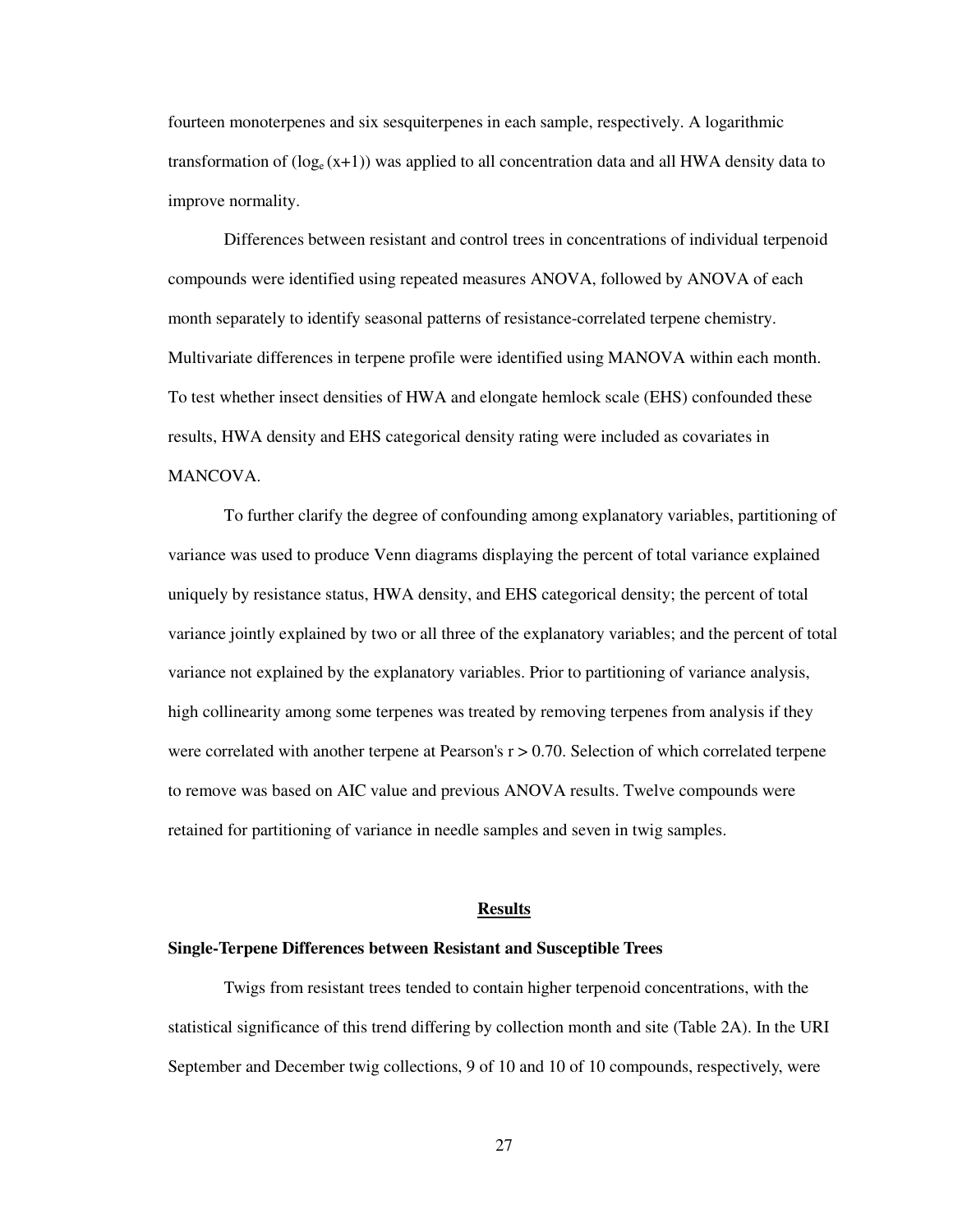fourteen monoterpenes and six sesquiterpenes in each sample, respectively. A logarithmic transformation of ($\log_e(x+1)$) was applied to all concentration data and all HWA density data to improve normality.

Differences between resistant and control trees in concentrations of individual terpenoid compounds were identified using repeated measures ANOVA, followed by ANOVA of each month separately to identify seasonal patterns of resistance-correlated terpene chemistry. Multivariate differences in terpene profile were identified using MANOVA within each month. To test whether insect densities of HWA and elongate hemlock scale (EHS) confounded these results, HWA density and EHS categorical density rating were included as covariates in MANCOVA.

To further clarify the degree of confounding among explanatory variables, partitioning of variance was used to produce Venn diagrams displaying the percent of total variance explained uniquely by resistance status, HWA density, and EHS categorical density; the percent of total variance jointly explained by two or all three of the explanatory variables; and the percent of total variance not explained by the explanatory variables. Prior to partitioning of variance analysis, high collinearity among some terpenes was treated by removing terpenes from analysis if they were correlated with another terpene at Pearson's $r > 0.70$. Selection of which correlated terpene to remove was based on AIC value and previous ANOVA results. Twelve compounds were retained for partitioning of variance in needle samples and seven in twig samples.

## Results

### Single-Terpene Differences between Resistant and Susceptible Trees

Twigs from resistant trees tended to contain higher terpenoid concentrations, with the statistical significance of this trend differing by collection month and site (Table 2A). In the URI September and December twig collections, 9 of 10 and 10 of 10 compounds, respectively, were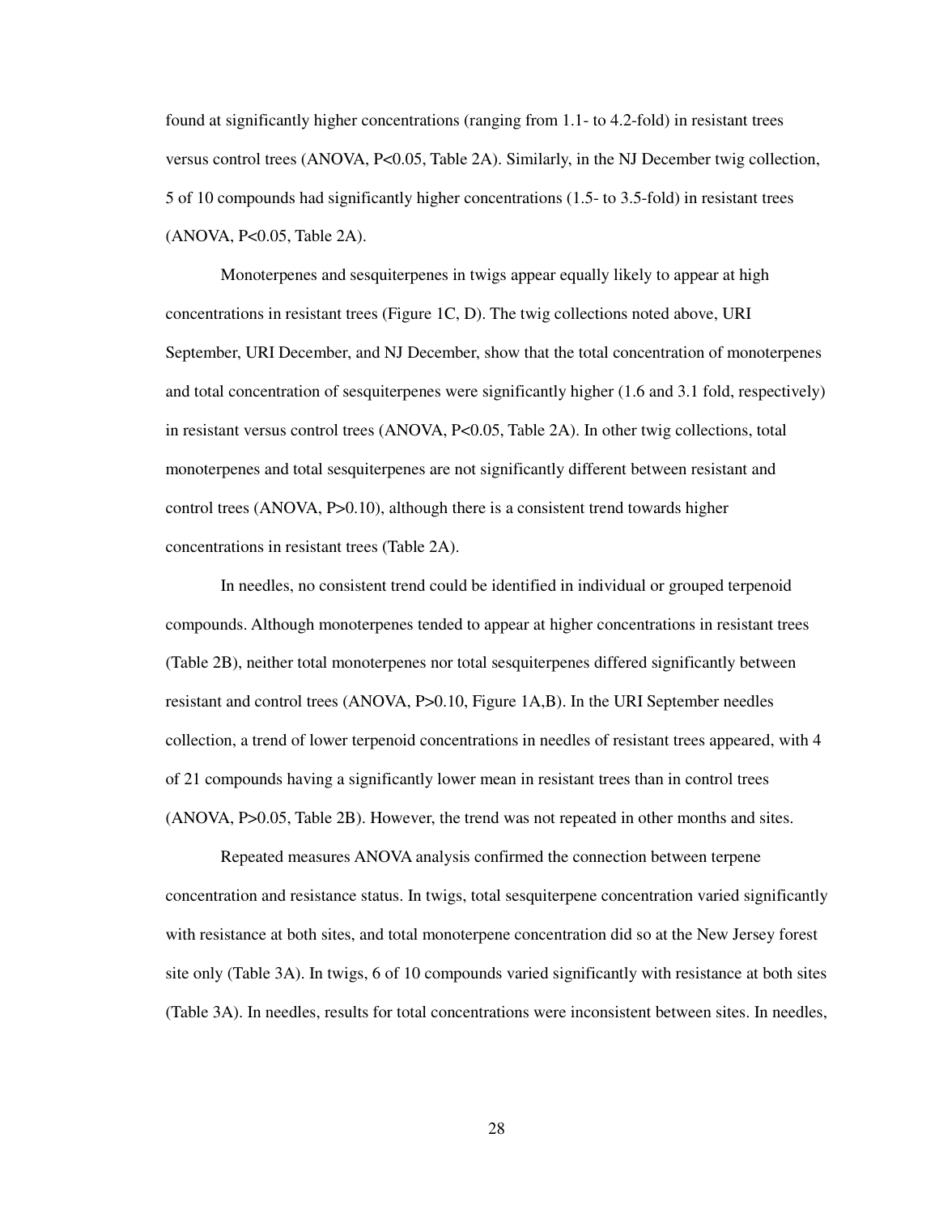found at significantly higher concentrations (ranging from 1.1- to 4.2-fold) in resistant trees versus control trees (ANOVA, $P<0.05$, Table 2A). Similarly, in the NJ December twig collection, 5 of 10 compounds had significantly higher concentrations (1.5- to 3.5-fold) in resistant trees (ANOVA, $P<0.05$, Table 2A).

Monoterpenes and sesquiterpenes in twigs appear equally likely to appear at high concentrations in resistant trees (Figure 1C, D). The twig collections noted above, URI September, URI December, and NJ December, show that the total concentration of monoterpenes and total concentration of sesquiterpenes were significantly higher (1.6 and 3.1 fold, respectively) in resistant versus control trees (ANOVA, $P<0.05$, Table 2A). In other twig collections, total monoterpenes and total sesquiterpenes are not significantly different between resistant and control trees (ANOVA, $P>0.10$), although there is a consistent trend towards higher concentrations in resistant trees (Table 2A).

In needles, no consistent trend could be identified in individual or grouped terpenoid compounds. Although monoterpenes tended to appear at higher concentrations in resistant trees (Table 2B), neither total monoterpenes nor total sesquiterpenes differed significantly between resistant and control trees (ANOVA, $P>0.10$, Figure 1A,B). In the URI September needles collection, a trend of lower terpenoid concentrations in needles of resistant trees appeared, with 4 of 21 compounds having a significantly lower mean in resistant trees than in control trees (ANOVA, $P>0.05$, Table 2B). However, the trend was not repeated in other months and sites.

Repeated measures ANOVA analysis confirmed the connection between terpene concentration and resistance status. In twigs, total sesquiterpene concentration varied significantly with resistance at both sites, and total monoterpene concentration did so at the New Jersey forest site only (Table 3A). In twigs, 6 of 10 compounds varied significantly with resistance at both sites (Table 3A). In needles, results for total concentrations were inconsistent between sites. In needles,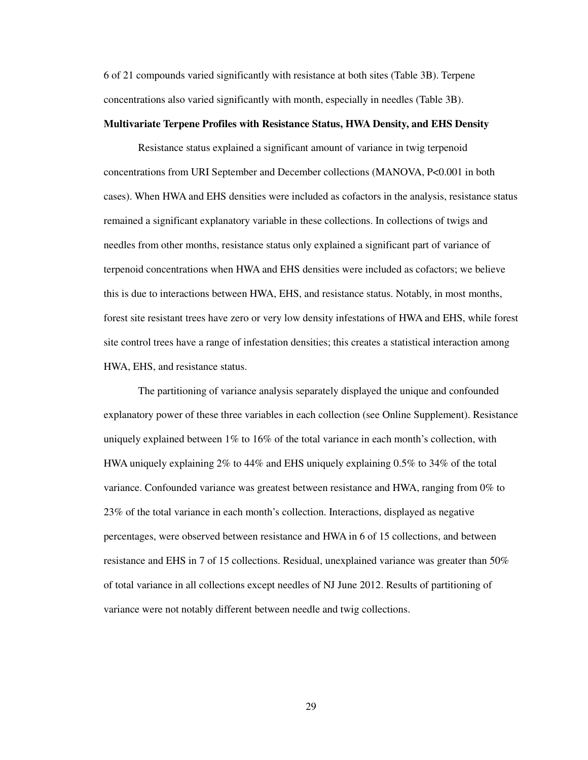6 of 21 compounds varied significantly with resistance at both sites (Table 3B). Terpene concentrations also varied significantly with month, especially in needles (Table 3B).

**Multivariate Terpene Profiles with Resistance Status, HWA Density, and EHS Density**

Resistance status explained a significant amount of variance in twig terpenoid concentrations from URI September and December collections (MANOVA, $P<0.001$ in both cases). When HWA and EHS densities were included as cofactors in the analysis, resistance status remained a significant explanatory variable in these collections. In collections of twigs and needles from other months, resistance status only explained a significant part of variance of terpenoid concentrations when HWA and EHS densities were included as cofactors; we believe this is due to interactions between HWA, EHS, and resistance status. Notably, in most months, forest site resistant trees have zero or very low density infestations of HWA and EHS, while forest site control trees have a range of infestation densities; this creates a statistical interaction among HWA, EHS, and resistance status.

The partitioning of variance analysis separately displayed the unique and confounded explanatory power of these three variables in each collection (see Online Supplement). Resistance uniquely explained between 1% to 16% of the total variance in each month's collection, with HWA uniquely explaining 2% to 44% and EHS uniquely explaining 0.5% to 34% of the total variance. Confounded variance was greatest between resistance and HWA, ranging from 0% to 23% of the total variance in each month's collection. Interactions, displayed as negative percentages, were observed between resistance and HWA in 6 of 15 collections, and between resistance and EHS in 7 of 15 collections. Residual, unexplained variance was greater than 50% of total variance in all collections except needles of NJ June 2012. Results of partitioning of variance were not notably different between needle and twig collections.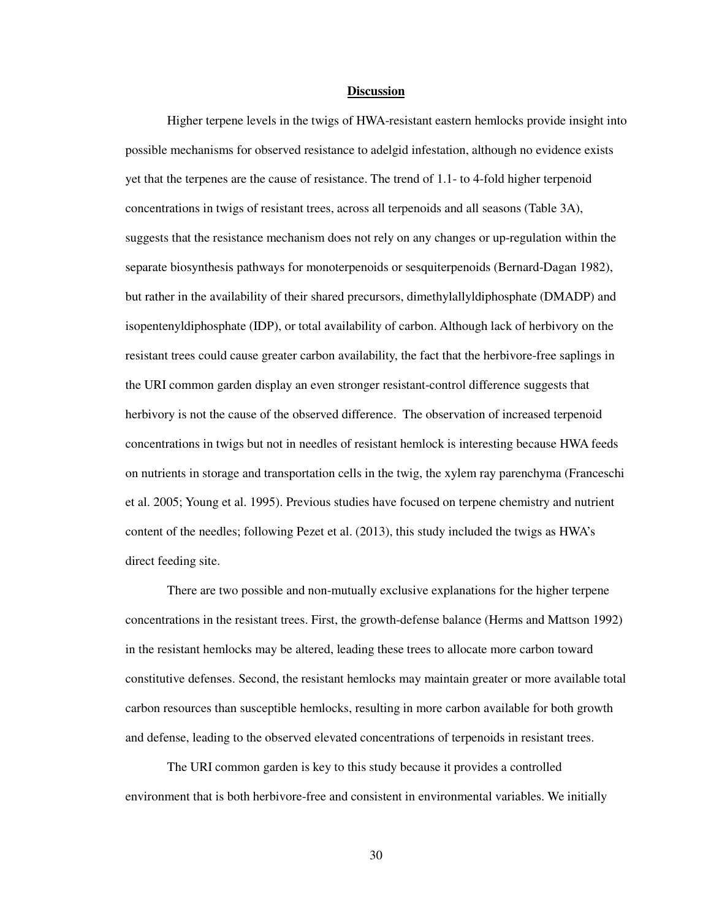## Discussion

Higher terpene levels in the twigs of HWA-resistant eastern hemlocks provide insight into possible mechanisms for observed resistance to adelgid infestation, although no evidence exists yet that the terpenes are the cause of resistance. The trend of 1.1- to 4-fold higher terpenoid concentrations in twigs of resistant trees, across all terpenoids and all seasons (Table 3A), suggests that the resistance mechanism does not rely on any changes or up-regulation within the separate biosynthesis pathways for monoterpenoids or sesquiterpenoids (Bernard-Dagan 1982), but rather in the availability of their shared precursors, dimethylallyldiphosphate (DMADP) and isopentenyldiphosphate (IDP), or total availability of carbon. Although lack of herbivory on the resistant trees could cause greater carbon availability, the fact that the herbivore-free saplings in the URI common garden display an even stronger resistant-control difference suggests that herbivory is not the cause of the observed difference. The observation of increased terpenoid concentrations in twigs but not in needles of resistant hemlock is interesting because HWA feeds on nutrients in storage and transportation cells in the twig, the xylem ray parenchyma (Franceschi et al. 2005; Young et al. 1995). Previous studies have focused on terpene chemistry and nutrient content of the needles; following Pezet et al. (2013), this study included the twigs as HWA's direct feeding site.

There are two possible and non-mutually exclusive explanations for the higher terpene concentrations in the resistant trees. First, the growth-defense balance (Herms and Mattson 1992) in the resistant hemlocks may be altered, leading these trees to allocate more carbon toward constitutive defenses. Second, the resistant hemlocks may maintain greater or more available total carbon resources than susceptible hemlocks, resulting in more carbon available for both growth and defense, leading to the observed elevated concentrations of terpenoids in resistant trees.

The URI common garden is key to this study because it provides a controlled environment that is both herbivore-free and consistent in environmental variables. We initially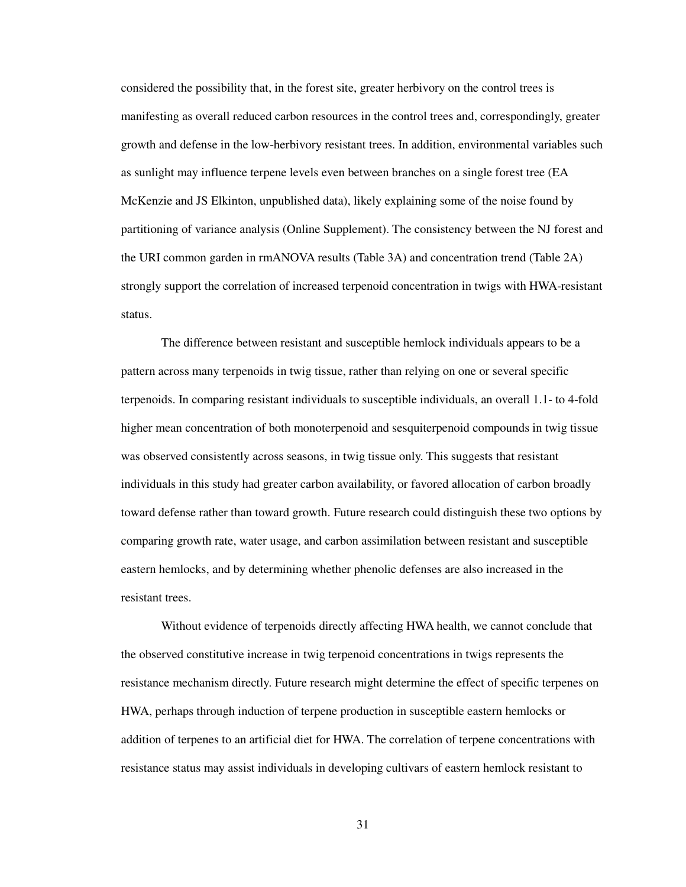considered the possibility that, in the forest site, greater herbivory on the control trees is manifesting as overall reduced carbon resources in the control trees and, correspondingly, greater growth and defense in the low-herbivory resistant trees. In addition, environmental variables such as sunlight may influence terpene levels even between branches on a single forest tree (EA McKenzie and JS Elkinton, unpublished data), likely explaining some of the noise found by partitioning of variance analysis (Online Supplement). The consistency between the NJ forest and the URI common garden in rmANOVA results (Table 3A) and concentration trend (Table 2A) strongly support the correlation of increased terpenoid concentration in twigs with HWA-resistant status.

The difference between resistant and susceptible hemlock individuals appears to be a pattern across many terpenoids in twig tissue, rather than relying on one or several specific terpenoids. In comparing resistant individuals to susceptible individuals, an overall 1.1- to 4-fold higher mean concentration of both monoterpenoid and sesquiterpenoid compounds in twig tissue was observed consistently across seasons, in twig tissue only. This suggests that resistant individuals in this study had greater carbon availability, or favored allocation of carbon broadly toward defense rather than toward growth. Future research could distinguish these two options by comparing growth rate, water usage, and carbon assimilation between resistant and susceptible eastern hemlocks, and by determining whether phenolic defenses are also increased in the resistant trees.

Without evidence of terpenoids directly affecting HWA health, we cannot conclude that the observed constitutive increase in twig terpenoid concentrations in twigs represents the resistance mechanism directly. Future research might determine the effect of specific terpenes on HWA, perhaps through induction of terpene production in susceptible eastern hemlocks or addition of terpenes to an artificial diet for HWA. The correlation of terpene concentrations with resistance status may assist individuals in developing cultivars of eastern hemlock resistant to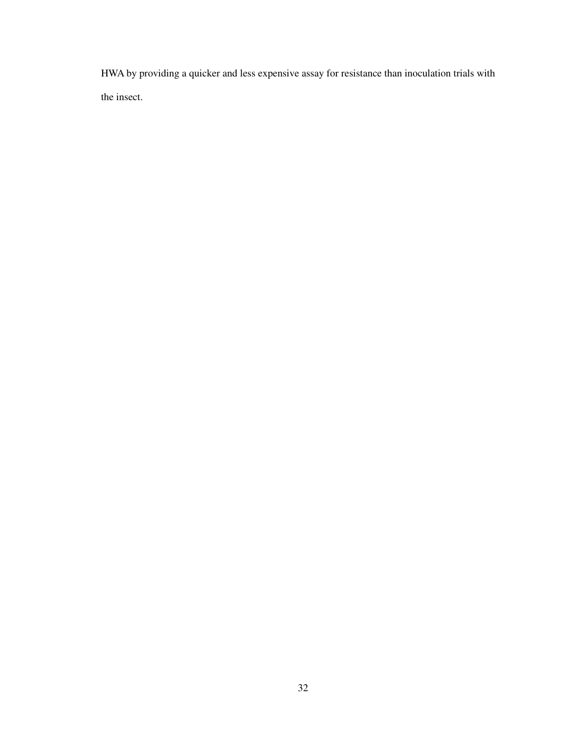HWA by providing a quicker and less expensive assay for resistance than inoculation trials with the insect.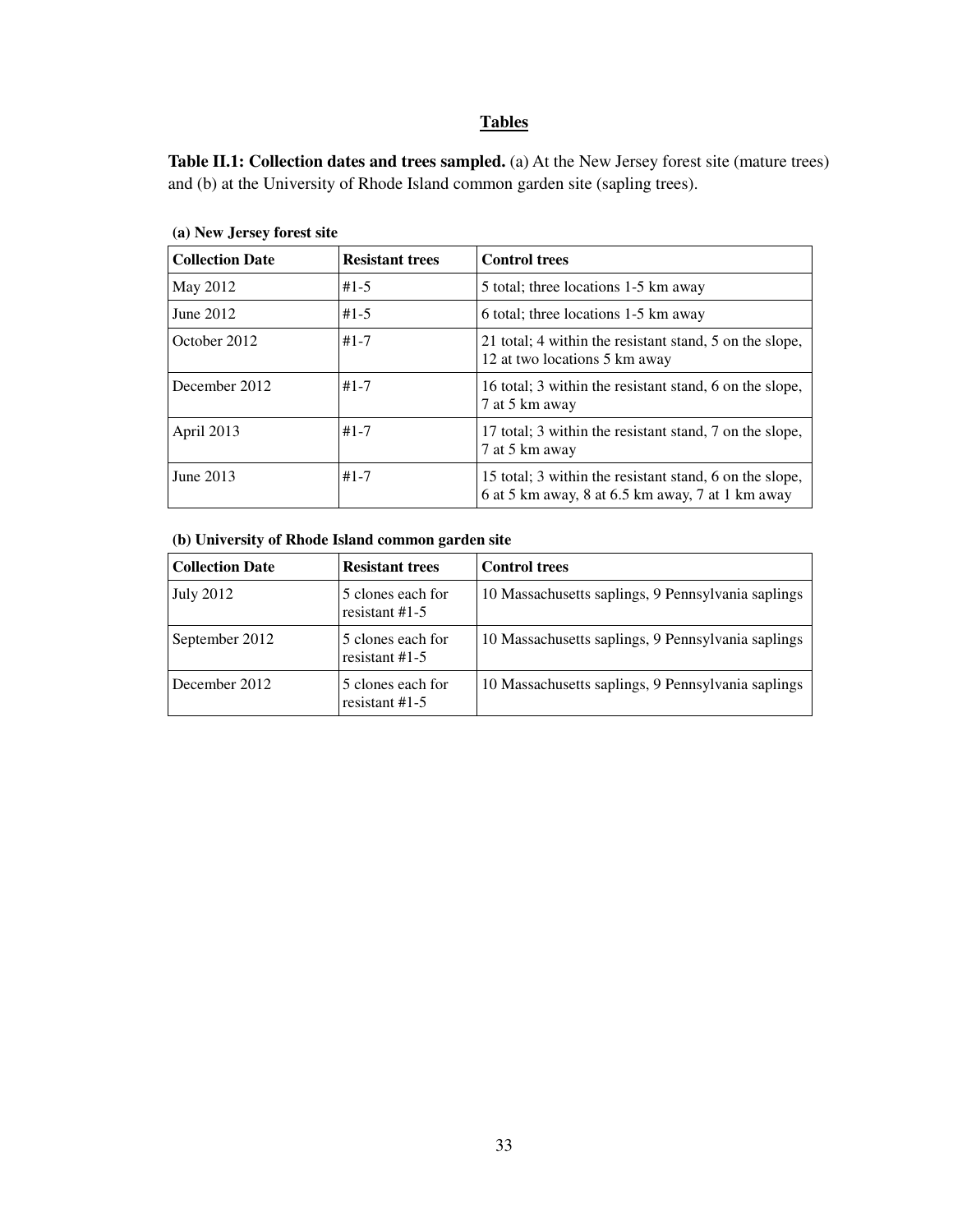## Tables

**Table II.1: Collection dates and trees sampled.** (a) At the New Jersey forest site (mature trees) and (b) at the University of Rhode Island common garden site (sapling trees).

**(a) New Jersey forest site**

| Collection Date | Resistant trees | Control trees |
|---|---|---|
| May 2012 | #1-5 | 5 total; three locations 1-5 km away |
| June 2012 | #1-5 | 6 total; three locations 1-5 km away |
| October 2012 | #1-7 | 21 total; 4 within the resistant stand, 5 on the slope, 12 at two locations 5 km away |
| December 2012 | #1-7 | 16 total; 3 within the resistant stand, 6 on the slope, 7 at 5 km away |
| April 2013 | #1-7 | 17 total; 3 within the resistant stand, 7 on the slope, 7 at 5 km away |
| June 2013 | #1-7 | 15 total; 3 within the resistant stand, 6 on the slope, 6 at 5 km away, 8 at 6.5 km away, 7 at 1 km away |

**(b) University of Rhode Island common garden site**

| Collection Date | Resistant trees | Control trees |
|---|---|---|
| July 2012 | 5 clones each for resistant #1-5 | 10 Massachusetts saplings, 9 Pennsylvania saplings |
| September 2012 | 5 clones each for resistant #1-5 | 10 Massachusetts saplings, 9 Pennsylvania saplings |
| December 2012 | 5 clones each for resistant #1-5 | 10 Massachusetts saplings, 9 Pennsylvania saplings |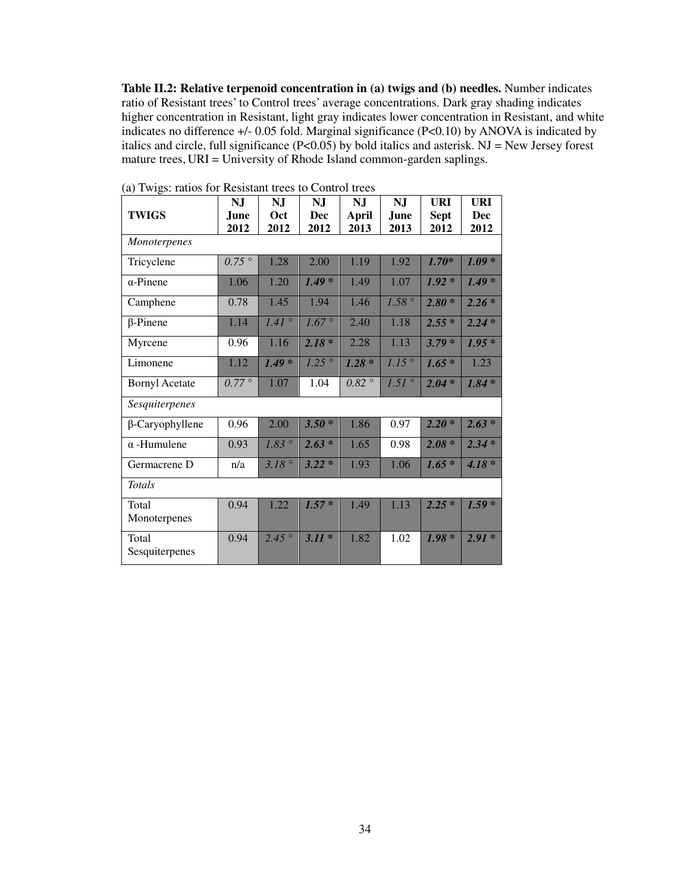**Table II.2: Relative terpenoid concentration in (a) twigs and (b) needles.** Number indicates ratio of Resistant trees' to Control trees' average concentrations. Dark gray shading indicates higher concentration in Resistant, light gray indicates lower concentration in Resistant, and white indicates no difference +/- 0.05 fold. Marginal significance (P<0.10) by ANOVA is indicated by italics and circle, full significance (P<0.05) by bold italics and asterisk. NJ = New Jersey forest mature trees, URI = University of Rhode Island common-garden saplings.

(a) Twigs: ratios for Resistant trees to Control trees

| TWIGS | NJ June 2012 | NJ Oct 2012 | NJ Dec 2012 | NJ April 2013 | NJ June 2013 | URI Sept 2012 | URI Dec 2012 |
|---|---|---|---|---|---|---|---|
| *Monoterpenes* | | | | | | | |
| Tricyclene | *0.75 °* | 1.28 | 2.00 | 1.19 | 1.92 | ***1.70**** | ***1.09 **** |
| α-Pinene | 1.06 | 1.20 | ***1.49 **** | 1.49 | 1.07 | ***1.92 **** | ***1.49 **** |
| Camphene | 0.78 | 1.45 | 1.94 | 1.46 | *1.58 °* | ***2.80 **** | ***2.26 **** |
| β-Pinene | 1.14 | *1.41 °* | *1.67 °* | 2.40 | 1.18 | ***2.55 **** | ***2.24 **** |
| Myrcene | 0.96 | 1.16 | ***2.18 **** | 2.28 | 1.13 | ***3.79 **** | ***1.95 **** |
| Limonene | 1.12 | ***1.49 **** | *1.25 °* | ***1.28 **** | *1.15 °* | ***1.65 **** | 1.23 |
| Bornyl Acetate | *0.77 °* | 1.07 | 1.04 | *0.82 °* | *1.51 °* | ***2.04 **** | ***1.84 **** |
| *Sesquiterpenes* | | | | | | | |
| β-Caryophyllene | 0.96 | 2.00 | ***3.50 **** | 1.86 | 0.97 | ***2.20 **** | ***2.63 **** |
| α -Humulene | 0.93 | *1.83 °* | ***2.63 **** | 1.65 | 0.98 | ***2.08 **** | ***2.34 **** |
| Germacrene D | n/a | *3.18 °* | ***3.22 **** | 1.93 | 1.06 | ***1.65 **** | ***4.18 **** |
| *Totals* | | | | | | | |
| Total Monoterpenes | 0.94 | 1.22 | ***1.57 **** | 1.49 | 1.13 | ***2.25 **** | ***1.59 **** |
| Total Sesquiterpenes | 0.94 | *2.45 °* | ***3.11 **** | 1.82 | 1.02 | ***1.98 **** | ***2.91 **** |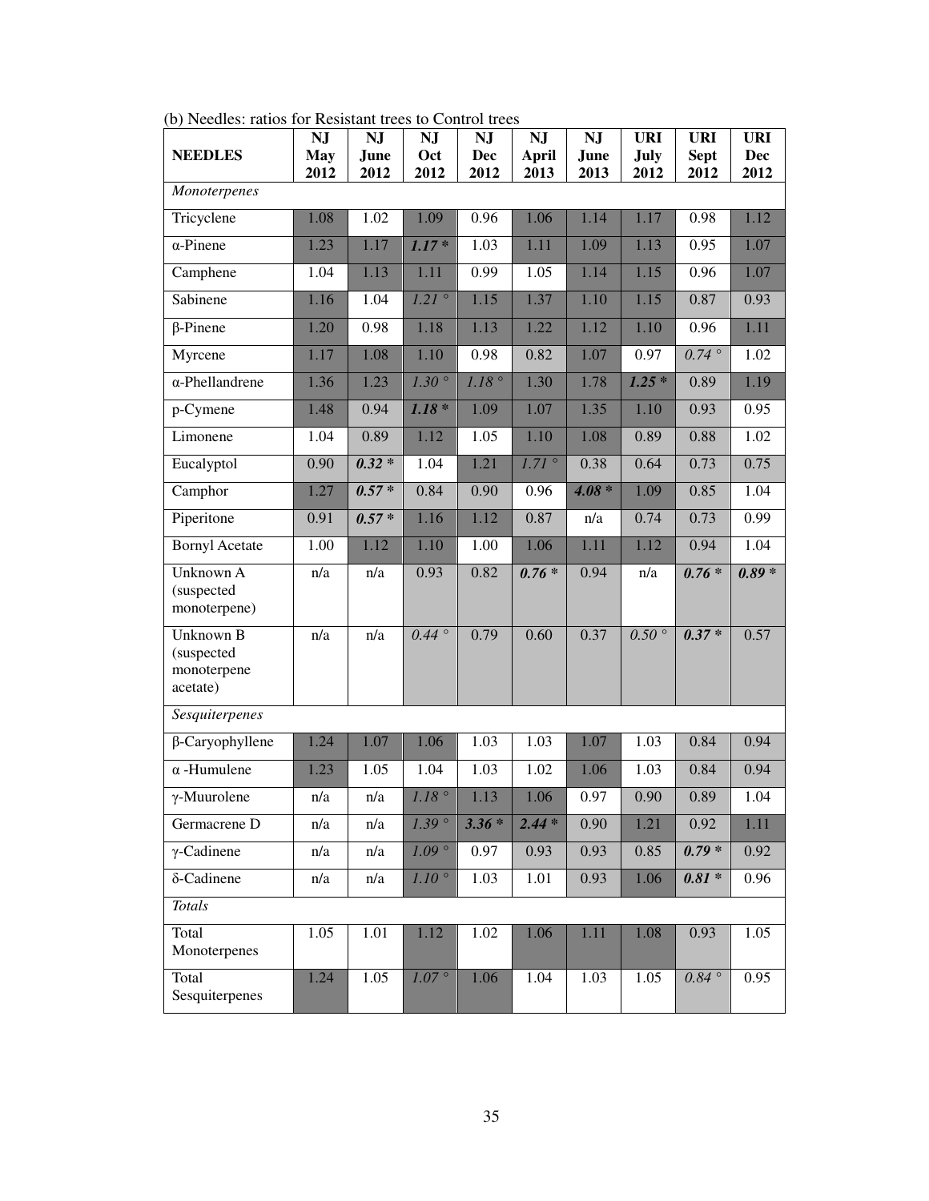(b) Needles: ratios for Resistant trees to Control trees

| NEEDLES | NJ May 2012 | NJ June 2012 | NJ Oct 2012 | NJ Dec 2012 | NJ April 2013 | NJ June 2013 | URI July 2012 | URI Sept 2012 | URI Dec 2012 |
|---|---|---|---|---|---|---|---|---|---|
| *Monoterpenes* | | | | | | | | | |
| Tricyclene | 1.08 | 1.02 | 1.09 | 0.96 | 1.06 | 1.14 | 1.17 | 0.98 | 1.12 |
| α-Pinene | 1.23 | 1.17 | ***1.17 **** | 1.03 | 1.11 | 1.09 | 1.13 | 0.95 | 1.07 |
| Camphene | 1.04 | 1.13 | 1.11 | 0.99 | 1.05 | 1.14 | 1.15 | 0.96 | 1.07 |
| Sabinene | 1.16 | 1.04 | *1.21 °* | 1.15 | 1.37 | 1.10 | 1.15 | 0.87 | 0.93 |
| β-Pinene | 1.20 | 0.98 | 1.18 | 1.13 | 1.22 | 1.12 | 1.10 | 0.96 | 1.11 |
| Myrcene | 1.17 | 1.08 | 1.10 | 0.98 | 0.82 | 1.07 | 0.97 | *0.74 °* | 1.02 |
| α-Phellandrene | 1.36 | 1.23 | *1.30 °* | *1.18 °* | 1.30 | 1.78 | ***1.25 **** | 0.89 | 1.19 |
| p-Cymene | 1.48 | 0.94 | ***1.18 **** | 1.09 | 1.07 | 1.35 | 1.10 | 0.93 | 0.95 |
| Limonene | 1.04 | 0.89 | 1.12 | 1.05 | 1.10 | 1.08 | 0.89 | 0.88 | 1.02 |
| Eucalyptol | 0.90 | ***0.32 **** | 1.04 | 1.21 | *1.71 °* | 0.38 | 0.64 | 0.73 | 0.75 |
| Camphor | 1.27 | ***0.57 **** | 0.84 | 0.90 | 0.96 | ***4.08 **** | 1.09 | 0.85 | 1.04 |
| Piperitone | 0.91 | ***0.57 **** | 1.16 | 1.12 | 0.87 | n/a | 0.74 | 0.73 | 0.99 |
| Bornyl Acetate | 1.00 | 1.12 | 1.10 | 1.00 | 1.06 | 1.11 | 1.12 | 0.94 | 1.04 |
| Unknown A (suspected monoterpene) | n/a | n/a | 0.93 | 0.82 | ***0.76 **** | 0.94 | n/a | ***0.76 **** | ***0.89 **** |
| Unknown B (suspected monoterpene acetate) | n/a | n/a | *0.44 °* | 0.79 | 0.60 | 0.37 | *0.50 °* | ***0.37 **** | 0.57 |
| *Sesquiterpenes* | | | | | | | | | |
| β-Caryophyllene | 1.24 | 1.07 | 1.06 | 1.03 | 1.03 | 1.07 | 1.03 | 0.84 | 0.94 |
| α -Humulene | 1.23 | 1.05 | 1.04 | 1.03 | 1.02 | 1.06 | 1.03 | 0.84 | 0.94 |
| γ-Muurolene | n/a | n/a | *1.18 °* | 1.13 | 1.06 | 0.97 | 0.90 | 0.89 | 1.04 |
| Germacrene D | n/a | n/a | *1.39 °* | ***3.36 **** | ***2.44 **** | 0.90 | 1.21 | 0.92 | 1.11 |
| γ-Cadinene | n/a | n/a | *1.09 °* | 0.97 | 0.93 | 0.93 | 0.85 | ***0.79 **** | 0.92 |
| δ-Cadinene | n/a | n/a | *1.10 °* | 1.03 | 1.01 | 0.93 | 1.06 | ***0.81 **** | 0.96 |
| *Totals* | | | | | | | | | |
| Total Monoterpenes | 1.05 | 1.01 | 1.12 | 1.02 | 1.06 | 1.11 | 1.08 | 0.93 | 1.05 |
| Total Sesquiterpenes | 1.24 | 1.05 | *1.07 °* | 1.06 | 1.04 | 1.03 | 1.05 | *0.84 °* | 0.95 |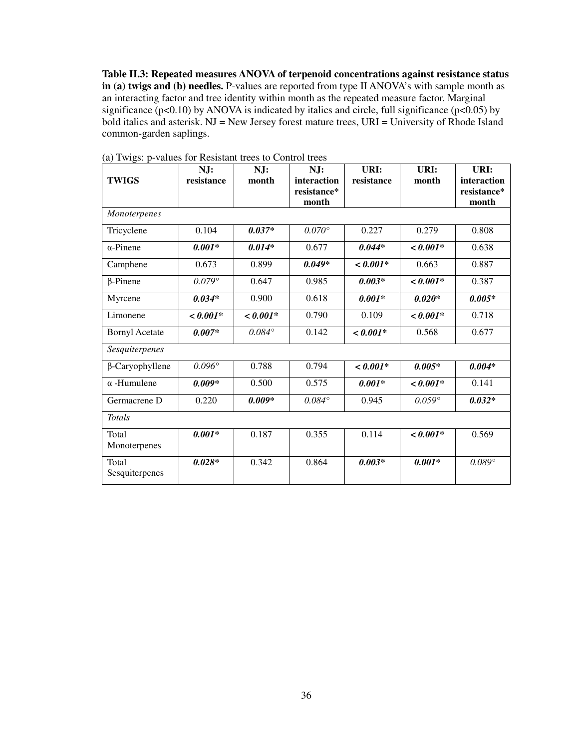**Table II.3: Repeated measures ANOVA of terpenoid concentrations against resistance status in (a) twigs and (b) needles.** P-values are reported from type II ANOVA's with sample month as an interacting factor and tree identity within month as the repeated measure factor. Marginal significance (p<0.10) by ANOVA is indicated by italics and circle, full significance (p<0.05) by bold italics and asterisk. NJ = New Jersey forest mature trees, URI = University of Rhode Island common-garden saplings.

(a) Twigs: p-values for Resistant trees to Control trees

| TWIGS | NJ: resistance | NJ: month | NJ: interaction resistance* month | URI: resistance | URI: month | URI: interaction resistance* month |
|---|---|---|---|---|---|---|
| *Monoterpenes* | | | | | | |
| Tricyclene | 0.104 | ***0.037**** | *0.070°* | 0.227 | 0.279 | 0.808 |
| α-Pinene | ***0.001**** | ***0.014**** | 0.677 | ***0.044**** | ***< 0.001**** | 0.638 |
| Camphene | 0.673 | 0.899 | ***0.049**** | ***< 0.001**** | 0.663 | 0.887 |
| β-Pinene | *0.079°* | 0.647 | 0.985 | ***0.003**** | ***< 0.001**** | 0.387 |
| Myrcene | ***0.034**** | 0.900 | 0.618 | ***0.001**** | ***0.020**** | ***0.005**** |
| Limonene | ***< 0.001**** | ***< 0.001**** | 0.790 | 0.109 | ***< 0.001**** | 0.718 |
| Bornyl Acetate | ***0.007**** | *0.084°* | 0.142 | ***< 0.001**** | 0.568 | 0.677 |
| *Sesquiterpenes* | | | | | | |
| β-Caryophyllene | *0.096°* | 0.788 | 0.794 | ***< 0.001**** | ***0.005**** | ***0.004**** |
| α -Humulene | ***0.009**** | 0.500 | 0.575 | ***0.001**** | ***< 0.001**** | 0.141 |
| Germacrene D | 0.220 | ***0.009**** | *0.084°* | 0.945 | *0.059°* | ***0.032**** |
| *Totals* | | | | | | |
| Total Monoterpenes | ***0.001**** | 0.187 | 0.355 | 0.114 | ***< 0.001**** | 0.569 |
| Total Sesquiterpenes | ***0.028**** | 0.342 | 0.864 | ***0.003**** | ***0.001**** | *0.089°* |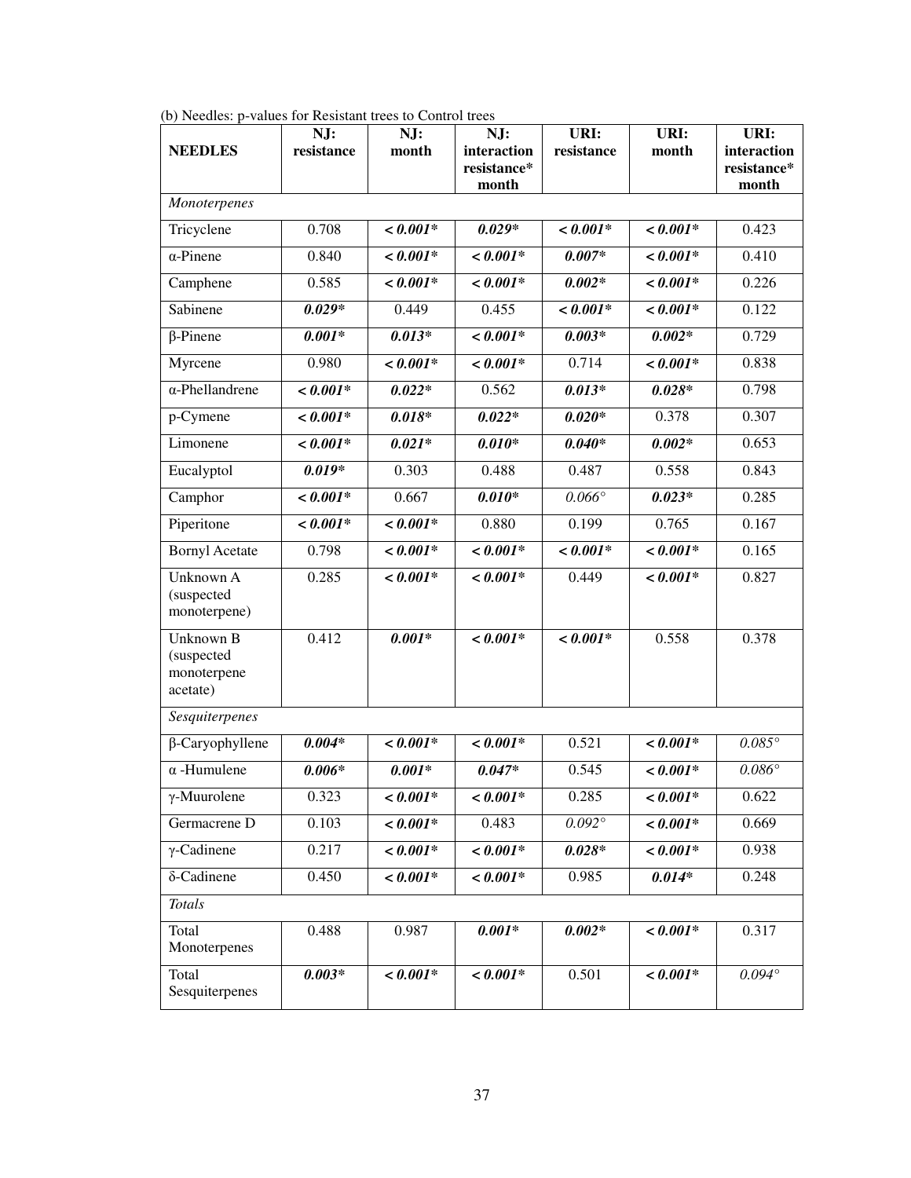(b) Needles: p-values for Resistant trees to Control trees

| NEEDLES | NJ: resistance | NJ: month | NJ: interaction resistance* month | URI: resistance | URI: month | URI: interaction resistance* month |
|---|---|---|---|---|---|---|
| *Monoterpenes* | | | | | | |
| Tricyclene | 0.708 | ***< 0.001**** | ***0.029**** | ***< 0.001**** | ***< 0.001**** | 0.423 |
| α-Pinene | 0.840 | ***< 0.001**** | ***< 0.001**** | ***0.007**** | ***< 0.001**** | 0.410 |
| Camphene | 0.585 | ***< 0.001**** | ***< 0.001**** | ***0.002**** | ***< 0.001**** | 0.226 |
| Sabinene | ***0.029**** | 0.449 | 0.455 | ***< 0.001**** | ***< 0.001**** | 0.122 |
| β-Pinene | ***0.001**** | ***0.013**** | ***< 0.001**** | ***0.003**** | ***0.002**** | 0.729 |
| Myrcene | 0.980 | ***< 0.001**** | ***< 0.001**** | 0.714 | ***< 0.001**** | 0.838 |
| α-Phellandrene | ***< 0.001**** | ***0.022**** | 0.562 | ***0.013**** | ***0.028**** | 0.798 |
| p-Cymene | ***< 0.001**** | ***0.018**** | ***0.022**** | ***0.020**** | 0.378 | 0.307 |
| Limonene | ***< 0.001**** | ***0.021**** | ***0.010**** | ***0.040**** | ***0.002**** | 0.653 |
| Eucalyptol | ***0.019**** | 0.303 | 0.488 | 0.487 | 0.558 | 0.843 |
| Camphor | ***< 0.001**** | 0.667 | ***0.010**** | *0.066°* | ***0.023**** | 0.285 |
| Piperitone | ***< 0.001**** | ***< 0.001**** | 0.880 | 0.199 | 0.765 | 0.167 |
| Bornyl Acetate | 0.798 | ***< 0.001**** | ***< 0.001**** | ***< 0.001**** | ***< 0.001**** | 0.165 |
| Unknown A (suspected monoterpene) | 0.285 | ***< 0.001**** | ***< 0.001**** | 0.449 | ***< 0.001**** | 0.827 |
| Unknown B (suspected monoterpene acetate) | 0.412 | ***0.001**** | ***< 0.001**** | ***< 0.001**** | 0.558 | 0.378 |
| *Sesquiterpenes* | | | | | | |
| β-Caryophyllene | ***0.004**** | ***< 0.001**** | ***< 0.001**** | 0.521 | ***< 0.001**** | *0.085°* |
| α -Humulene | ***0.006**** | ***0.001**** | ***0.047**** | 0.545 | ***< 0.001**** | *0.086°* |
| γ-Muurolene | 0.323 | ***< 0.001**** | ***< 0.001**** | 0.285 | ***< 0.001**** | 0.622 |
| Germacrene D | 0.103 | ***< 0.001**** | 0.483 | *0.092°* | ***< 0.001**** | 0.669 |
| γ-Cadinene | 0.217 | ***< 0.001**** | ***< 0.001**** | ***0.028**** | ***< 0.001**** | 0.938 |
| δ-Cadinene | 0.450 | ***< 0.001**** | ***< 0.001**** | 0.985 | ***0.014**** | 0.248 |
| *Totals* | | | | | | |
| Total Monoterpenes | 0.488 | 0.987 | ***0.001**** | ***0.002**** | ***< 0.001**** | 0.317 |
| Total Sesquiterpenes | ***0.003**** | ***< 0.001**** | ***< 0.001**** | 0.501 | ***< 0.001**** | *0.094°* |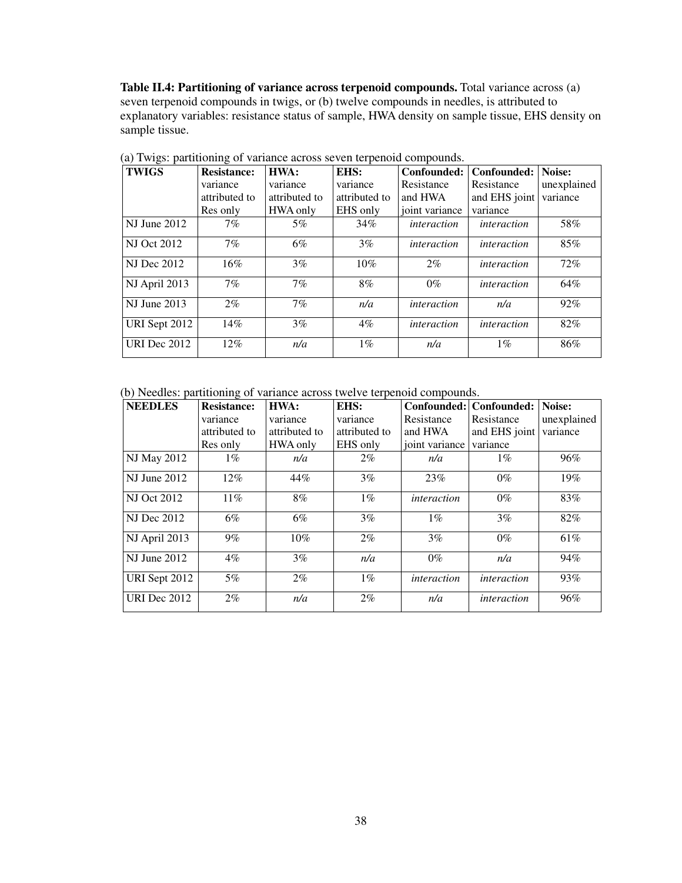**Table II.4: Partitioning of variance across terpenoid compounds.** Total variance across (a) seven terpenoid compounds in twigs, or (b) twelve compounds in needles, is attributed to explanatory variables: resistance status of sample, HWA density on sample tissue, EHS density on sample tissue.

(a) Twigs: partitioning of variance across seven terpenoid compounds.

| **TWIGS** | **Resistance:** variance attributed to Res only | **HWA:** variance attributed to HWA only | **EHS:** variance attributed to EHS only | **Confounded:** Resistance and HWA joint variance | **Confounded:** Resistance and EHS joint variance | **Noise:** unexplained variance |
|---|---|---|---|---|---|---|
| NJ June 2012 | 7% | 5% | 34% | *interaction* | *interaction* | 58% |
| NJ Oct 2012 | 7% | 6% | 3% | *interaction* | *interaction* | 85% |
| NJ Dec 2012 | 16% | 3% | 10% | 2% | *interaction* | 72% |
| NJ April 2013 | 7% | 7% | 8% | 0% | *interaction* | 64% |
| NJ June 2013 | 2% | 7% | *n/a* | *interaction* | *n/a* | 92% |
| URI Sept 2012 | 14% | 3% | 4% | *interaction* | *interaction* | 82% |
| URI Dec 2012 | 12% | *n/a* | 1% | *n/a* | 1% | 86% |

(b) Needles: partitioning of variance across twelve terpenoid compounds.

| **NEEDLES** | **Resistance:** variance attributed to Res only | **HWA:** variance attributed to HWA only | **EHS:** variance attributed to EHS only | **Confounded:** Resistance and HWA joint variance | **Confounded:** Resistance and EHS joint variance | **Noise:** unexplained variance |
|---|---|---|---|---|---|---|
| NJ May 2012 | 1% | *n/a* | 2% | *n/a* | 1% | 96% |
| NJ June 2012 | 12% | 44% | 3% | 23% | 0% | 19% |
| NJ Oct 2012 | 11% | 8% | 1% | *interaction* | 0% | 83% |
| NJ Dec 2012 | 6% | 6% | 3% | 1% | 3% | 82% |
| NJ April 2013 | 9% | 10% | 2% | 3% | 0% | 61% |
| NJ June 2012 | 4% | 3% | *n/a* | 0% | *n/a* | 94% |
| URI Sept 2012 | 5% | 2% | 1% | *interaction* | *interaction* | 93% |
| URI Dec 2012 | 2% | *n/a* | 2% | *n/a* | *interaction* | 96% |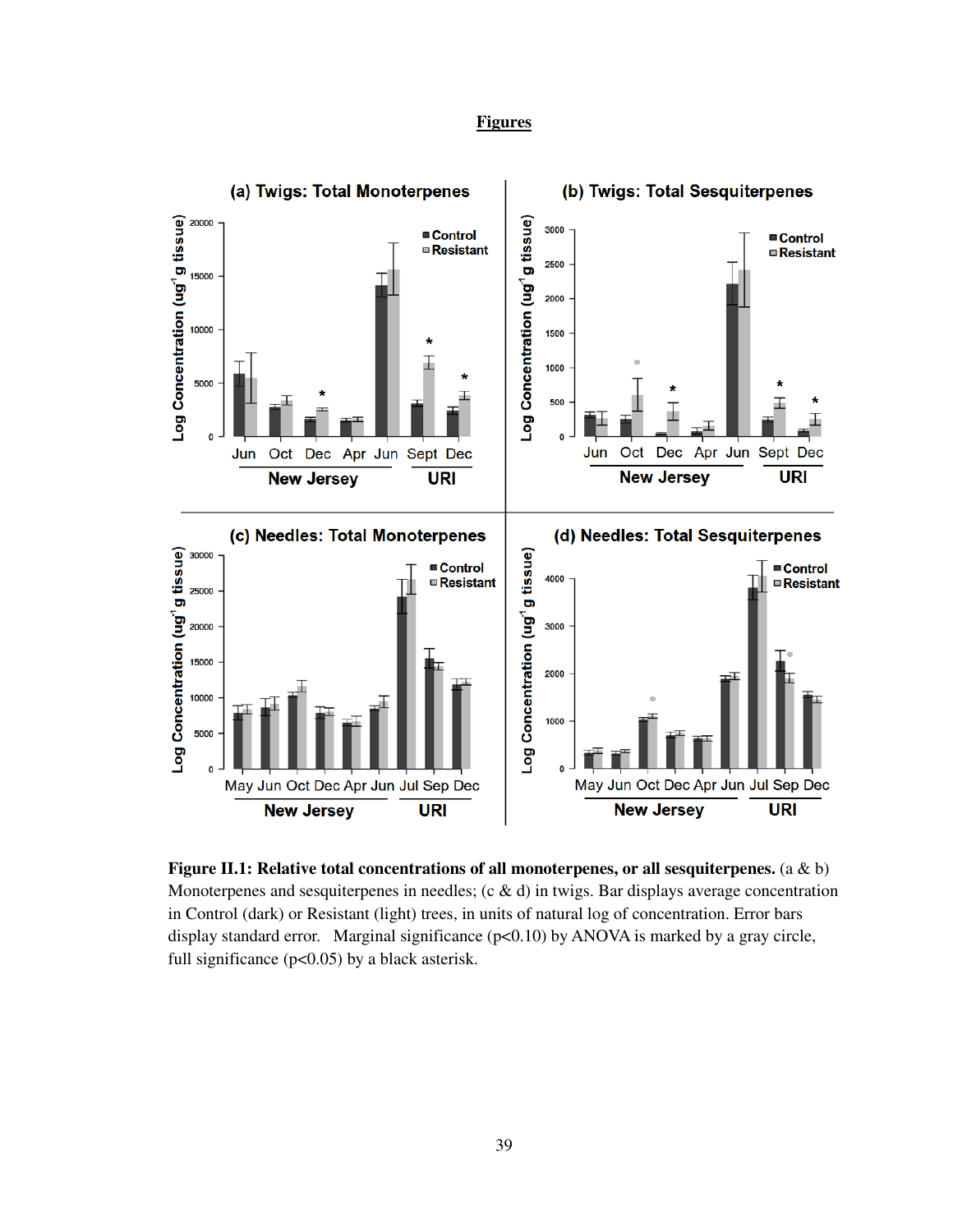## Figures

**Figure II.1: Relative total concentrations of all monoterpenes, or all sesquiterpenes.** (a & b) Monoterpenes and sesquiterpenes in needles; (c & d) in twigs. Bar displays average concentration in Control (dark) or Resistant (light) trees, in units of natural log of concentration. Error bars display standard error. Marginal significance ($p<0.10$) by ANOVA is marked by a gray circle, full significance ($p<0.05$) by a black asterisk.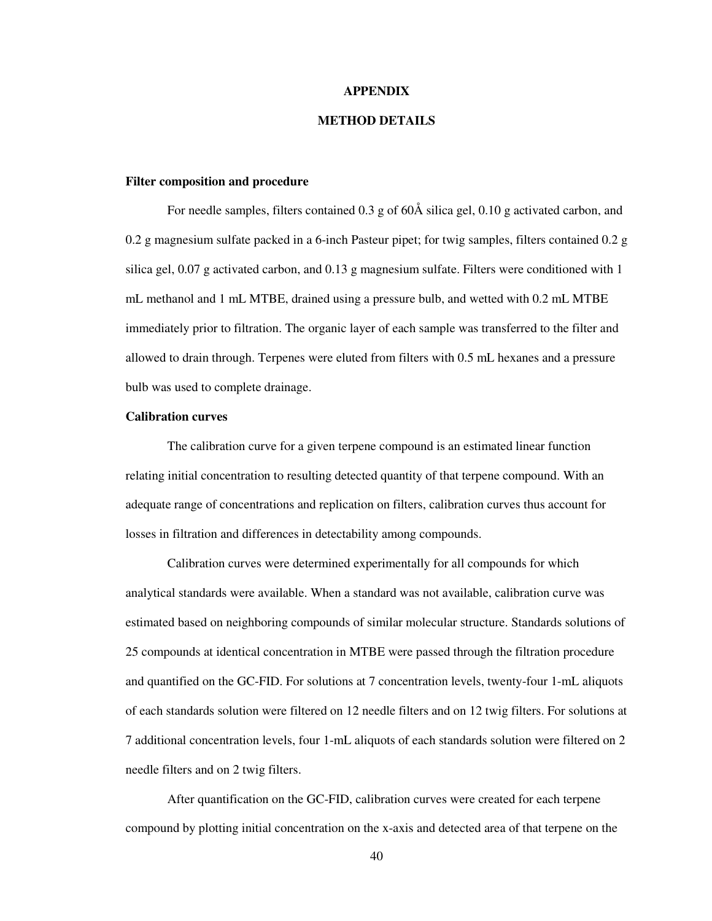# APPENDIX

## METHOD DETAILS

### Filter composition and procedure

For needle samples, filters contained 0.3 g of 60Å silica gel, 0.10 g activated carbon, and 0.2 g magnesium sulfate packed in a 6-inch Pasteur pipet; for twig samples, filters contained 0.2 g silica gel, 0.07 g activated carbon, and 0.13 g magnesium sulfate. Filters were conditioned with 1 mL methanol and 1 mL MTBE, drained using a pressure bulb, and wetted with 0.2 mL MTBE immediately prior to filtration. The organic layer of each sample was transferred to the filter and allowed to drain through. Terpenes were eluted from filters with 0.5 mL hexanes and a pressure bulb was used to complete drainage.

### Calibration curves

The calibration curve for a given terpene compound is an estimated linear function relating initial concentration to resulting detected quantity of that terpene compound. With an adequate range of concentrations and replication on filters, calibration curves thus account for losses in filtration and differences in detectability among compounds.

Calibration curves were determined experimentally for all compounds for which analytical standards were available. When a standard was not available, calibration curve was estimated based on neighboring compounds of similar molecular structure. Standards solutions of 25 compounds at identical concentration in MTBE were passed through the filtration procedure and quantified on the GC-FID. For solutions at 7 concentration levels, twenty-four 1-mL aliquots of each standards solution were filtered on 12 needle filters and on 12 twig filters. For solutions at 7 additional concentration levels, four 1-mL aliquots of each standards solution were filtered on 2 needle filters and on 2 twig filters.

After quantification on the GC-FID, calibration curves were created for each terpene compound by plotting initial concentration on the x-axis and detected area of that terpene on the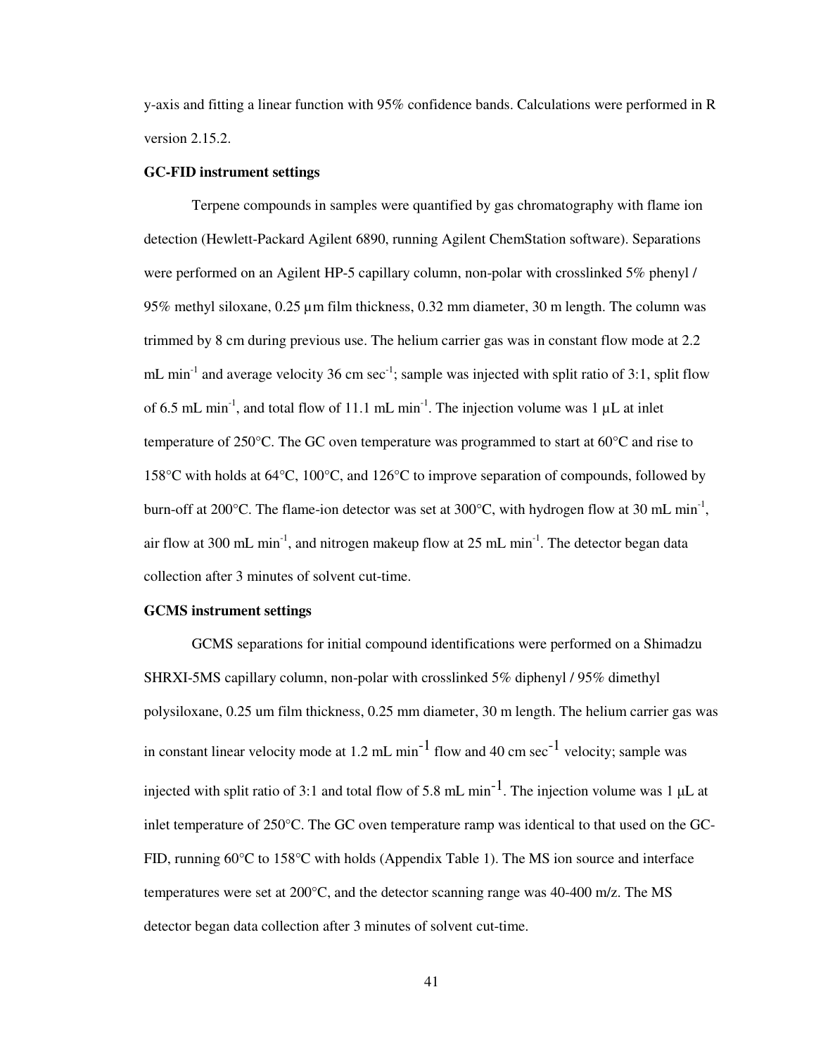y-axis and fitting a linear function with 95% confidence bands. Calculations were performed in R version 2.15.2.

**GC-FID instrument settings**

Terpene compounds in samples were quantified by gas chromatography with flame ion detection (Hewlett-Packard Agilent 6890, running Agilent ChemStation software). Separations were performed on an Agilent HP-5 capillary column, non-polar with crosslinked 5% phenyl / 95% methyl siloxane, 0.25 µm film thickness, 0.32 mm diameter, 30 m length. The column was trimmed by 8 cm during previous use. The helium carrier gas was in constant flow mode at 2.2 mL $min^{-1}$ and average velocity 36 cm $sec^{-1}$; sample was injected with split ratio of 3:1, split flow of 6.5 mL $min^{-1}$, and total flow of 11.1 mL $min^{-1}$. The injection volume was 1 µL at inlet temperature of 250°C. The GC oven temperature was programmed to start at 60°C and rise to 158°C with holds at 64°C, 100°C, and 126°C to improve separation of compounds, followed by burn-off at 200°C. The flame-ion detector was set at 300°C, with hydrogen flow at 30 mL $min^{-1}$, air flow at 300 mL $min^{-1}$, and nitrogen makeup flow at 25 mL $min^{-1}$. The detector began data collection after 3 minutes of solvent cut-time.

**GCMS instrument settings**

GCMS separations for initial compound identifications were performed on a Shimadzu SHRXI-5MS capillary column, non-polar with crosslinked 5% diphenyl / 95% dimethyl polysiloxane, 0.25 um film thickness, 0.25 mm diameter, 30 m length. The helium carrier gas was in constant linear velocity mode at 1.2 mL $min^{-1}$ flow and 40 cm $sec^{-1}$ velocity; sample was injected with split ratio of 3:1 and total flow of 5.8 mL $min^{-1}$. The injection volume was 1 µL at inlet temperature of 250°C. The GC oven temperature ramp was identical to that used on the GC-FID, running 60°C to 158°C with holds (Appendix Table 1). The MS ion source and interface temperatures were set at 200°C, and the detector scanning range was 40-400 m/z. The MS detector began data collection after 3 minutes of solvent cut-time.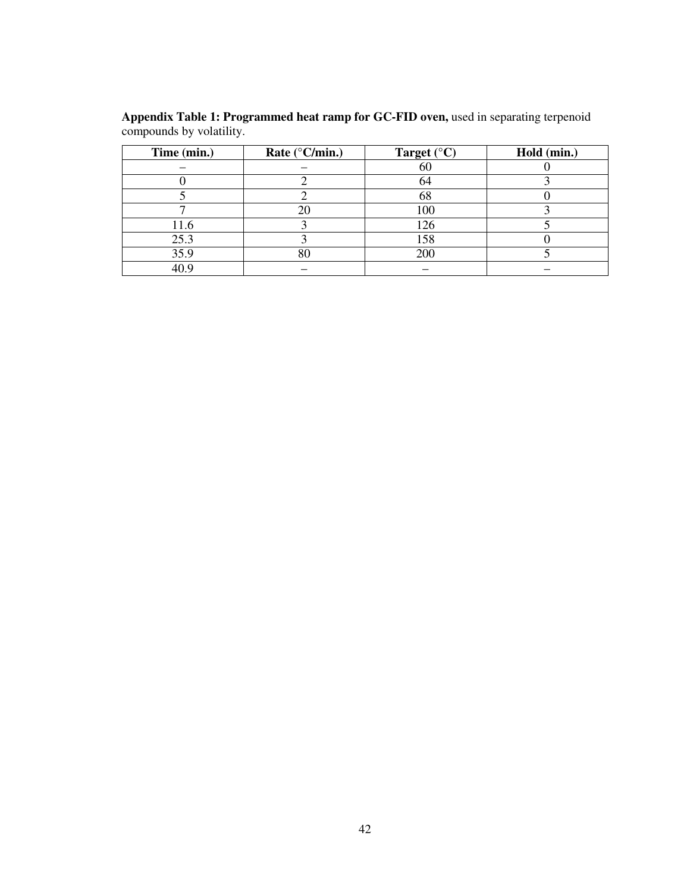**Appendix Table 1: Programmed heat ramp for GC-FID oven,** used in separating terpenoid compounds by volatility.

| Time (min.) | Rate (°C/min.) | Target (°C) | Hold (min.) |
|---|---|---|---|
| – | – | 60 | 0 |
| 0 | 2 | 64 | 3 |
| 5 | 2 | 68 | 0 |
| 7 | 20 | 100 | 3 |
| 11.6 | 3 | 126 | 5 |
| 25.3 | 3 | 158 | 0 |
| 35.9 | 80 | 200 | 5 |
| 40.9 | – | – | – |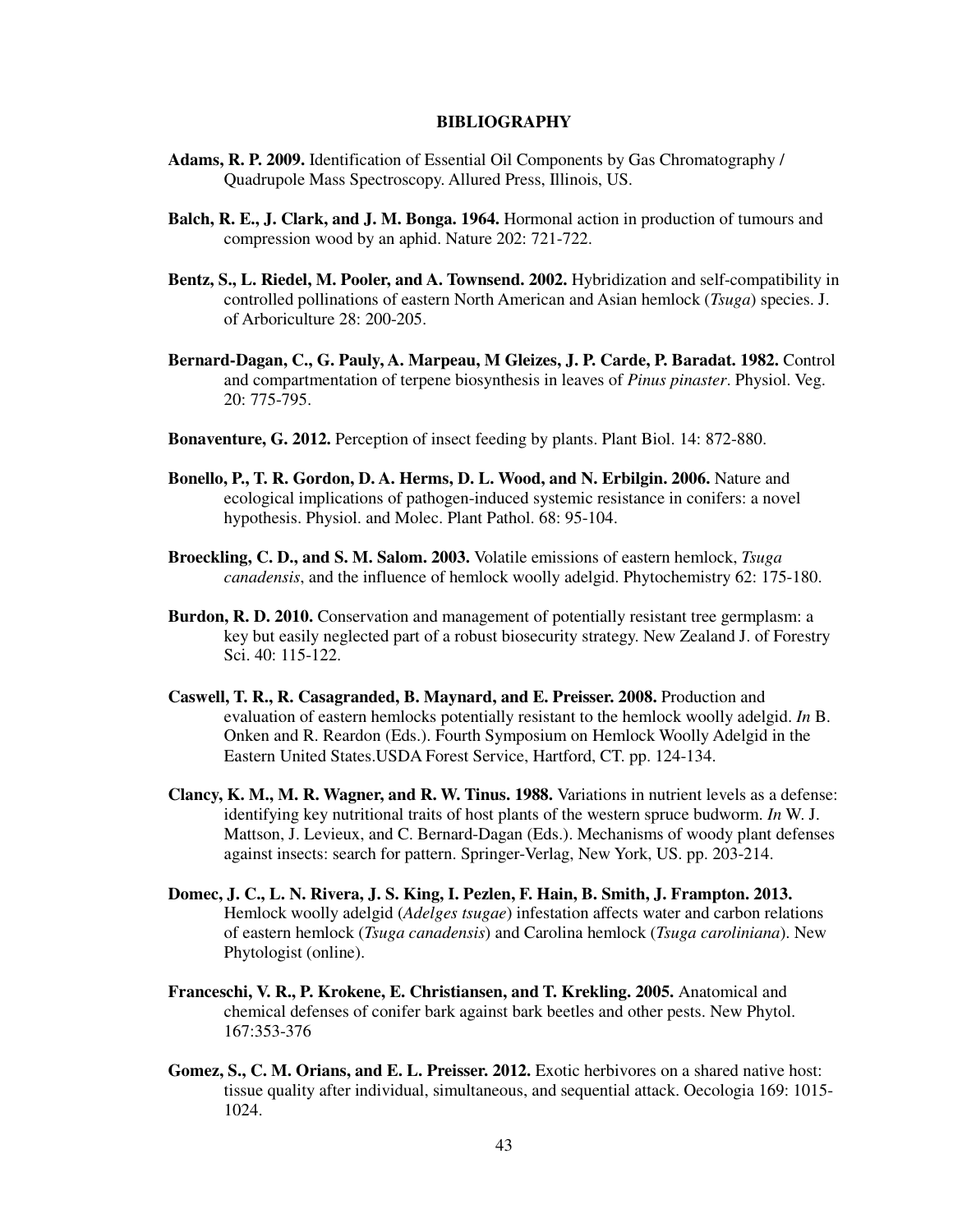# BIBLIOGRAPHY

**Adams, R. P. 2009.** Identification of Essential Oil Components by Gas Chromatography / Quadrupole Mass Spectroscopy. Allured Press, Illinois, US.

**Balch, R. E., J. Clark, and J. M. Bonga. 1964.** Hormonal action in production of tumours and compression wood by an aphid. Nature 202: 721-722.

**Bentz, S., L. Riedel, M. Pooler, and A. Townsend. 2002.** Hybridization and self-compatibility in controlled pollinations of eastern North American and Asian hemlock (*Tsuga*) species. J. of Arboriculture 28: 200-205.

**Bernard-Dagan, C., G. Pauly, A. Marpeau, M Gleizes, J. P. Carde, P. Baradat. 1982.** Control and compartmentation of terpene biosynthesis in leaves of *Pinus pinaster*. Physiol. Veg. 20: 775-795.

**Bonaventure, G. 2012.** Perception of insect feeding by plants. Plant Biol. 14: 872-880.

**Bonello, P., T. R. Gordon, D. A. Herms, D. L. Wood, and N. Erbilgin. 2006.** Nature and ecological implications of pathogen-induced systemic resistance in conifers: a novel hypothesis. Physiol. and Molec. Plant Pathol. 68: 95-104.

**Broeckling, C. D., and S. M. Salom. 2003.** Volatile emissions of eastern hemlock, *Tsuga canadensis*, and the influence of hemlock woolly adelgid. Phytochemistry 62: 175-180.

**Burdon, R. D. 2010.** Conservation and management of potentially resistant tree germplasm: a key but easily neglected part of a robust biosecurity strategy. New Zealand J. of Forestry Sci. 40: 115-122.

**Caswell, T. R., R. Casagranded, B. Maynard, and E. Preisser. 2008.** Production and evaluation of eastern hemlocks potentially resistant to the hemlock woolly adelgid. *In* B. Onken and R. Reardon (Eds.). Fourth Symposium on Hemlock Woolly Adelgid in the Eastern United States.USDA Forest Service, Hartford, CT. pp. 124-134.

**Clancy, K. M., M. R. Wagner, and R. W. Tinus. 1988.** Variations in nutrient levels as a defense: identifying key nutritional traits of host plants of the western spruce budworm. *In* W. J. Mattson, J. Levieux, and C. Bernard-Dagan (Eds.). Mechanisms of woody plant defenses against insects: search for pattern. Springer-Verlag, New York, US. pp. 203-214.

**Domec, J. C., L. N. Rivera, J. S. King, I. Pezlen, F. Hain, B. Smith, J. Frampton. 2013.** Hemlock woolly adelgid (*Adelges tsugae*) infestation affects water and carbon relations of eastern hemlock (*Tsuga canadensis*) and Carolina hemlock (*Tsuga caroliniana*). New Phytologist (online).

**Franceschi, V. R., P. Krokene, E. Christiansen, and T. Krekling. 2005.** Anatomical and chemical defenses of conifer bark against bark beetles and other pests. New Phytol. 167:353-376

**Gomez, S., C. M. Orians, and E. L. Preisser. 2012.** Exotic herbivores on a shared native host: tissue quality after individual, simultaneous, and sequential attack. Oecologia 169: 1015-1024.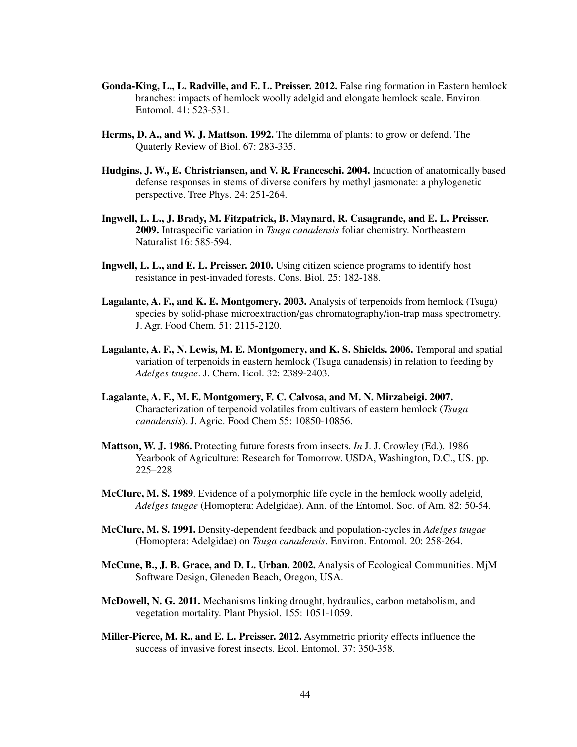**Gonda-King, L., L. Radville, and E. L. Preisser. 2012.** False ring formation in Eastern hemlock branches: impacts of hemlock woolly adelgid and elongate hemlock scale. Environ. Entomol. 41: 523-531.

**Herms, D. A., and W. J. Mattson. 1992.** The dilemma of plants: to grow or defend. The Quaterly Review of Biol. 67: 283-335.

**Hudgins, J. W., E. Christriansen, and V. R. Franceschi. 2004.** Induction of anatomically based defense responses in stems of diverse conifers by methyl jasmonate: a phylogenetic perspective. Tree Phys. 24: 251-264.

**Ingwell, L. L., J. Brady, M. Fitzpatrick, B. Maynard, R. Casagrande, and E. L. Preisser. 2009.** Intraspecific variation in *Tsuga canadensis* foliar chemistry. Northeastern Naturalist 16: 585-594.

**Ingwell, L. L., and E. L. Preisser. 2010.** Using citizen science programs to identify host resistance in pest-invaded forests. Cons. Biol. 25: 182-188.

**Lagalante, A. F., and K. E. Montgomery. 2003.** Analysis of terpenoids from hemlock (Tsuga) species by solid-phase microextraction/gas chromatography/ion-trap mass spectrometry. J. Agr. Food Chem. 51: 2115-2120.

**Lagalante, A. F., N. Lewis, M. E. Montgomery, and K. S. Shields. 2006.** Temporal and spatial variation of terpenoids in eastern hemlock (Tsuga canadensis) in relation to feeding by *Adelges tsugae*. J. Chem. Ecol. 32: 2389-2403.

**Lagalante, A. F., M. E. Montgomery, F. C. Calvosa, and M. N. Mirzabeigi. 2007.** Characterization of terpenoid volatiles from cultivars of eastern hemlock (*Tsuga canadensis*). J. Agric. Food Chem 55: 10850-10856.

**Mattson, W. J. 1986.** Protecting future forests from insects. *In* J. J. Crowley (Ed.). 1986 Yearbook of Agriculture: Research for Tomorrow. USDA, Washington, D.C., US. pp. 225–228

**McClure, M. S. 1989**. Evidence of a polymorphic life cycle in the hemlock woolly adelgid, *Adelges tsugae* (Homoptera: Adelgidae). Ann. of the Entomol. Soc. of Am. 82: 50-54.

**McClure, M. S. 1991.** Density-dependent feedback and population-cycles in *Adelges tsugae* (Homoptera: Adelgidae) on *Tsuga canadensis*. Environ. Entomol. 20: 258-264.

**McCune, B., J. B. Grace, and D. L. Urban. 2002.** Analysis of Ecological Communities. MjM Software Design, Gleneden Beach, Oregon, USA.

**McDowell, N. G. 2011.** Mechanisms linking drought, hydraulics, carbon metabolism, and vegetation mortality. Plant Physiol. 155: 1051-1059.

**Miller-Pierce, M. R., and E. L. Preisser. 2012.** Asymmetric priority effects influence the success of invasive forest insects. Ecol. Entomol. 37: 350-358.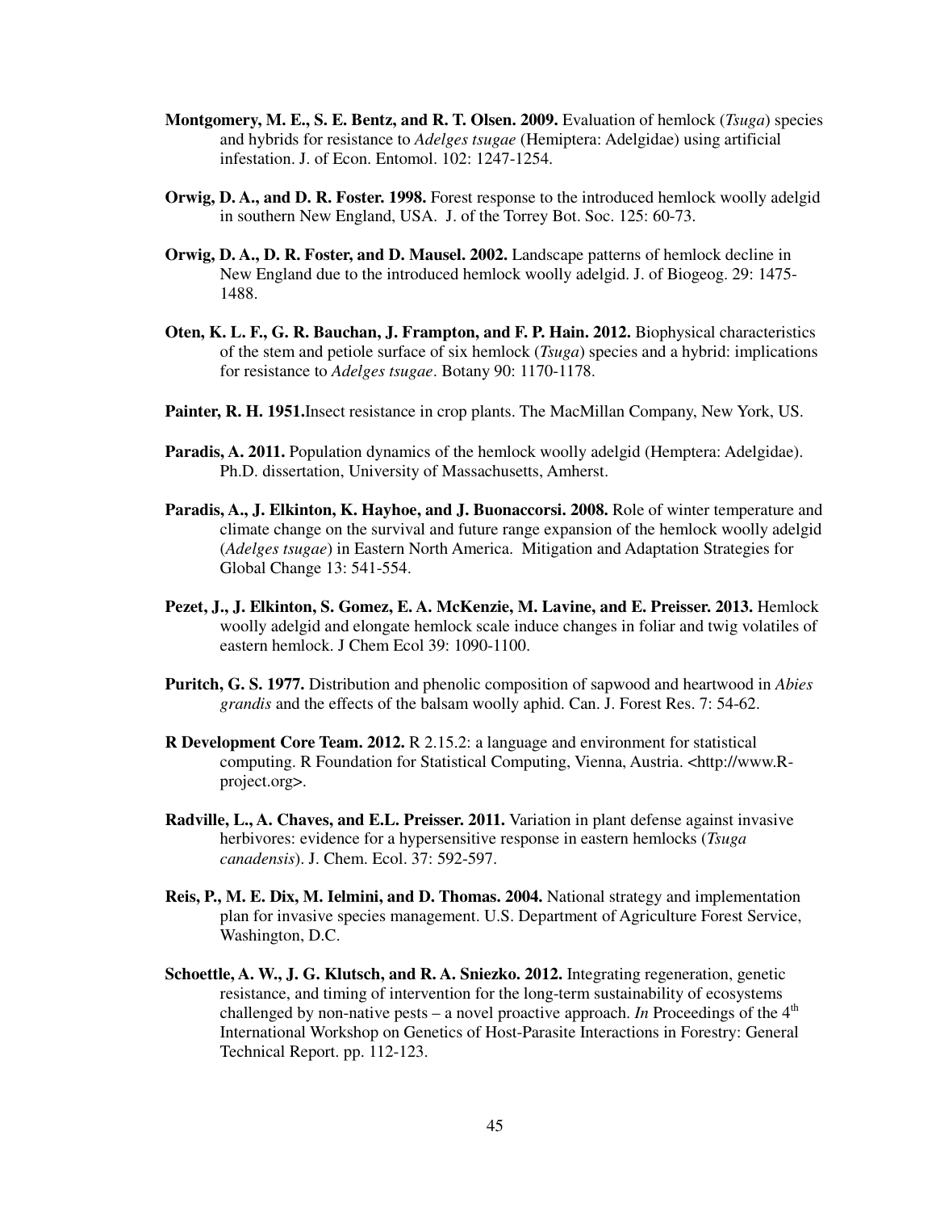**Montgomery, M. E., S. E. Bentz, and R. T. Olsen. 2009.** Evaluation of hemlock (*Tsuga*) species and hybrids for resistance to *Adelges tsugae* (Hemiptera: Adelgidae) using artificial infestation. J. of Econ. Entomol. 102: 1247-1254.

**Orwig, D. A., and D. R. Foster. 1998.** Forest response to the introduced hemlock woolly adelgid in southern New England, USA. J. of the Torrey Bot. Soc. 125: 60-73.

**Orwig, D. A., D. R. Foster, and D. Mausel. 2002.** Landscape patterns of hemlock decline in New England due to the introduced hemlock woolly adelgid. J. of Biogeog. 29: 1475-1488.

**Oten, K. L. F., G. R. Bauchan, J. Frampton, and F. P. Hain. 2012.** Biophysical characteristics of the stem and petiole surface of six hemlock (*Tsuga*) species and a hybrid: implications for resistance to *Adelges tsugae*. Botany 90: 1170-1178.

**Painter, R. H. 1951.**Insect resistance in crop plants. The MacMillan Company, New York, US.

**Paradis, A. 2011.** Population dynamics of the hemlock woolly adelgid (Hemptera: Adelgidae). Ph.D. dissertation, University of Massachusetts, Amherst.

**Paradis, A., J. Elkinton, K. Hayhoe, and J. Buonaccorsi. 2008.** Role of winter temperature and climate change on the survival and future range expansion of the hemlock woolly adelgid (*Adelges tsugae*) in Eastern North America. Mitigation and Adaptation Strategies for Global Change 13: 541-554.

**Pezet, J., J. Elkinton, S. Gomez, E. A. McKenzie, M. Lavine, and E. Preisser. 2013.** Hemlock woolly adelgid and elongate hemlock scale induce changes in foliar and twig volatiles of eastern hemlock. J Chem Ecol 39: 1090-1100.

**Puritch, G. S. 1977.** Distribution and phenolic composition of sapwood and heartwood in *Abies grandis* and the effects of the balsam woolly aphid. Can. J. Forest Res. 7: 54-62.

**R Development Core Team. 2012.** R 2.15.2: a language and environment for statistical computing. R Foundation for Statistical Computing, Vienna, Austria. <http://www.R-project.org>.

**Radville, L., A. Chaves, and E.L. Preisser. 2011.** Variation in plant defense against invasive herbivores: evidence for a hypersensitive response in eastern hemlocks (*Tsuga canadensis*). J. Chem. Ecol. 37: 592-597.

**Reis, P., M. E. Dix, M. Ielmini, and D. Thomas. 2004.** National strategy and implementation plan for invasive species management. U.S. Department of Agriculture Forest Service, Washington, D.C.

**Schoettle, A. W., J. G. Klutsch, and R. A. Sniezko. 2012.** Integrating regeneration, genetic resistance, and timing of intervention for the long-term sustainability of ecosystems challenged by non-native pests – a novel proactive approach. *In* Proceedings of the 4th International Workshop on Genetics of Host-Parasite Interactions in Forestry: General Technical Report. pp. 112-123.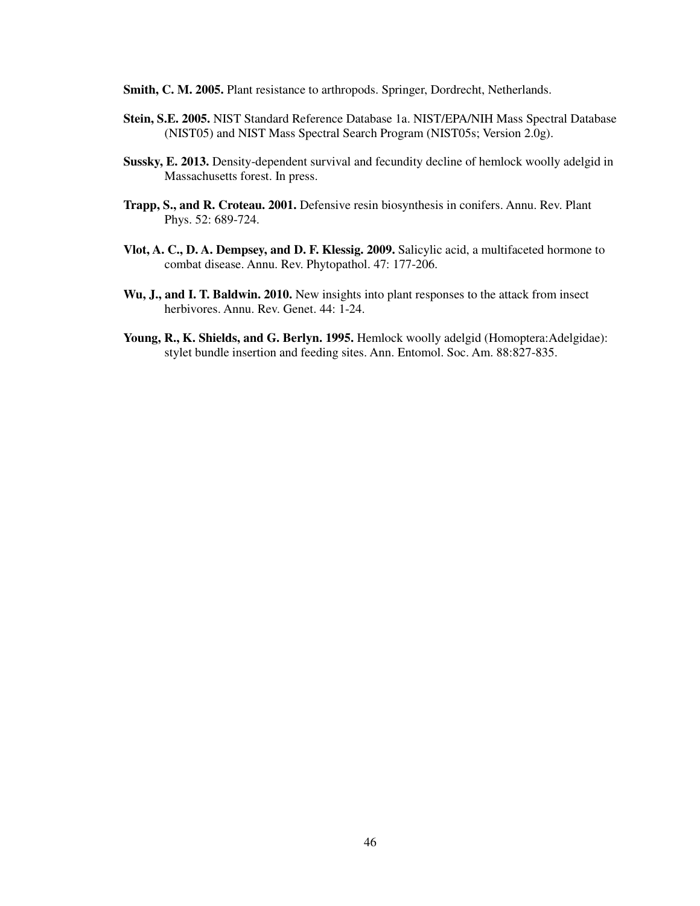**Smith, C. M. 2005.** Plant resistance to arthropods. Springer, Dordrecht, Netherlands.

**Stein, S.E. 2005.** NIST Standard Reference Database 1a. NIST/EPA/NIH Mass Spectral Database (NIST05) and NIST Mass Spectral Search Program (NIST05s; Version 2.0g).

**Sussky, E. 2013.** Density-dependent survival and fecundity decline of hemlock woolly adelgid in Massachusetts forest. In press.

**Trapp, S., and R. Croteau. 2001.** Defensive resin biosynthesis in conifers. Annu. Rev. Plant Phys. 52: 689-724.

**Vlot, A. C., D. A. Dempsey, and D. F. Klessig. 2009.** Salicylic acid, a multifaceted hormone to combat disease. Annu. Rev. Phytopathol. 47: 177-206.

**Wu, J., and I. T. Baldwin. 2010.** New insights into plant responses to the attack from insect herbivores. Annu. Rev. Genet. 44: 1-24.

**Young, R., K. Shields, and G. Berlyn. 1995.** Hemlock woolly adelgid (Homoptera:Adelgidae): stylet bundle insertion and feeding sites. Ann. Entomol. Soc. Am. 88:827-835.